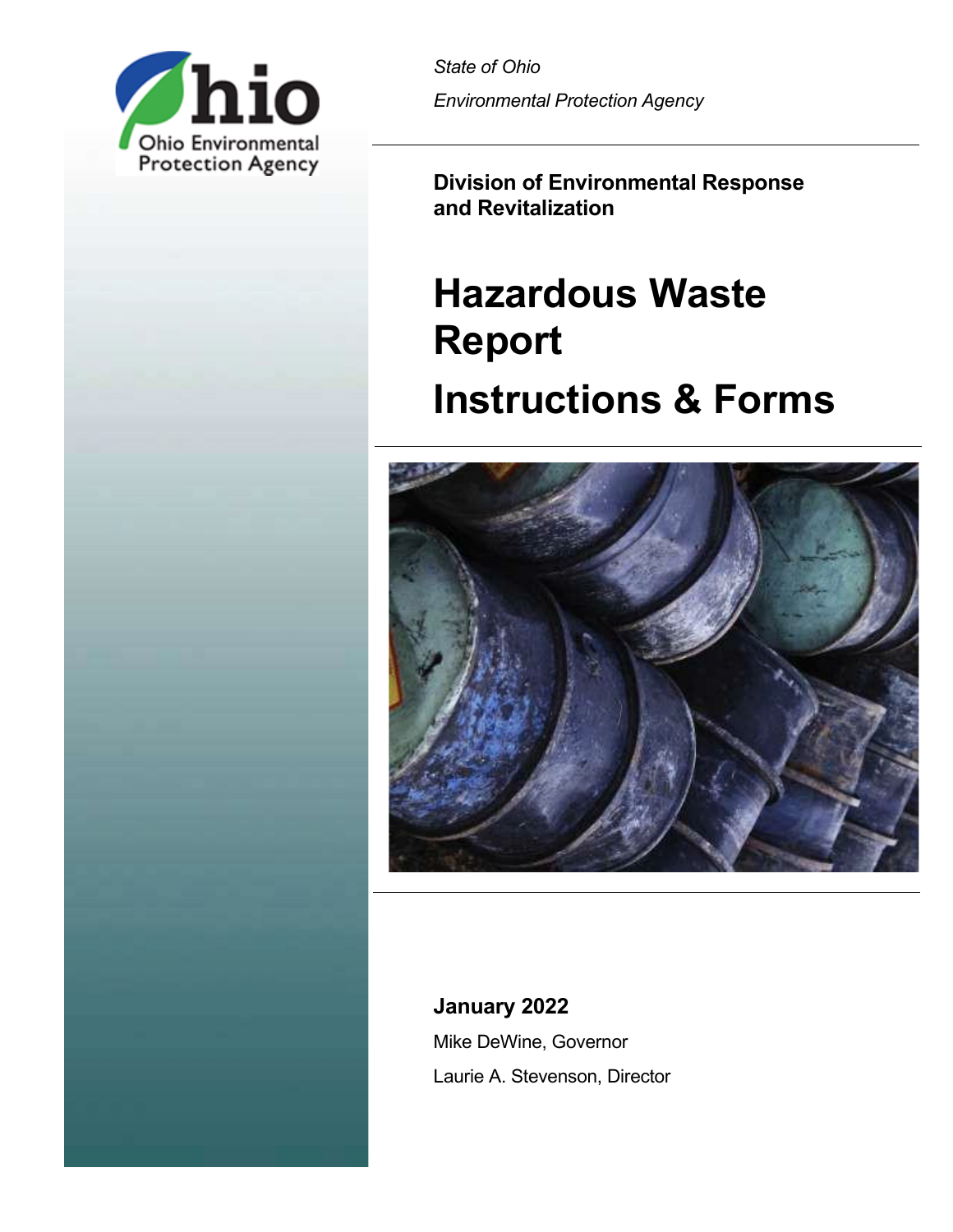Ohio Environmental Protection Agency

*State of Ohio*

*Environmental Protection Agency*

**Division of Environmental Response and Revitalization**

# Hazardous Waste Report

# Instructions & Forms

**January 2022**

Mike DeWine, Governor

Laurie A. Stevenson, Director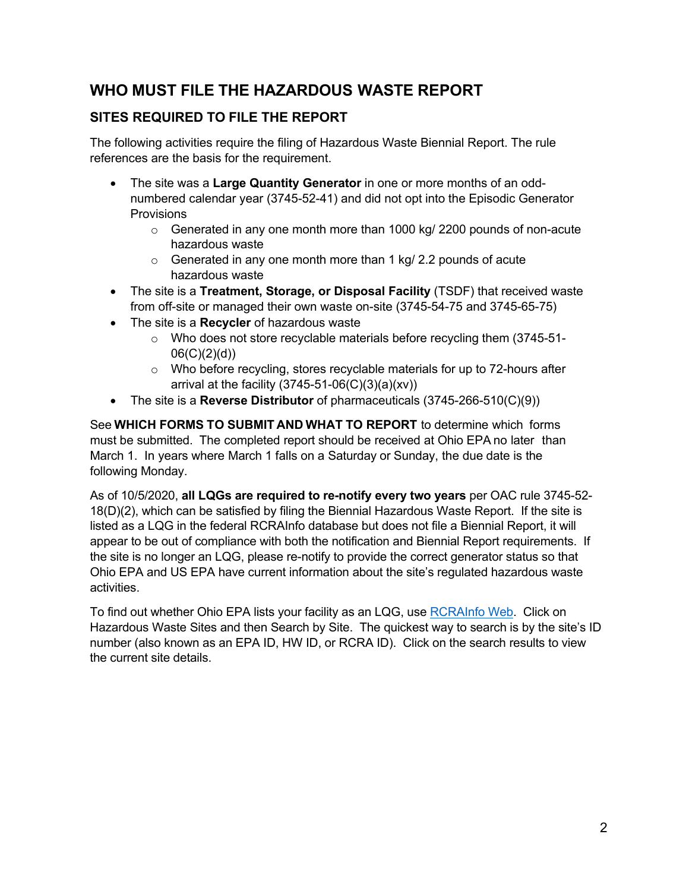## WHO MUST FILE THE HAZARDOUS WASTE REPORT

### SITES REQUIRED TO FILE THE REPORT

The following activities require the filing of Hazardous Waste Biennial Report. The rule references are the basis for the requirement.

- The site was a **Large Quantity Generator** in one or more months of an odd-numbered calendar year (3745-52-41) and did not opt into the Episodic Generator Provisions
  - Generated in any one month more than 1000 kg/ 2200 pounds of non-acute hazardous waste
  - Generated in any one month more than 1 kg/ 2.2 pounds of acute hazardous waste
- The site is a **Treatment, Storage, or Disposal Facility** (TSDF) that received waste from off-site or managed their own waste on-site (3745-54-75 and 3745-65-75)
- The site is a **Recycler** of hazardous waste
  - Who does not store recyclable materials before recycling them (3745-51-06(C)(2)(d))
  - Who before recycling, stores recyclable materials for up to 72-hours after arrival at the facility (3745-51-06(C)(3)(a)(xv))
- The site is a **Reverse Distributor** of pharmaceuticals (3745-266-510(C)(9))

See **WHICH FORMS TO SUBMIT AND WHAT TO REPORT** to determine which forms must be submitted. The completed report should be received at Ohio EPA no later than March 1. In years where March 1 falls on a Saturday or Sunday, the due date is the following Monday.

As of 10/5/2020, **all LQGs are required to re-notify every two years** per OAC rule 3745-52-18(D)(2), which can be satisfied by filing the Biennial Hazardous Waste Report. If the site is listed as a LQG in the federal RCRAInfo database but does not file a Biennial Report, it will appear to be out of compliance with both the notification and Biennial Report requirements. If the site is no longer an LQG, please re-notify to provide the correct generator status so that Ohio EPA and US EPA have current information about the site's regulated hazardous waste activities.

To find out whether Ohio EPA lists your facility as an LQG, use RCRAInfo Web. Click on Hazardous Waste Sites and then Search by Site. The quickest way to search is by the site's ID number (also known as an EPA ID, HW ID, or RCRA ID). Click on the search results to view the current site details.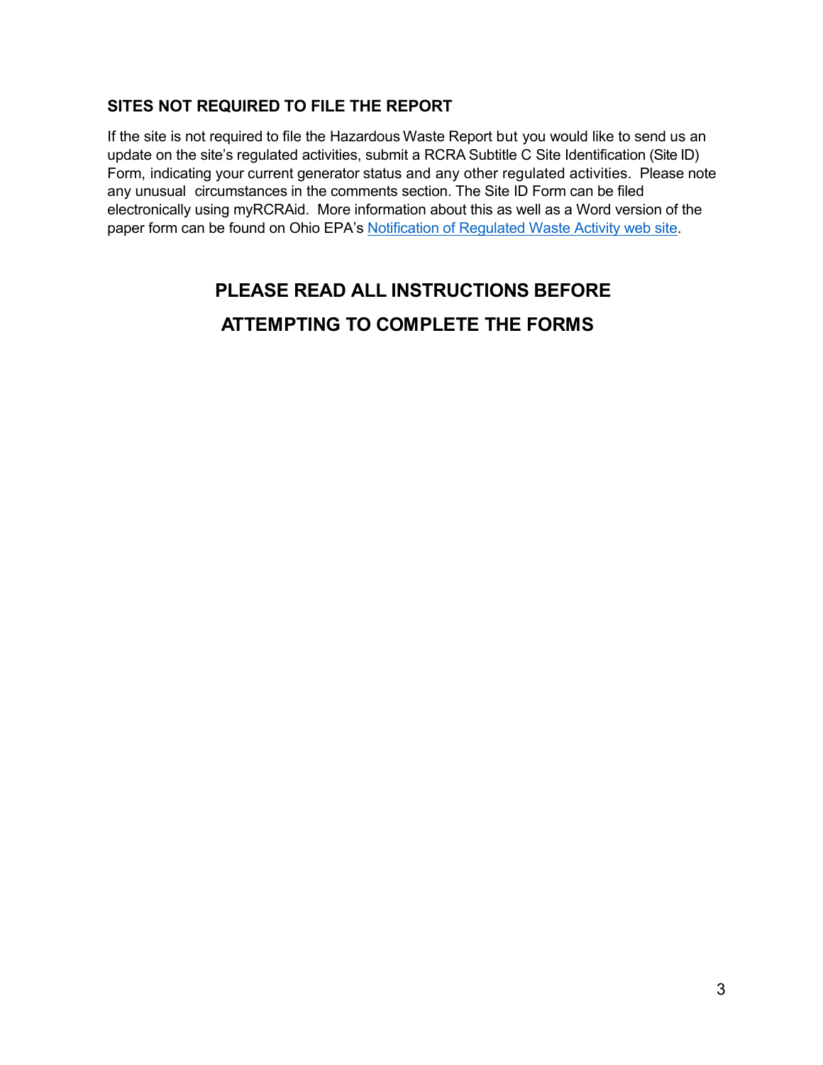### SITES NOT REQUIRED TO FILE THE REPORT

If the site is not required to file the Hazardous Waste Report but you would like to send us an update on the site's regulated activities, submit a RCRA Subtitle C Site Identification (Site ID) Form, indicating your current generator status and any other regulated activities. Please note any unusual circumstances in the comments section. The Site ID Form can be filed electronically using myRCRAid. More information about this as well as a Word version of the paper form can be found on Ohio EPA's Notification of Regulated Waste Activity web site.

## PLEASE READ ALL INSTRUCTIONS BEFORE ATTEMPTING TO COMPLETE THE FORMS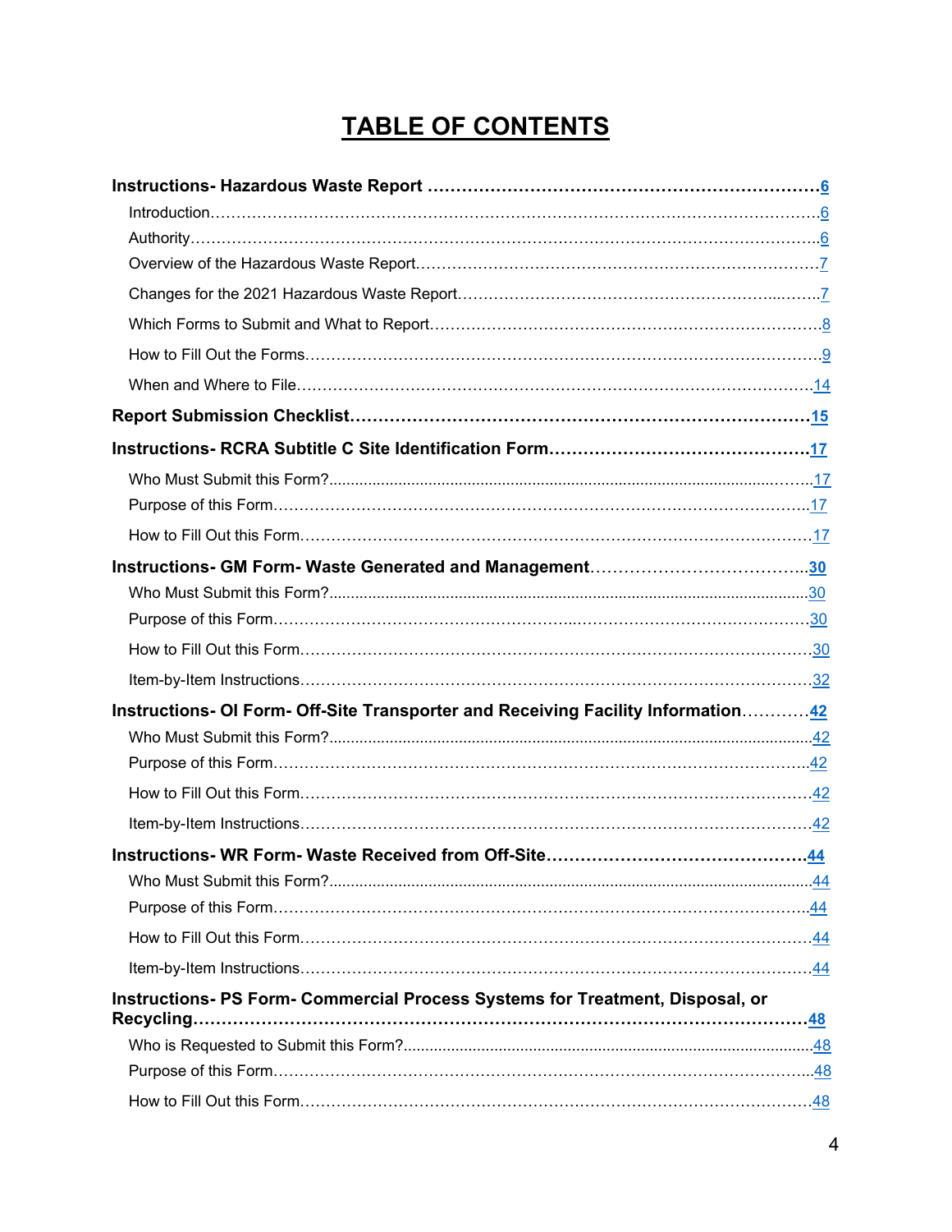# TABLE OF CONTENTS

**Instructions- Hazardous Waste Report** .................................................................. **6**

- Introduction............................................................................................................6
- Authority................................................................................................................6
- Overview of the Hazardous Waste Report.............................................................7
- Changes for the 2021 Hazardous Waste Report.....................................................7
- Which Forms to Submit and What to Report...........................................................8
- How to Fill Out the Forms.......................................................................................9
- When and Where to File.........................................................................................14

**Report Submission Checklist**.................................................................................... **15**

**Instructions- RCRA Subtitle C Site Identification Form**............................................. **17**

- Who Must Submit this Form?.................................................................................17
- Purpose of this Form..............................................................................................17
- How to Fill Out this Form.......................................................................................17

**Instructions- GM Form- Waste Generated and Management**...................................... **30**

- Who Must Submit this Form?.................................................................................30
- Purpose of this Form..............................................................................................30
- How to Fill Out this Form.......................................................................................30
- Item-by-Item Instructions........................................................................................32

**Instructions- OI Form- Off-Site Transporter and Receiving Facility Information**............ **42**

- Who Must Submit this Form?.................................................................................42
- Purpose of this Form..............................................................................................42
- How to Fill Out this Form.......................................................................................42
- Item-by-Item Instructions........................................................................................42

**Instructions- WR Form- Waste Received from Off-Site**.............................................. **44**

- Who Must Submit this Form?.................................................................................44
- Purpose of this Form..............................................................................................44
- How to Fill Out this Form.......................................................................................44
- Item-by-Item Instructions........................................................................................44

**Instructions- PS Form- Commercial Process Systems for Treatment, Disposal, or Recycling**.............................................................................................................. **48**

- Who is Requested to Submit this Form?..................................................................48
- Purpose of this Form..............................................................................................48
- How to Fill Out this Form.......................................................................................48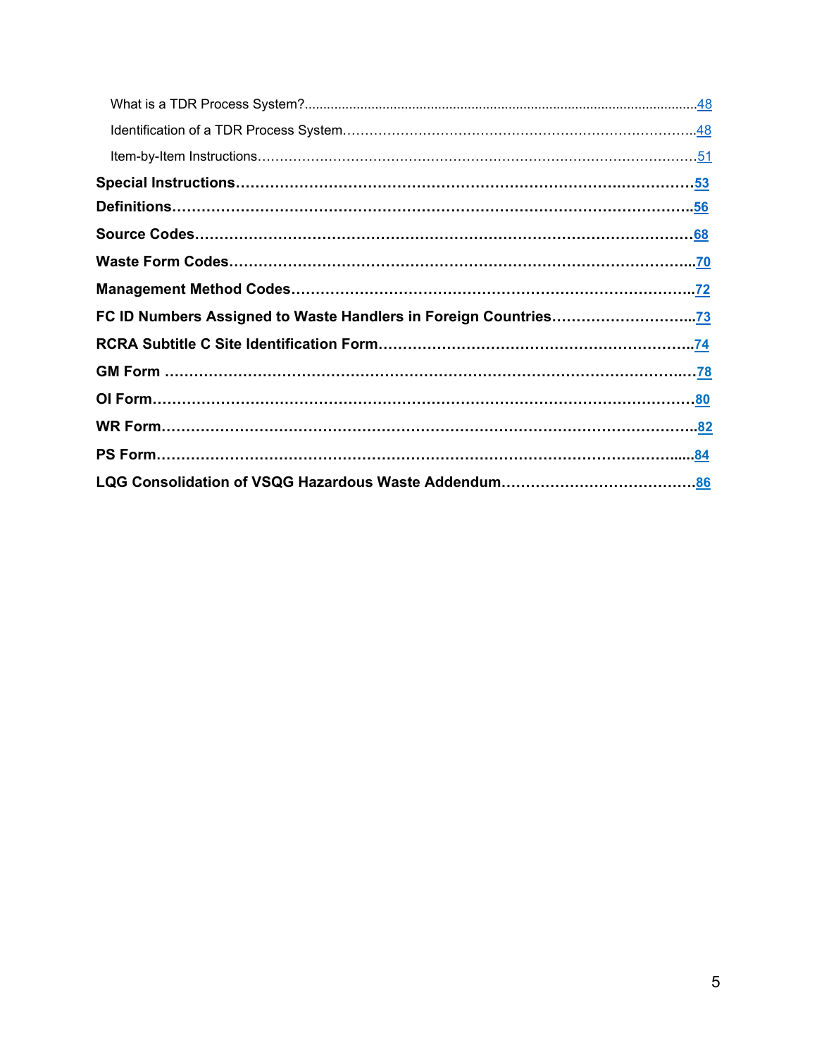What is a TDR Process System?........................................................................................................48

Identification of a TDR Process System……………………………………………………………………..48

Item-by-Item Instructions………………………………………………………………………………………51

**Special Instructions……………………………………………………………………………………53**

**Definitions………………………………………………………………………………………………56**

**Source Codes…………………………………………………………………………………………68**

**Waste Form Codes……………………………………………………………………………………..70**

**Management Method Codes…………………………………………………………………………..72**

**FC ID Numbers Assigned to Waste Handlers in Foreign Countries………………………...73**

**RCRA Subtitle C Site Identification Form………………………………………………………74**

**GM Form ………………………………………………………………………………………………78**

**OI Form…………………………………………………………………………………………………80**

**WR Form………………………………………………………………………………………………..82**

**PS Form………………………………………………………………………………………….....84**

**LQG Consolidation of VSQG Hazardous Waste Addendum…………………………………86**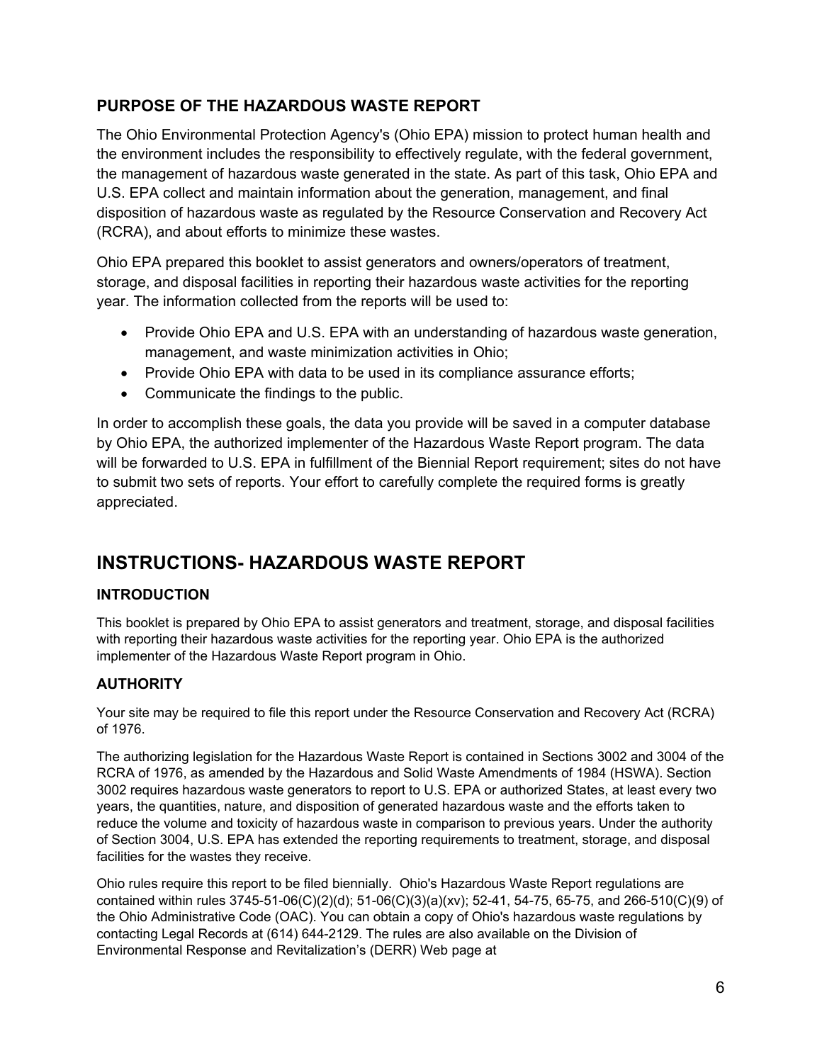### PURPOSE OF THE HAZARDOUS WASTE REPORT

The Ohio Environmental Protection Agency's (Ohio EPA) mission to protect human health and the environment includes the responsibility to effectively regulate, with the federal government, the management of hazardous waste generated in the state. As part of this task, Ohio EPA and U.S. EPA collect and maintain information about the generation, management, and final disposition of hazardous waste as regulated by the Resource Conservation and Recovery Act (RCRA), and about efforts to minimize these wastes.

Ohio EPA prepared this booklet to assist generators and owners/operators of treatment, storage, and disposal facilities in reporting their hazardous waste activities for the reporting year. The information collected from the reports will be used to:

- Provide Ohio EPA and U.S. EPA with an understanding of hazardous waste generation, management, and waste minimization activities in Ohio;
- Provide Ohio EPA with data to be used in its compliance assurance efforts;
- Communicate the findings to the public.

In order to accomplish these goals, the data you provide will be saved in a computer database by Ohio EPA, the authorized implementer of the Hazardous Waste Report program. The data will be forwarded to U.S. EPA in fulfillment of the Biennial Report requirement; sites do not have to submit two sets of reports. Your effort to carefully complete the required forms is greatly appreciated.

## INSTRUCTIONS- HAZARDOUS WASTE REPORT

### INTRODUCTION

This booklet is prepared by Ohio EPA to assist generators and treatment, storage, and disposal facilities with reporting their hazardous waste activities for the reporting year. Ohio EPA is the authorized implementer of the Hazardous Waste Report program in Ohio.

### AUTHORITY

Your site may be required to file this report under the Resource Conservation and Recovery Act (RCRA) of 1976.

The authorizing legislation for the Hazardous Waste Report is contained in Sections 3002 and 3004 of the RCRA of 1976, as amended by the Hazardous and Solid Waste Amendments of 1984 (HSWA). Section 3002 requires hazardous waste generators to report to U.S. EPA or authorized States, at least every two years, the quantities, nature, and disposition of generated hazardous waste and the efforts taken to reduce the volume and toxicity of hazardous waste in comparison to previous years. Under the authority of Section 3004, U.S. EPA has extended the reporting requirements to treatment, storage, and disposal facilities for the wastes they receive.

Ohio rules require this report to be filed biennially. Ohio's Hazardous Waste Report regulations are contained within rules 3745-51-06(C)(2)(d); 51-06(C)(3)(a)(xv); 52-41, 54-75, 65-75, and 266-510(C)(9) of the Ohio Administrative Code (OAC). You can obtain a copy of Ohio's hazardous waste regulations by contacting Legal Records at (614) 644-2129. The rules are also available on the Division of Environmental Response and Revitalization's (DERR) Web page at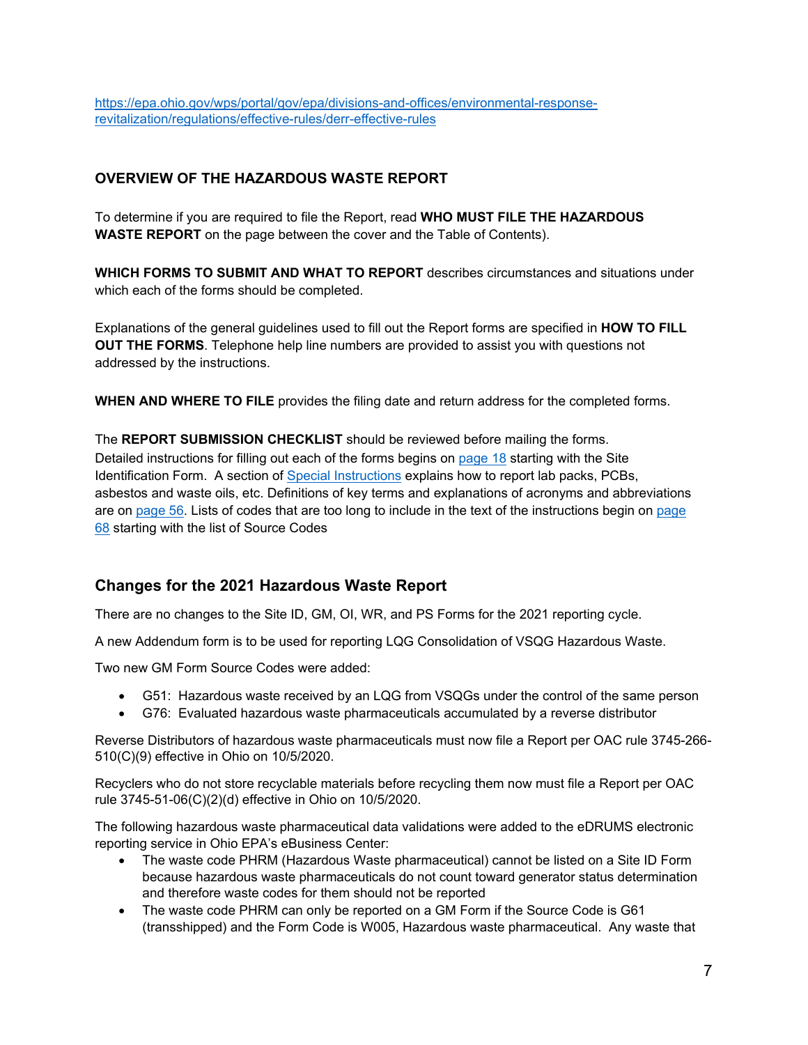https://epa.ohio.gov/wps/portal/gov/epa/divisions-and-offices/environmental-response-revitalization/regulations/effective-rules/derr-effective-rules

## OVERVIEW OF THE HAZARDOUS WASTE REPORT

To determine if you are required to file the Report, read **WHO MUST FILE THE HAZARDOUS WASTE REPORT** on the page between the cover and the Table of Contents).

**WHICH FORMS TO SUBMIT AND WHAT TO REPORT** describes circumstances and situations under which each of the forms should be completed.

Explanations of the general guidelines used to fill out the Report forms are specified in **HOW TO FILL OUT THE FORMS**. Telephone help line numbers are provided to assist you with questions not addressed by the instructions.

**WHEN AND WHERE TO FILE** provides the filing date and return address for the completed forms.

The **REPORT SUBMISSION CHECKLIST** should be reviewed before mailing the forms. Detailed instructions for filling out each of the forms begins on page 18 starting with the Site Identification Form. A section of Special Instructions explains how to report lab packs, PCBs, asbestos and waste oils, etc. Definitions of key terms and explanations of acronyms and abbreviations are on page 56. Lists of codes that are too long to include in the text of the instructions begin on page 68 starting with the list of Source Codes

## Changes for the 2021 Hazardous Waste Report

There are no changes to the Site ID, GM, OI, WR, and PS Forms for the 2021 reporting cycle.

A new Addendum form is to be used for reporting LQG Consolidation of VSQG Hazardous Waste.

Two new GM Form Source Codes were added:

- G51: Hazardous waste received by an LQG from VSQGs under the control of the same person
- G76: Evaluated hazardous waste pharmaceuticals accumulated by a reverse distributor

Reverse Distributors of hazardous waste pharmaceuticals must now file a Report per OAC rule 3745-266-510(C)(9) effective in Ohio on 10/5/2020.

Recyclers who do not store recyclable materials before recycling them now must file a Report per OAC rule 3745-51-06(C)(2)(d) effective in Ohio on 10/5/2020.

The following hazardous waste pharmaceutical data validations were added to the eDRUMS electronic reporting service in Ohio EPA's eBusiness Center:

- The waste code PHRM (Hazardous Waste pharmaceutical) cannot be listed on a Site ID Form because hazardous waste pharmaceuticals do not count toward generator status determination and therefore waste codes for them should not be reported
- The waste code PHRM can only be reported on a GM Form if the Source Code is G61 (transshipped) and the Form Code is W005, Hazardous waste pharmaceutical. Any waste that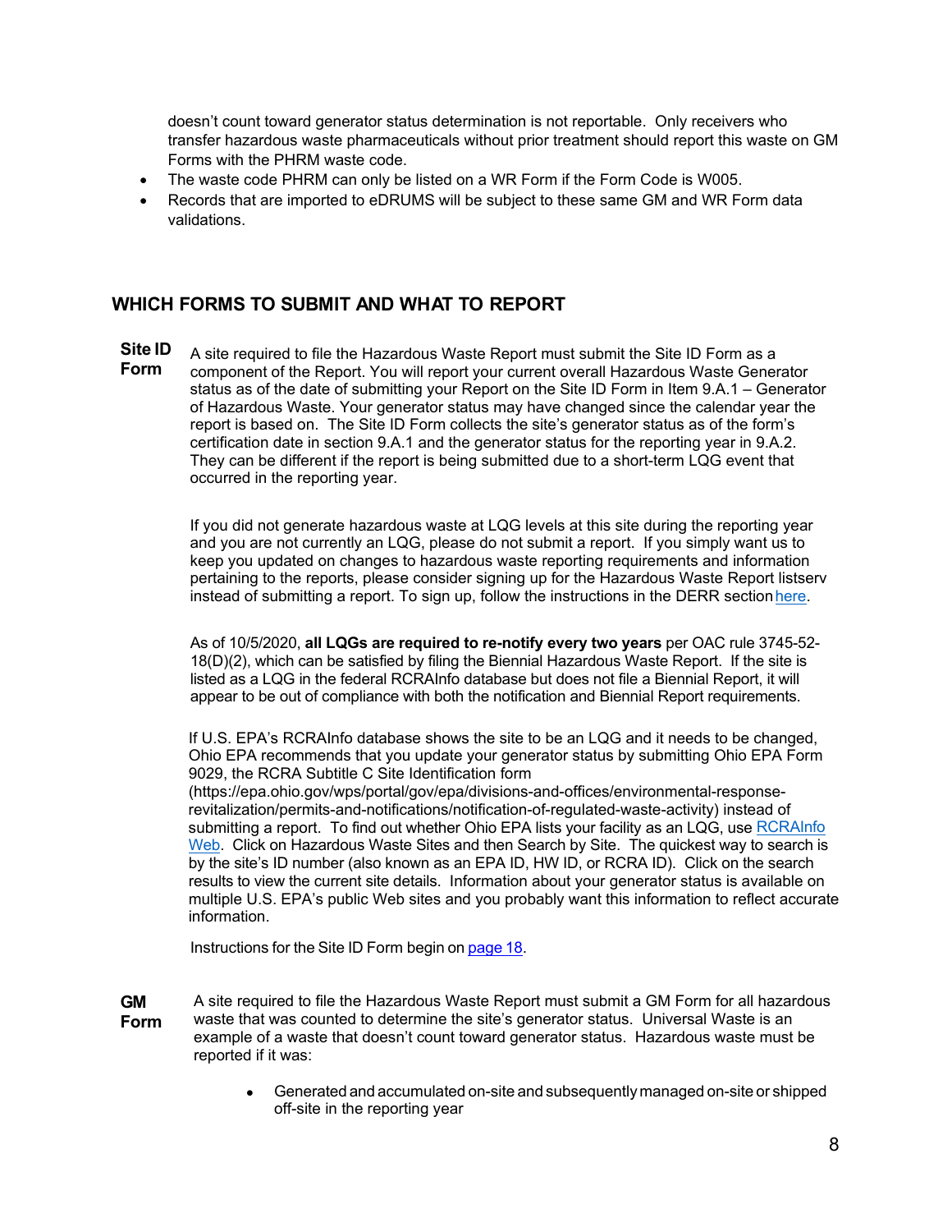doesn't count toward generator status determination is not reportable. Only receivers who transfer hazardous waste pharmaceuticals without prior treatment should report this waste on GM Forms with the PHRM waste code.

- The waste code PHRM can only be listed on a WR Form if the Form Code is W005.
- Records that are imported to eDRUMS will be subject to these same GM and WR Form data validations.

## WHICH FORMS TO SUBMIT AND WHAT TO REPORT

**Site ID Form**

A site required to file the Hazardous Waste Report must submit the Site ID Form as a component of the Report. You will report your current overall Hazardous Waste Generator status as of the date of submitting your Report on the Site ID Form in Item 9.A.1 – Generator of Hazardous Waste. Your generator status may have changed since the calendar year the report is based on. The Site ID Form collects the site's generator status as of the form's certification date in section 9.A.1 and the generator status for the reporting year in 9.A.2. They can be different if the report is being submitted due to a short-term LQG event that occurred in the reporting year.

If you did not generate hazardous waste at LQG levels at this site during the reporting year and you are not currently an LQG, please do not submit a report. If you simply want us to keep you updated on changes to hazardous waste reporting requirements and information pertaining to the reports, please consider signing up for the Hazardous Waste Report listserv instead of submitting a report. To sign up, follow the instructions in the DERR section here.

As of 10/5/2020, **all LQGs are required to re-notify every two years** per OAC rule 3745-52-18(D)(2), which can be satisfied by filing the Biennial Hazardous Waste Report. If the site is listed as a LQG in the federal RCRAInfo database but does not file a Biennial Report, it will appear to be out of compliance with both the notification and Biennial Report requirements.

If U.S. EPA's RCRAInfo database shows the site to be an LQG and it needs to be changed, Ohio EPA recommends that you update your generator status by submitting Ohio EPA Form 9029, the RCRA Subtitle C Site Identification form (https://epa.ohio.gov/wps/portal/gov/epa/divisions-and-offices/environmental-response-revitalization/permits-and-notifications/notification-of-regulated-waste-activity) instead of submitting a report. To find out whether Ohio EPA lists your facility as an LQG, use RCRAInfo Web. Click on Hazardous Waste Sites and then Search by Site. The quickest way to search is by the site's ID number (also known as an EPA ID, HW ID, or RCRA ID). Click on the search results to view the current site details. Information about your generator status is available on multiple U.S. EPA's public Web sites and you probably want this information to reflect accurate information.

Instructions for the Site ID Form begin on page 18.

**GM Form**

A site required to file the Hazardous Waste Report must submit a GM Form for all hazardous waste that was counted to determine the site's generator status. Universal Waste is an example of a waste that doesn't count toward generator status. Hazardous waste must be reported if it was:

- Generated and accumulated on-site and subsequently managed on-site or shipped off-site in the reporting year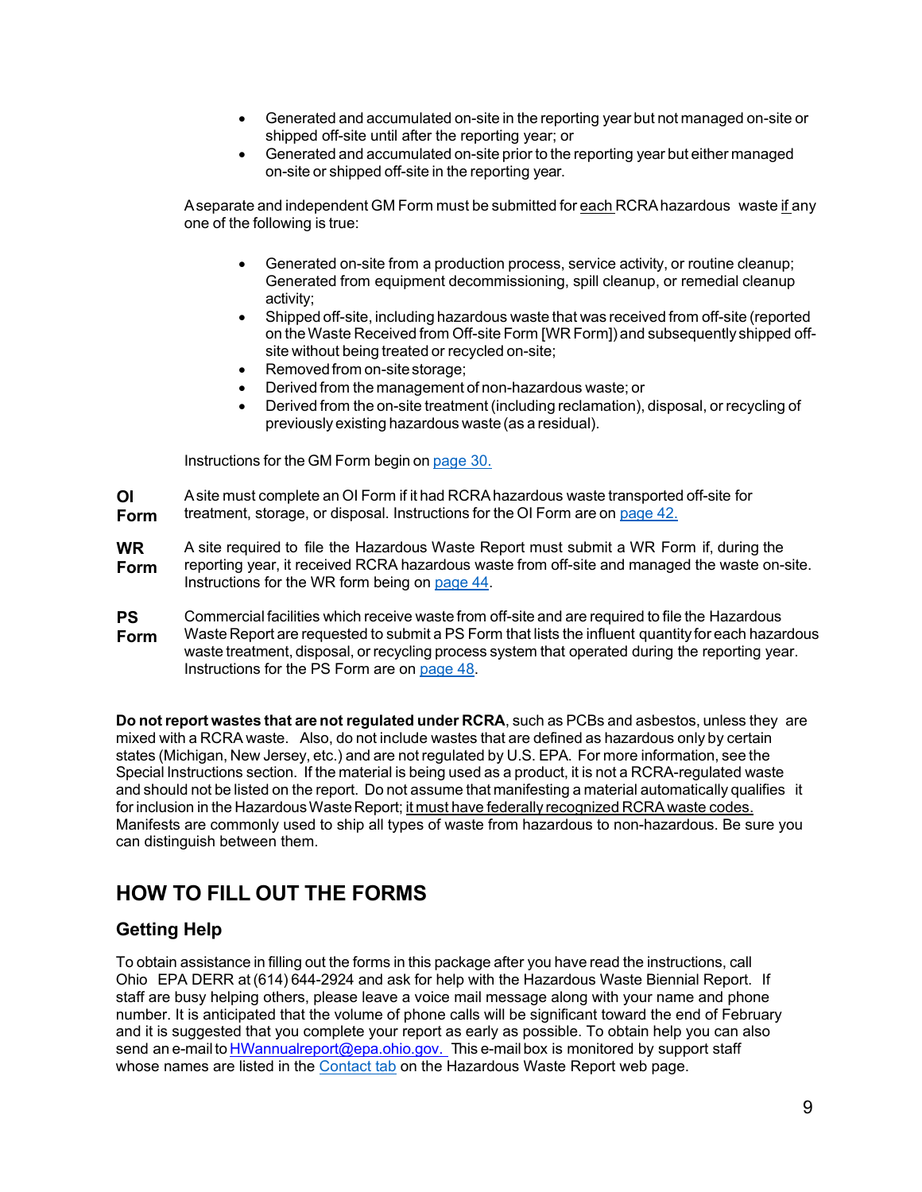- Generated and accumulated on-site in the reporting year but not managed on-site or shipped off-site until after the reporting year; or
- Generated and accumulated on-site prior to the reporting year but either managed on-site or shipped off-site in the reporting year.

A separate and independent GM Form must be submitted for each RCRA hazardous waste if any one of the following is true:

- Generated on-site from a production process, service activity, or routine cleanup; Generated from equipment decommissioning, spill cleanup, or remedial cleanup activity;
- Shipped off-site, including hazardous waste that was received from off-site (reported on the Waste Received from Off-site Form [WR Form]) and subsequently shipped off-site without being treated or recycled on-site;
- Removed from on-site storage;
- Derived from the management of non-hazardous waste; or
- Derived from the on-site treatment (including reclamation), disposal, or recycling of previously existing hazardous waste (as a residual).

Instructions for the GM Form begin on page 30.

**OI Form** A site must complete an OI Form if it had RCRA hazardous waste transported off-site for treatment, storage, or disposal. Instructions for the OI Form are on page 42.

**WR Form** A site required to file the Hazardous Waste Report must submit a WR Form if, during the reporting year, it received RCRA hazardous waste from off-site and managed the waste on-site. Instructions for the WR form being on page 44.

**PS Form** Commercial facilities which receive waste from off-site and are required to file the Hazardous Waste Report are requested to submit a PS Form that lists the influent quantity for each hazardous waste treatment, disposal, or recycling process system that operated during the reporting year. Instructions for the PS Form are on page 48.

**Do not report wastes that are not regulated under RCRA**, such as PCBs and asbestos, unless they are mixed with a RCRA waste. Also, do not include wastes that are defined as hazardous only by certain states (Michigan, New Jersey, etc.) and are not regulated by U.S. EPA. For more information, see the Special Instructions section. If the material is being used as a product, it is not a RCRA-regulated waste and should not be listed on the report. Do not assume that manifesting a material automatically qualifies it for inclusion in the Hazardous Waste Report; it must have federally recognized RCRA waste codes. Manifests are commonly used to ship all types of waste from hazardous to non-hazardous. Be sure you can distinguish between them.

## HOW TO FILL OUT THE FORMS

### Getting Help

To obtain assistance in filling out the forms in this package after you have read the instructions, call Ohio EPA DERR at (614) 644-2924 and ask for help with the Hazardous Waste Biennial Report. If staff are busy helping others, please leave a voice mail message along with your name and phone number. It is anticipated that the volume of phone calls will be significant toward the end of February and it is suggested that you complete your report as early as possible. To obtain help you can also send an e-mail to HWannualreport@epa.ohio.gov. This e-mail box is monitored by support staff whose names are listed in the Contact tab on the Hazardous Waste Report web page.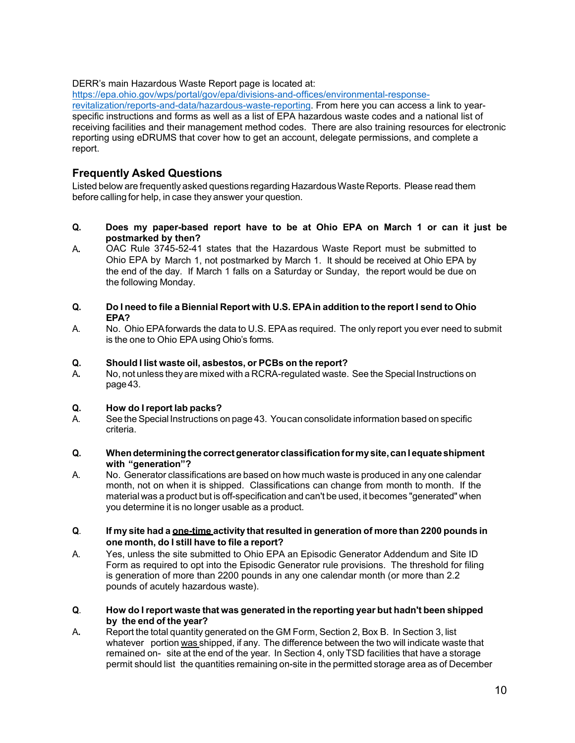DERR's main Hazardous Waste Report page is located at: [https://epa.ohio.gov/wps/portal/gov/epa/divisions-and-offices/environmental-response-revitalization/reports-and-data/hazardous-waste-reporting](https://epa.ohio.gov/wps/portal/gov/epa/divisions-and-offices/environmental-response-revitalization/reports-and-data/hazardous-waste-reporting). From here you can access a link to year-specific instructions and forms as well as a list of EPA hazardous waste codes and a national list of receiving facilities and their management method codes. There are also training resources for electronic reporting using eDRUMS that cover how to get an account, delegate permissions, and complete a report.

## Frequently Asked Questions

Listed below are frequently asked questions regarding Hazardous Waste Reports. Please read them before calling for help, in case they answer your question.

**Q. Does my paper-based report have to be at Ohio EPA on March 1 or can it just be postmarked by then?**

A. OAC Rule 3745-52-41 states that the Hazardous Waste Report must be submitted to Ohio EPA by March 1, not postmarked by March 1. It should be received at Ohio EPA by the end of the day. If March 1 falls on a Saturday or Sunday, the report would be due on the following Monday.

**Q. Do I need to file a Biennial Report with U.S. EPA in addition to the report I send to Ohio EPA?**

A. No. Ohio EPA forwards the data to U.S. EPA as required. The only report you ever need to submit is the one to Ohio EPA using Ohio's forms.

**Q. Should I list waste oil, asbestos, or PCBs on the report?**

A. No, not unless they are mixed with a RCRA-regulated waste. See the Special Instructions on page 43.

**Q. How do I report lab packs?**

A. See the Special Instructions on page 43. You can consolidate information based on specific criteria.

**Q. When determining the correct generator classification for my site, can I equate shipment with "generation"?**

A. No. Generator classifications are based on how much waste is produced in any one calendar month, not on when it is shipped. Classifications can change from month to month. If the material was a product but is off-specification and can't be used, it becomes "generated" when you determine it is no longer usable as a product.

**Q. If my site had a <u>one-time</u> activity that resulted in generation of more than 2200 pounds in one month, do I still have to file a report?**

A. Yes, unless the site submitted to Ohio EPA an Episodic Generator Addendum and Site ID Form as required to opt into the Episodic Generator rule provisions. The threshold for filing is generation of more than 2200 pounds in any one calendar month (or more than 2.2 pounds of acutely hazardous waste).

**Q. How do I report waste that was generated in the reporting year but hadn't been shipped by the end of the year?**

A. Report the total quantity generated on the GM Form, Section 2, Box B. In Section 3, list whatever portion <u>was</u> shipped, if any. The difference between the two will indicate waste that remained on-site at the end of the year. In Section 4, only TSD facilities that have a storage permit should list the quantities remaining on-site in the permitted storage area as of December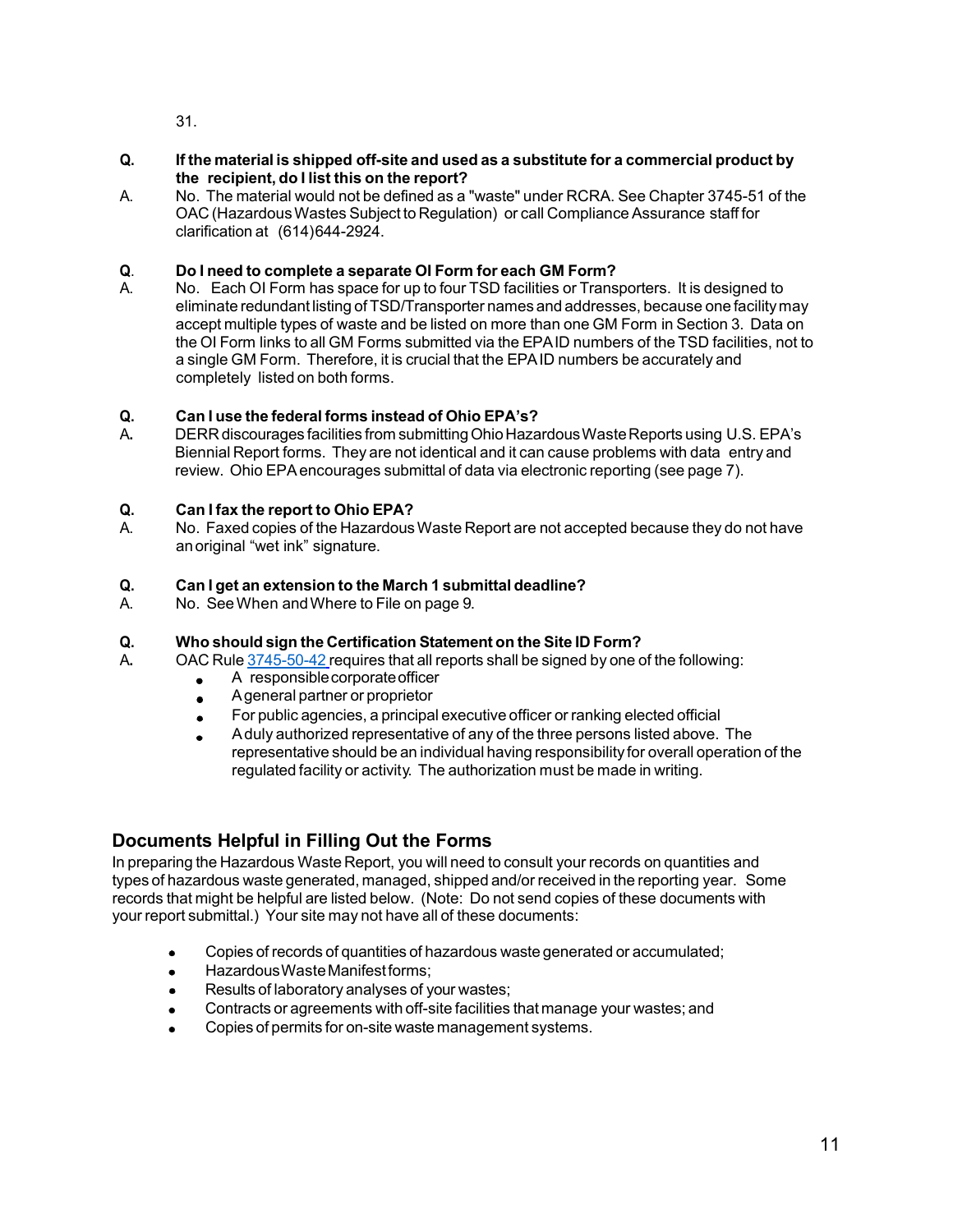31.

**Q. If the material is shipped off-site and used as a substitute for a commercial product by the recipient, do I list this on the report?**

A. No. The material would not be defined as a "waste" under RCRA. See Chapter 3745-51 of the OAC (Hazardous Wastes Subject to Regulation) or call Compliance Assurance staff for clarification at (614)644-2924.

**Q. Do I need to complete a separate OI Form for each GM Form?**

A. No. Each OI Form has space for up to four TSD facilities or Transporters. It is designed to eliminate redundant listing of TSD/Transporter names and addresses, because one facility may accept multiple types of waste and be listed on more than one GM Form in Section 3. Data on the OI Form links to all GM Forms submitted via the EPA ID numbers of the TSD facilities, not to a single GM Form. Therefore, it is crucial that the EPA ID numbers be accurately and completely listed on both forms.

**Q. Can I use the federal forms instead of Ohio EPA's?**

A. DERR discourages facilities from submitting Ohio Hazardous Waste Reports using U.S. EPA's Biennial Report forms. They are not identical and it can cause problems with data entry and review. Ohio EPA encourages submittal of data via electronic reporting (see page 7).

**Q. Can I fax the report to Ohio EPA?**

A. No. Faxed copies of the Hazardous Waste Report are not accepted because they do not have an original "wet ink" signature.

**Q. Can I get an extension to the March 1 submittal deadline?**

A. No. See When and Where to File on page 9.

**Q. Who should sign the Certification Statement on the Site ID Form?**

A. OAC Rule 3745-50-42 requires that all reports shall be signed by one of the following:

- A responsible corporate officer
- A general partner or proprietor
- For public agencies, a principal executive officer or ranking elected official
- A duly authorized representative of any of the three persons listed above. The representative should be an individual having responsibility for overall operation of the regulated facility or activity. The authorization must be made in writing.

## Documents Helpful in Filling Out the Forms

In preparing the Hazardous Waste Report, you will need to consult your records on quantities and types of hazardous waste generated, managed, shipped and/or received in the reporting year. Some records that might be helpful are listed below. (Note: Do not send copies of these documents with your report submittal.) Your site may not have all of these documents:

- Copies of records of quantities of hazardous waste generated or accumulated;
- Hazardous Waste Manifest forms;
- Results of laboratory analyses of your wastes;
- Contracts or agreements with off-site facilities that manage your wastes; and
- Copies of permits for on-site waste management systems.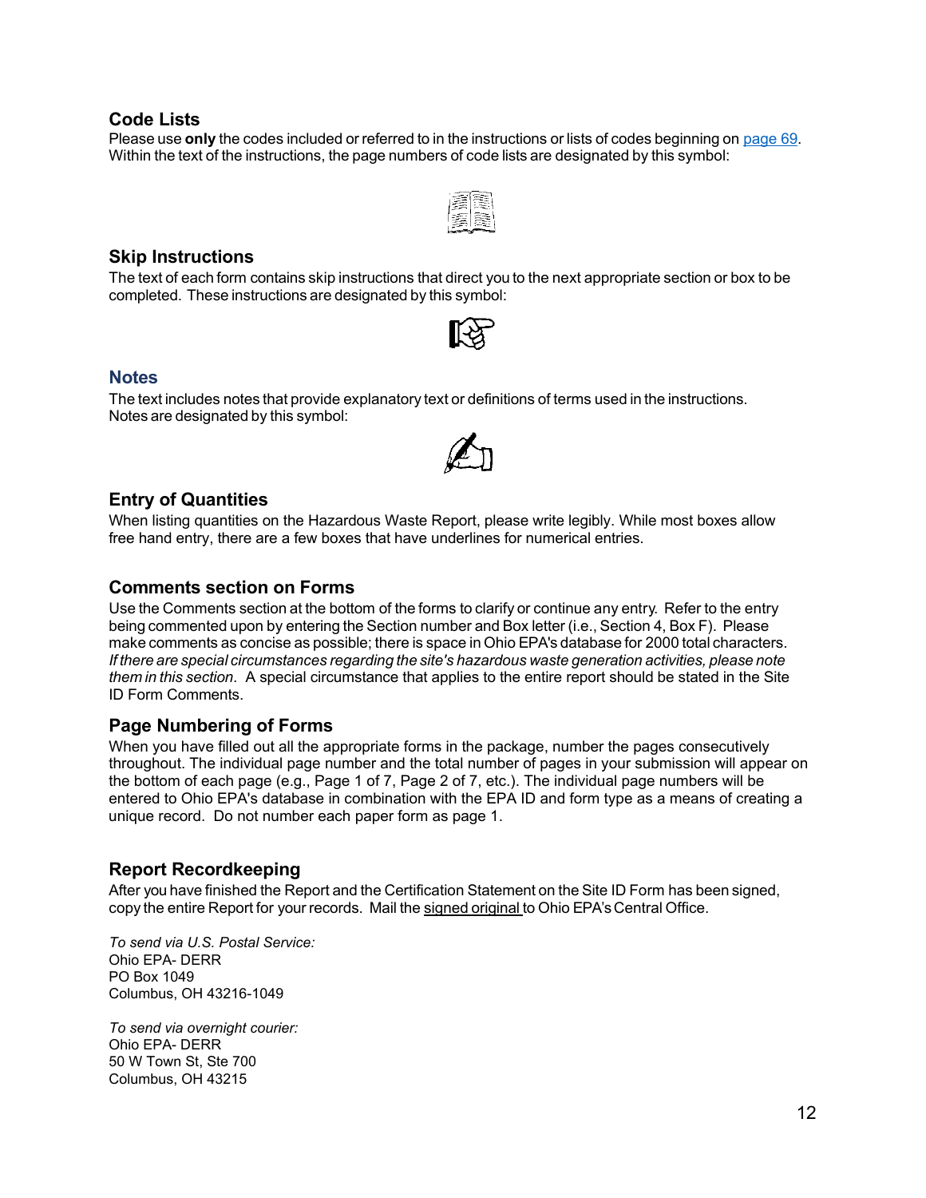## Code Lists

Please use **only** the codes included or referred to in the instructions or lists of codes beginning on page 69. Within the text of the instructions, the page numbers of code lists are designated by this symbol:

## Skip Instructions

The text of each form contains skip instructions that direct you to the next appropriate section or box to be completed. These instructions are designated by this symbol:

## Notes

The text includes notes that provide explanatory text or definitions of terms used in the instructions. Notes are designated by this symbol:

## Entry of Quantities

When listing quantities on the Hazardous Waste Report, please write legibly. While most boxes allow free hand entry, there are a few boxes that have underlines for numerical entries.

## Comments section on Forms

Use the Comments section at the bottom of the forms to clarify or continue any entry. Refer to the entry being commented upon by entering the Section number and Box letter (i.e., Section 4, Box F). Please make comments as concise as possible; there is space in Ohio EPA's database for 2000 total characters. *If there are special circumstances regarding the site's hazardous waste generation activities, please note them in this section*. A special circumstance that applies to the entire report should be stated in the Site ID Form Comments.

## Page Numbering of Forms

When you have filled out all the appropriate forms in the package, number the pages consecutively throughout. The individual page number and the total number of pages in your submission will appear on the bottom of each page (e.g., Page 1 of 7, Page 2 of 7, etc.). The individual page numbers will be entered to Ohio EPA's database in combination with the EPA ID and form type as a means of creating a unique record. Do not number each paper form as page 1.

## Report Recordkeeping

After you have finished the Report and the Certification Statement on the Site ID Form has been signed, copy the entire Report for your records. Mail the signed original to Ohio EPA's Central Office.

*To send via U.S. Postal Service:*
Ohio EPA- DERR
PO Box 1049
Columbus, OH 43216-1049

*To send via overnight courier:*
Ohio EPA- DERR
50 W Town St, Ste 700
Columbus, OH 43215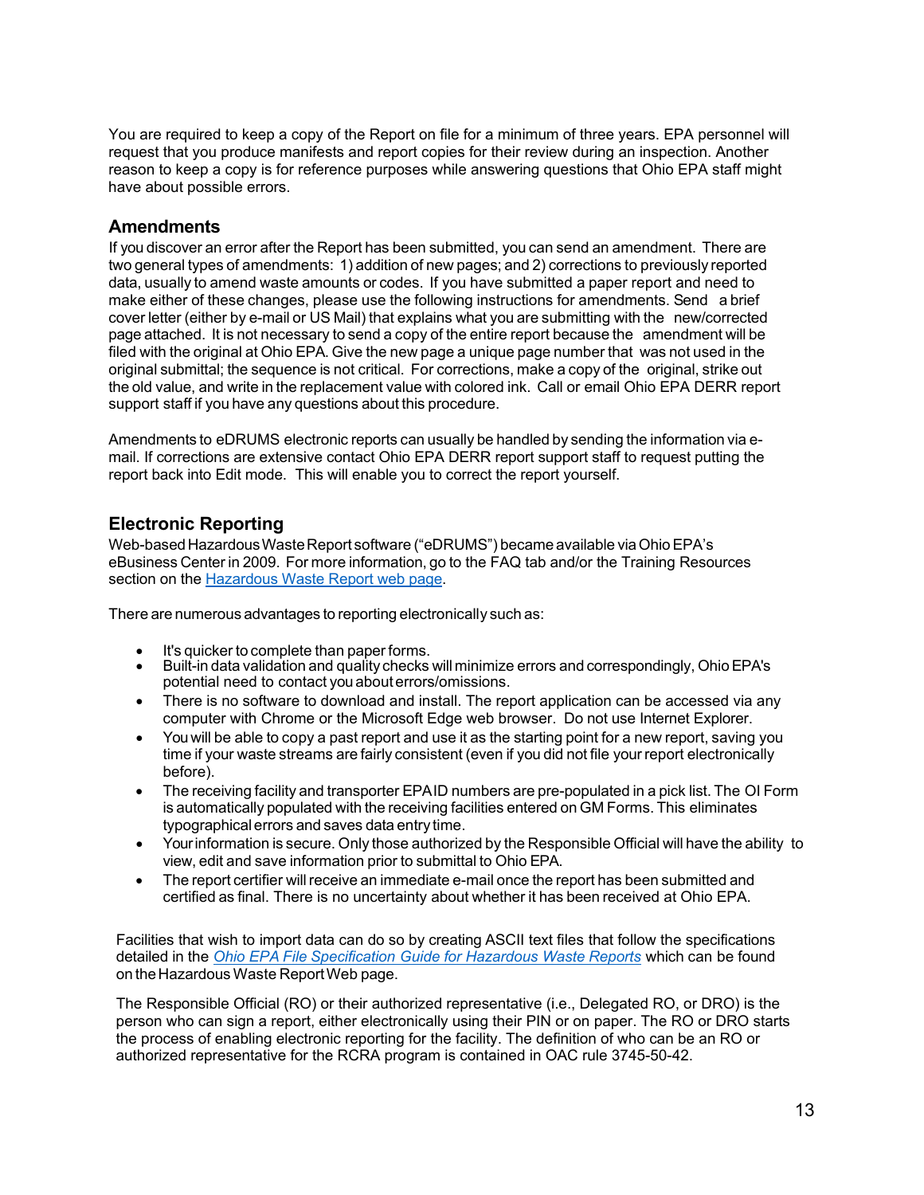You are required to keep a copy of the Report on file for a minimum of three years. EPA personnel will request that you produce manifests and report copies for their review during an inspection. Another reason to keep a copy is for reference purposes while answering questions that Ohio EPA staff might have about possible errors.

## Amendments

If you discover an error after the Report has been submitted, you can send an amendment. There are two general types of amendments: 1) addition of new pages; and 2) corrections to previously reported data, usually to amend waste amounts or codes. If you have submitted a paper report and need to make either of these changes, please use the following instructions for amendments. Send a brief cover letter (either by e-mail or US Mail) that explains what you are submitting with the new/corrected page attached. It is not necessary to send a copy of the entire report because the amendment will be filed with the original at Ohio EPA. Give the new page a unique page number that was not used in the original submittal; the sequence is not critical. For corrections, make a copy of the original, strike out the old value, and write in the replacement value with colored ink. Call or email Ohio EPA DERR report support staff if you have any questions about this procedure.

Amendments to eDRUMS electronic reports can usually be handled by sending the information via e-mail. If corrections are extensive contact Ohio EPA DERR report support staff to request putting the report back into Edit mode. This will enable you to correct the report yourself.

## Electronic Reporting

Web-based Hazardous Waste Report software ("eDRUMS") became available via Ohio EPA's eBusiness Center in 2009. For more information, go to the FAQ tab and/or the Training Resources section on the Hazardous Waste Report web page.

There are numerous advantages to reporting electronically such as:

- It's quicker to complete than paper forms.
- Built-in data validation and quality checks will minimize errors and correspondingly, Ohio EPA's potential need to contact you about errors/omissions.
- There is no software to download and install. The report application can be accessed via any computer with Chrome or the Microsoft Edge web browser. Do not use Internet Explorer.
- You will be able to copy a past report and use it as the starting point for a new report, saving you time if your waste streams are fairly consistent (even if you did not file your report electronically before).
- The receiving facility and transporter EPA ID numbers are pre-populated in a pick list. The OI Form is automatically populated with the receiving facilities entered on GM Forms. This eliminates typographical errors and saves data entry time.
- Your information is secure. Only those authorized by the Responsible Official will have the ability to view, edit and save information prior to submittal to Ohio EPA.
- The report certifier will receive an immediate e-mail once the report has been submitted and certified as final. There is no uncertainty about whether it has been received at Ohio EPA.

Facilities that wish to import data can do so by creating ASCII text files that follow the specifications detailed in the *Ohio EPA File Specification Guide for Hazardous Waste Reports* which can be found on the Hazardous Waste Report Web page.

The Responsible Official (RO) or their authorized representative (i.e., Delegated RO, or DRO) is the person who can sign a report, either electronically using their PIN or on paper. The RO or DRO starts the process of enabling electronic reporting for the facility. The definition of who can be an RO or authorized representative for the RCRA program is contained in OAC rule 3745-50-42.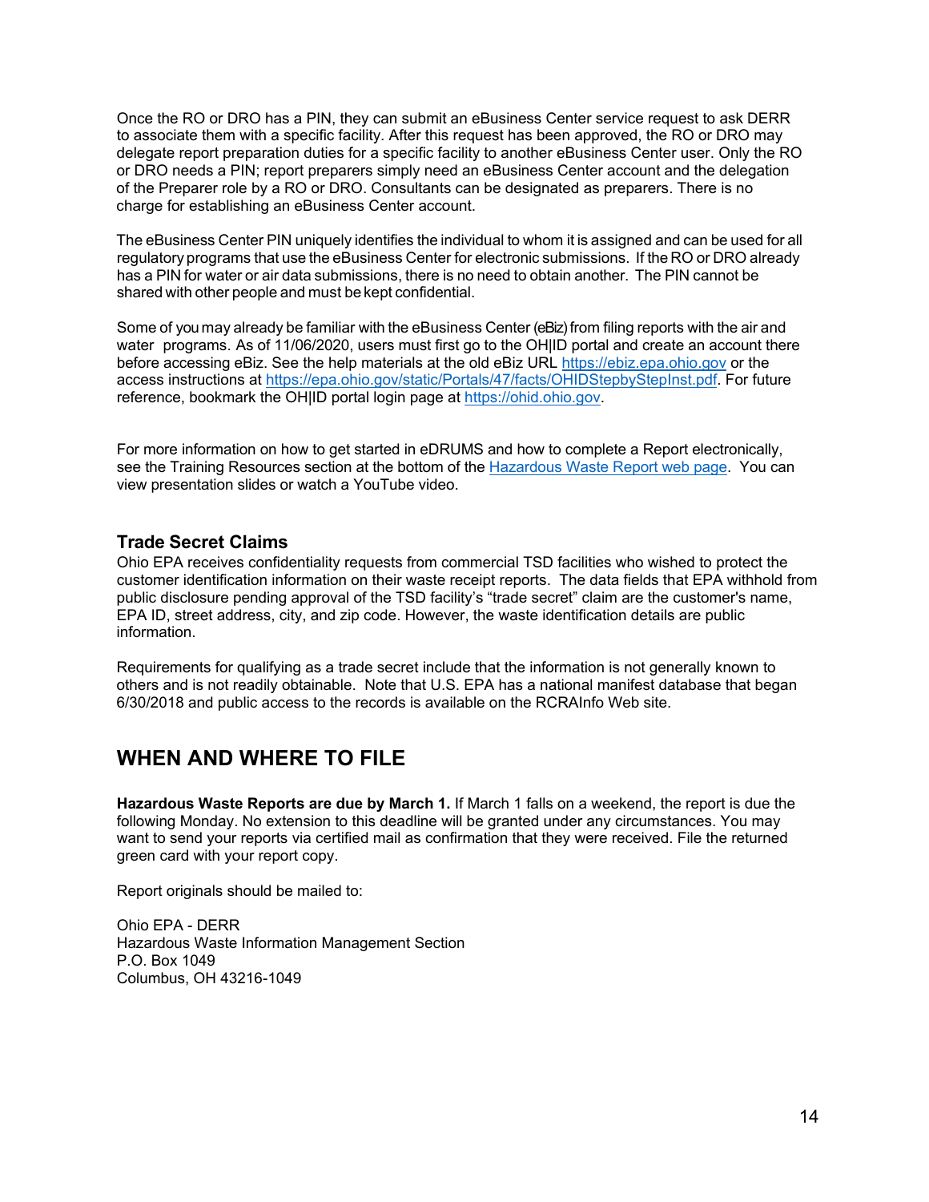Once the RO or DRO has a PIN, they can submit an eBusiness Center service request to ask DERR to associate them with a specific facility. After this request has been approved, the RO or DRO may delegate report preparation duties for a specific facility to another eBusiness Center user. Only the RO or DRO needs a PIN; report preparers simply need an eBusiness Center account and the delegation of the Preparer role by a RO or DRO. Consultants can be designated as preparers. There is no charge for establishing an eBusiness Center account.

The eBusiness Center PIN uniquely identifies the individual to whom it is assigned and can be used for all regulatory programs that use the eBusiness Center for electronic submissions. If the RO or DRO already has a PIN for water or air data submissions, there is no need to obtain another. The PIN cannot be shared with other people and must be kept confidential.

Some of you may already be familiar with the eBusiness Center (eBiz) from filing reports with the air and water programs. As of 11/06/2020, users must first go to the OH|ID portal and create an account there before accessing eBiz. See the help materials at the old eBiz URL [https://ebiz.epa.ohio.gov](https://ebiz.epa.ohio.gov) or the access instructions at [https://epa.ohio.gov/static/Portals/47/facts/OHIDStepbyStepInst.pdf](https://epa.ohio.gov/static/Portals/47/facts/OHIDStepbyStepInst.pdf). For future reference, bookmark the OH|ID portal login page at [https://ohid.ohio.gov](https://ohid.ohio.gov).

For more information on how to get started in eDRUMS and how to complete a Report electronically, see the Training Resources section at the bottom of the Hazardous Waste Report web page. You can view presentation slides or watch a YouTube video.

### Trade Secret Claims

Ohio EPA receives confidentiality requests from commercial TSD facilities who wished to protect the customer identification information on their waste receipt reports. The data fields that EPA withhold from public disclosure pending approval of the TSD facility's "trade secret" claim are the customer's name, EPA ID, street address, city, and zip code. However, the waste identification details are public information.

Requirements for qualifying as a trade secret include that the information is not generally known to others and is not readily obtainable. Note that U.S. EPA has a national manifest database that began 6/30/2018 and public access to the records is available on the RCRAInfo Web site.

## WHEN AND WHERE TO FILE

**Hazardous Waste Reports are due by March 1.** If March 1 falls on a weekend, the report is due the following Monday. No extension to this deadline will be granted under any circumstances. You may want to send your reports via certified mail as confirmation that they were received. File the returned green card with your report copy.

Report originals should be mailed to:

Ohio EPA - DERR
Hazardous Waste Information Management Section
P.O. Box 1049
Columbus, OH 43216-1049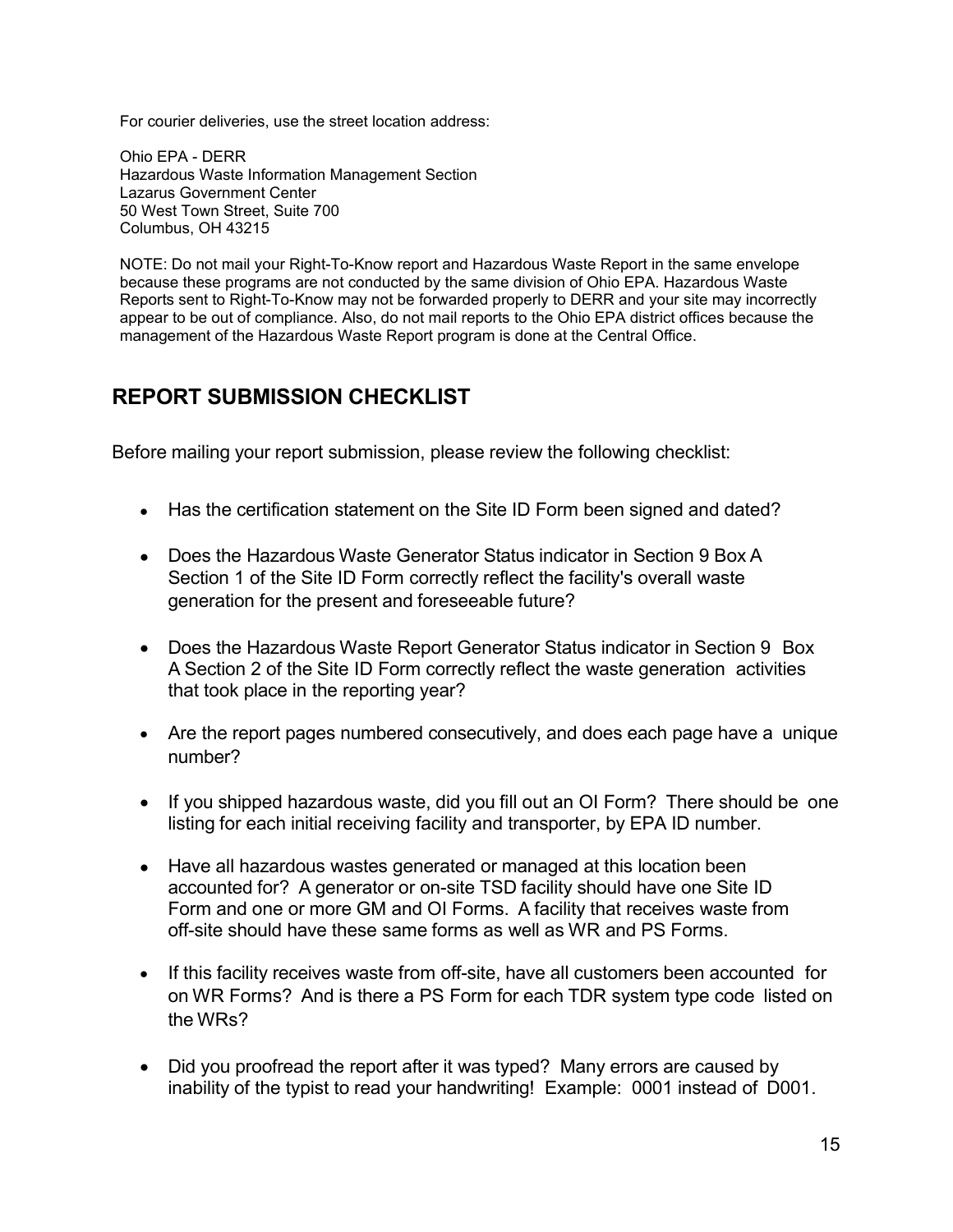For courier deliveries, use the street location address:

Ohio EPA - DERR
Hazardous Waste Information Management Section
Lazarus Government Center
50 West Town Street, Suite 700
Columbus, OH 43215

NOTE: Do not mail your Right-To-Know report and Hazardous Waste Report in the same envelope because these programs are not conducted by the same division of Ohio EPA. Hazardous Waste Reports sent to Right-To-Know may not be forwarded properly to DERR and your site may incorrectly appear to be out of compliance. Also, do not mail reports to the Ohio EPA district offices because the management of the Hazardous Waste Report program is done at the Central Office.

## REPORT SUBMISSION CHECKLIST

Before mailing your report submission, please review the following checklist:

- Has the certification statement on the Site ID Form been signed and dated?
- Does the Hazardous Waste Generator Status indicator in Section 9 Box A Section 1 of the Site ID Form correctly reflect the facility's overall waste generation for the present and foreseeable future?
- Does the Hazardous Waste Report Generator Status indicator in Section 9 Box A Section 2 of the Site ID Form correctly reflect the waste generation activities that took place in the reporting year?
- Are the report pages numbered consecutively, and does each page have a unique number?
- If you shipped hazardous waste, did you fill out an OI Form? There should be one listing for each initial receiving facility and transporter, by EPA ID number.
- Have all hazardous wastes generated or managed at this location been accounted for? A generator or on-site TSD facility should have one Site ID Form and one or more GM and OI Forms. A facility that receives waste from off-site should have these same forms as well as WR and PS Forms.
- If this facility receives waste from off-site, have all customers been accounted for on WR Forms? And is there a PS Form for each TDR system type code listed on the WRs?
- Did you proofread the report after it was typed? Many errors are caused by inability of the typist to read your handwriting! Example: 0001 instead of D001.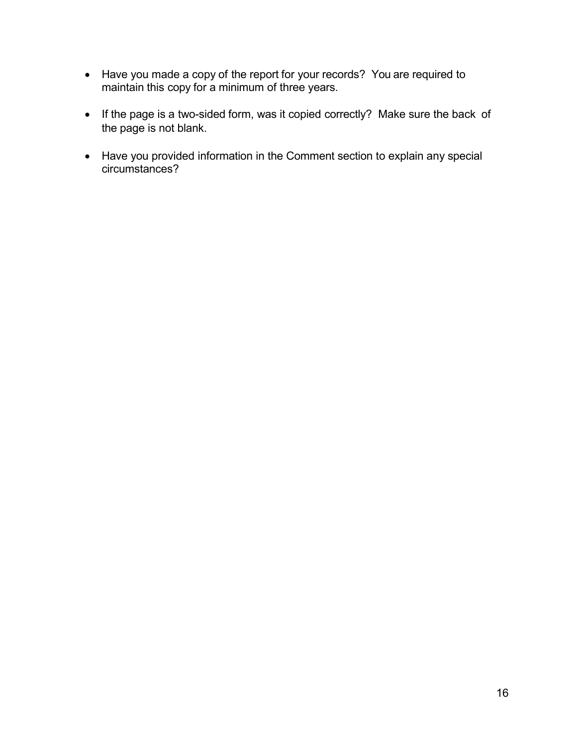- Have you made a copy of the report for your records? You are required to maintain this copy for a minimum of three years.

- If the page is a two-sided form, was it copied correctly? Make sure the back of the page is not blank.

- Have you provided information in the Comment section to explain any special circumstances?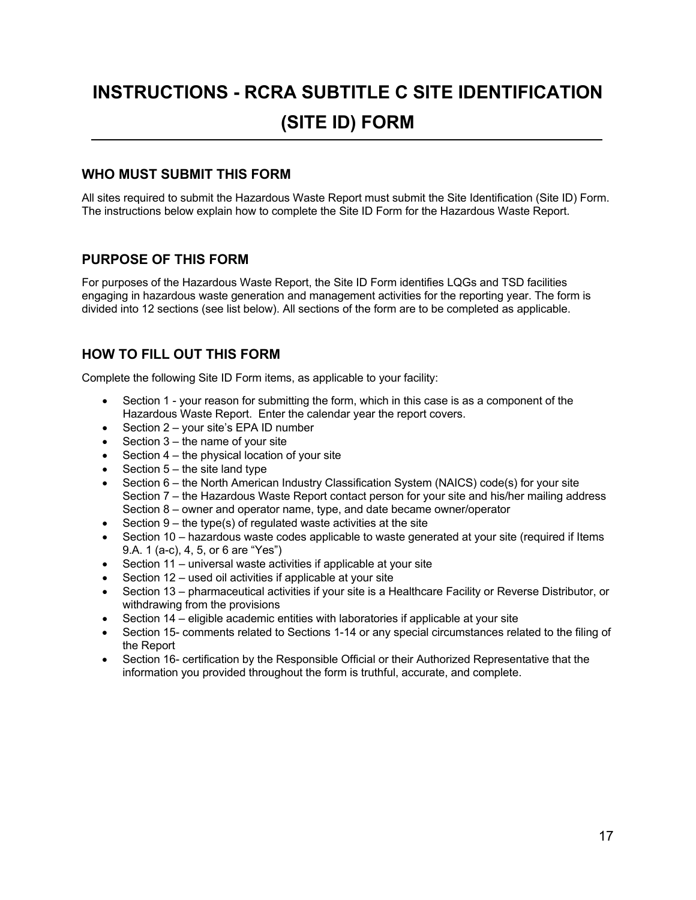# INSTRUCTIONS - RCRA SUBTITLE C SITE IDENTIFICATION (SITE ID) FORM

## WHO MUST SUBMIT THIS FORM

All sites required to submit the Hazardous Waste Report must submit the Site Identification (Site ID) Form. The instructions below explain how to complete the Site ID Form for the Hazardous Waste Report.

## PURPOSE OF THIS FORM

For purposes of the Hazardous Waste Report, the Site ID Form identifies LQGs and TSD facilities engaging in hazardous waste generation and management activities for the reporting year. The form is divided into 12 sections (see list below). All sections of the form are to be completed as applicable.

## HOW TO FILL OUT THIS FORM

Complete the following Site ID Form items, as applicable to your facility:

- Section 1 - your reason for submitting the form, which in this case is as a component of the Hazardous Waste Report. Enter the calendar year the report covers.
- Section 2 – your site's EPA ID number
- Section 3 – the name of your site
- Section 4 – the physical location of your site
- Section 5 – the site land type
- Section 6 – the North American Industry Classification System (NAICS) code(s) for your site  
  Section 7 – the Hazardous Waste Report contact person for your site and his/her mailing address  
  Section 8 – owner and operator name, type, and date became owner/operator
- Section 9 – the type(s) of regulated waste activities at the site
- Section 10 – hazardous waste codes applicable to waste generated at your site (required if Items 9.A. 1 (a-c), 4, 5, or 6 are "Yes")
- Section 11 – universal waste activities if applicable at your site
- Section 12 – used oil activities if applicable at your site
- Section 13 – pharmaceutical activities if your site is a Healthcare Facility or Reverse Distributor, or withdrawing from the provisions
- Section 14 – eligible academic entities with laboratories if applicable at your site
- Section 15- comments related to Sections 1-14 or any special circumstances related to the filing of the Report
- Section 16- certification by the Responsible Official or their Authorized Representative that the information you provided throughout the form is truthful, accurate, and complete.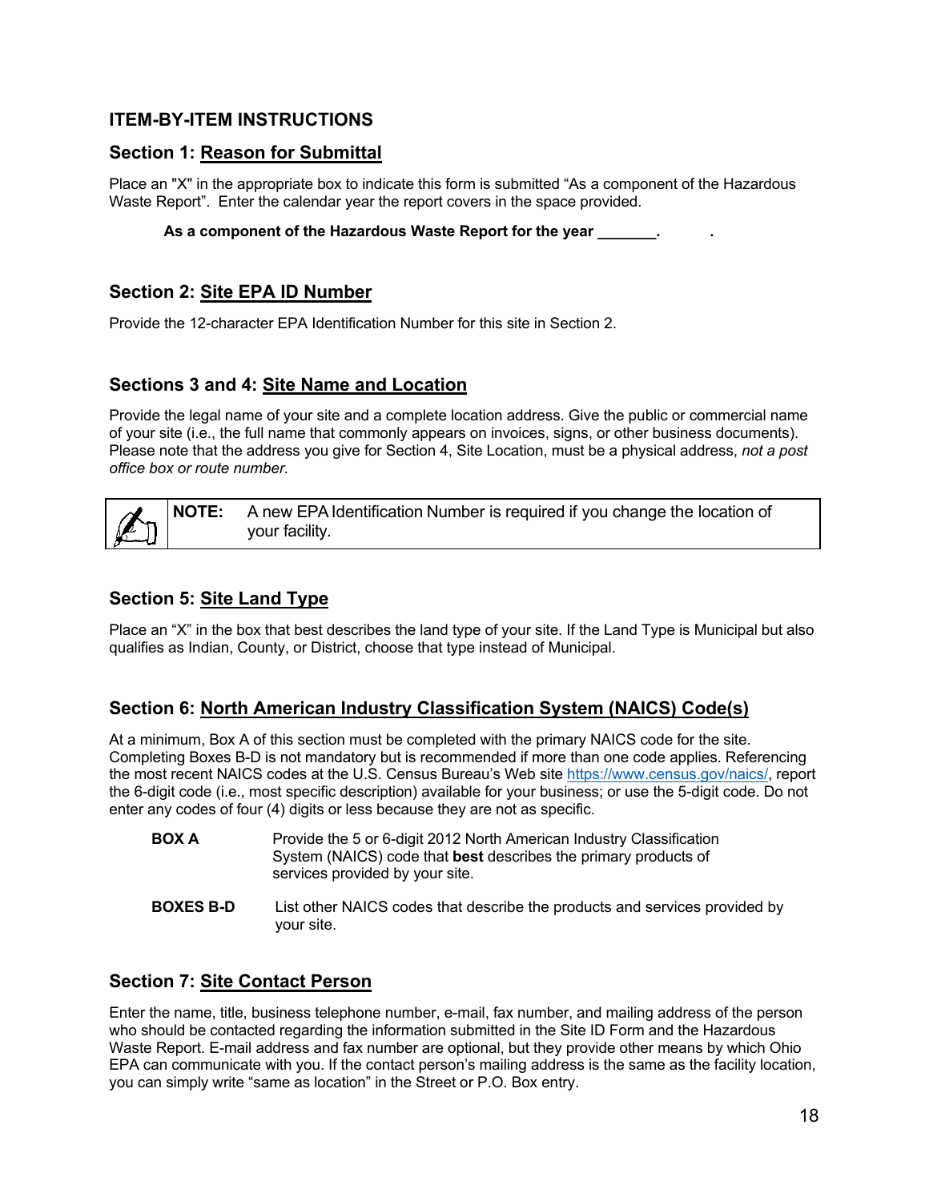## ITEM-BY-ITEM INSTRUCTIONS

### Section 1: Reason for Submittal

Place an "X" in the appropriate box to indicate this form is submitted "As a component of the Hazardous Waste Report". Enter the calendar year the report covers in the space provided.

**As a component of the Hazardous Waste Report for the year _______.**

### Section 2: Site EPA ID Number

Provide the 12-character EPA Identification Number for this site in Section 2.

### Sections 3 and 4: Site Name and Location

Provide the legal name of your site and a complete location address. Give the public or commercial name of your site (i.e., the full name that commonly appears on invoices, signs, or other business documents). Please note that the address you give for Section 4, Site Location, must be a physical address, *not a post office box or route number.*

| | |
|---|---|
| **NOTE:** | A new EPA Identification Number is required if you change the location of your facility. |

### Section 5: Site Land Type

Place an "X" in the box that best describes the land type of your site. If the Land Type is Municipal but also qualifies as Indian, County, or District, choose that type instead of Municipal.

### Section 6: North American Industry Classification System (NAICS) Code(s)

At a minimum, Box A of this section must be completed with the primary NAICS code for the site. Completing Boxes B-D is not mandatory but is recommended if more than one code applies. Referencing the most recent NAICS codes at the U.S. Census Bureau's Web site https://www.census.gov/naics/, report the 6-digit code (i.e., most specific description) available for your business; or use the 5-digit code. Do not enter any codes of four (4) digits or less because they are not as specific.

**BOX A** — Provide the 5 or 6-digit 2012 North American Industry Classification System (NAICS) code that **best** describes the primary products of services provided by your site.

**BOXES B-D** — List other NAICS codes that describe the products and services provided by your site.

### Section 7: Site Contact Person

Enter the name, title, business telephone number, e-mail, fax number, and mailing address of the person who should be contacted regarding the information submitted in the Site ID Form and the Hazardous Waste Report. E-mail address and fax number are optional, but they provide other means by which Ohio EPA can communicate with you. If the contact person's mailing address is the same as the facility location, you can simply write "same as location" in the Street or P.O. Box entry.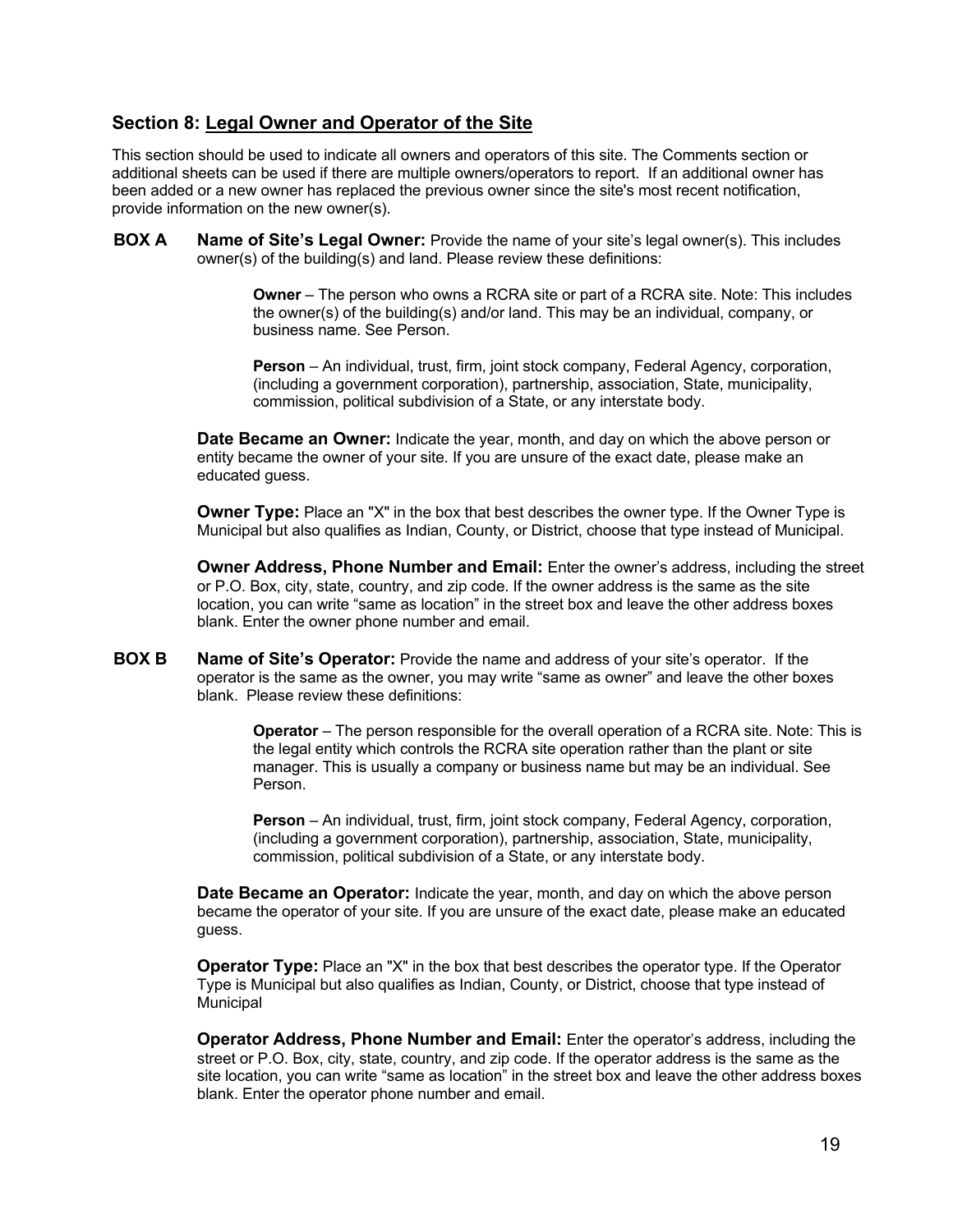## Section 8: <u>Legal Owner and Operator of the Site</u>

This section should be used to indicate all owners and operators of this site. The Comments section or additional sheets can be used if there are multiple owners/operators to report. If an additional owner has been added or a new owner has replaced the previous owner since the site's most recent notification, provide information on the new owner(s).

**BOX A** **Name of Site's Legal Owner:** Provide the name of your site's legal owner(s). This includes owner(s) of the building(s) and land. Please review these definitions:

> **Owner** – The person who owns a RCRA site or part of a RCRA site. Note: This includes the owner(s) of the building(s) and/or land. This may be an individual, company, or business name. See Person.
>
> **Person** – An individual, trust, firm, joint stock company, Federal Agency, corporation, (including a government corporation), partnership, association, State, municipality, commission, political subdivision of a State, or any interstate body.

**Date Became an Owner:** Indicate the year, month, and day on which the above person or entity became the owner of your site. If you are unsure of the exact date, please make an educated guess.

**Owner Type:** Place an "X" in the box that best describes the owner type. If the Owner Type is Municipal but also qualifies as Indian, County, or District, choose that type instead of Municipal.

**Owner Address, Phone Number and Email:** Enter the owner's address, including the street or P.O. Box, city, state, country, and zip code. If the owner address is the same as the site location, you can write "same as location" in the street box and leave the other address boxes blank. Enter the owner phone number and email.

**BOX B** **Name of Site's Operator:** Provide the name and address of your site's operator. If the operator is the same as the owner, you may write "same as owner" and leave the other boxes blank. Please review these definitions:

> **Operator** – The person responsible for the overall operation of a RCRA site. Note: This is the legal entity which controls the RCRA site operation rather than the plant or site manager. This is usually a company or business name but may be an individual. See Person.
>
> **Person** – An individual, trust, firm, joint stock company, Federal Agency, corporation, (including a government corporation), partnership, association, State, municipality, commission, political subdivision of a State, or any interstate body.

**Date Became an Operator:** Indicate the year, month, and day on which the above person became the operator of your site. If you are unsure of the exact date, please make an educated guess.

**Operator Type:** Place an "X" in the box that best describes the operator type. If the Operator Type is Municipal but also qualifies as Indian, County, or District, choose that type instead of Municipal

**Operator Address, Phone Number and Email:** Enter the operator's address, including the street or P.O. Box, city, state, country, and zip code. If the operator address is the same as the site location, you can write "same as location" in the street box and leave the other address boxes blank. Enter the operator phone number and email.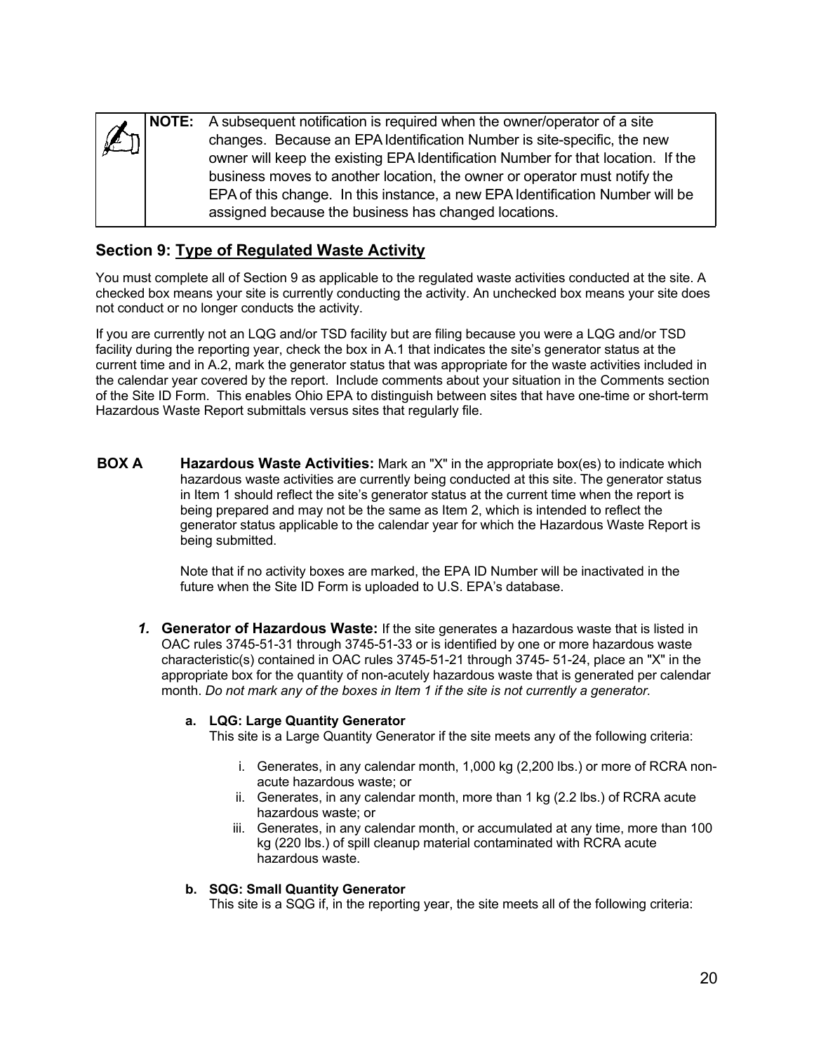> **NOTE:** A subsequent notification is required when the owner/operator of a site changes. Because an EPA Identification Number is site-specific, the new owner will keep the existing EPA Identification Number for that location. If the business moves to another location, the owner or operator must notify the EPA of this change. In this instance, a new EPA Identification Number will be assigned because the business has changed locations.

## Section 9: Type of Regulated Waste Activity

You must complete all of Section 9 as applicable to the regulated waste activities conducted at the site. A checked box means your site is currently conducting the activity. An unchecked box means your site does not conduct or no longer conducts the activity.

If you are currently not an LQG and/or TSD facility but are filing because you were a LQG and/or TSD facility during the reporting year, check the box in A.1 that indicates the site's generator status at the current time and in A.2, mark the generator status that was appropriate for the waste activities included in the calendar year covered by the report. Include comments about your situation in the Comments section of the Site ID Form. This enables Ohio EPA to distinguish between sites that have one-time or short-term Hazardous Waste Report submittals versus sites that regularly file.

**BOX A** **Hazardous Waste Activities:** Mark an "X" in the appropriate box(es) to indicate which hazardous waste activities are currently being conducted at this site. The generator status in Item 1 should reflect the site's generator status at the current time when the report is being prepared and may not be the same as Item 2, which is intended to reflect the generator status applicable to the calendar year for which the Hazardous Waste Report is being submitted.

Note that if no activity boxes are marked, the EPA ID Number will be inactivated in the future when the Site ID Form is uploaded to U.S. EPA's database.

1. **Generator of Hazardous Waste:** If the site generates a hazardous waste that is listed in OAC rules 3745-51-31 through 3745-51-33 or is identified by one or more hazardous waste characteristic(s) contained in OAC rules 3745-51-21 through 3745- 51-24, place an "X" in the appropriate box for the quantity of non-acutely hazardous waste that is generated per calendar month. *Do not mark any of the boxes in Item 1 if the site is not currently a generator.*

   a. **LQG: Large Quantity Generator**
   This site is a Large Quantity Generator if the site meets any of the following criteria:

      i. Generates, in any calendar month, 1,000 kg (2,200 lbs.) or more of RCRA non-acute hazardous waste; or
      ii. Generates, in any calendar month, more than 1 kg (2.2 lbs.) of RCRA acute hazardous waste; or
      iii. Generates, in any calendar month, or accumulated at any time, more than 100 kg (220 lbs.) of spill cleanup material contaminated with RCRA acute hazardous waste.

   b. **SQG: Small Quantity Generator**
   This site is a SQG if, in the reporting year, the site meets all of the following criteria: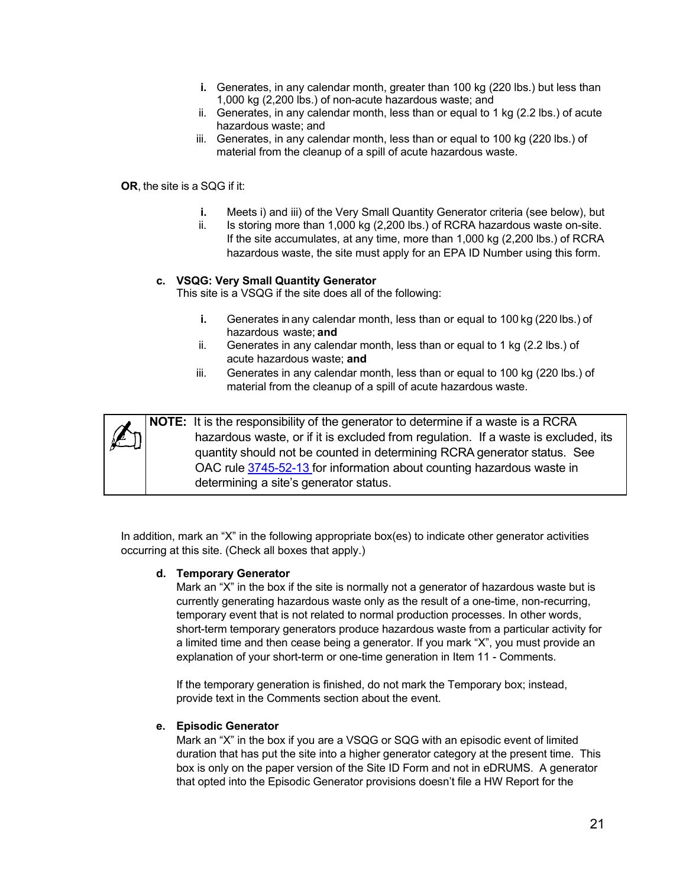i. Generates, in any calendar month, greater than 100 kg (220 lbs.) but less than 1,000 kg (2,200 lbs.) of non-acute hazardous waste; and
ii. Generates, in any calendar month, less than or equal to 1 kg (2.2 lbs.) of acute hazardous waste; and
iii. Generates, in any calendar month, less than or equal to 100 kg (220 lbs.) of material from the cleanup of a spill of acute hazardous waste.

**OR**, the site is a SQG if it:

i. Meets i) and iii) of the Very Small Quantity Generator criteria (see below), but
ii. Is storing more than 1,000 kg (2,200 lbs.) of RCRA hazardous waste on-site. If the site accumulates, at any time, more than 1,000 kg (2,200 lbs.) of RCRA hazardous waste, the site must apply for an EPA ID Number using this form.

**c. VSQG: Very Small Quantity Generator**

This site is a VSQG if the site does all of the following:

i. Generates in any calendar month, less than or equal to 100 kg (220 lbs.) of hazardous waste; **and**
ii. Generates in any calendar month, less than or equal to 1 kg (2.2 lbs.) of acute hazardous waste; **and**
iii. Generates in any calendar month, less than or equal to 100 kg (220 lbs.) of material from the cleanup of a spill of acute hazardous waste.

> **NOTE:** It is the responsibility of the generator to determine if a waste is a RCRA hazardous waste, or if it is excluded from regulation. If a waste is excluded, its quantity should not be counted in determining RCRA generator status. See OAC rule 3745-52-13 for information about counting hazardous waste in determining a site's generator status.

In addition, mark an "X" in the following appropriate box(es) to indicate other generator activities occurring at this site. (Check all boxes that apply.)

**d. Temporary Generator**

Mark an "X" in the box if the site is normally not a generator of hazardous waste but is currently generating hazardous waste only as the result of a one-time, non-recurring, temporary event that is not related to normal production processes. In other words, short-term temporary generators produce hazardous waste from a particular activity for a limited time and then cease being a generator. If you mark "X", you must provide an explanation of your short-term or one-time generation in Item 11 - Comments.

If the temporary generation is finished, do not mark the Temporary box; instead, provide text in the Comments section about the event.

**e. Episodic Generator**

Mark an "X" in the box if you are a VSQG or SQG with an episodic event of limited duration that has put the site into a higher generator category at the present time. This box is only on the paper version of the Site ID Form and not in eDRUMS. A generator that opted into the Episodic Generator provisions doesn't file a HW Report for the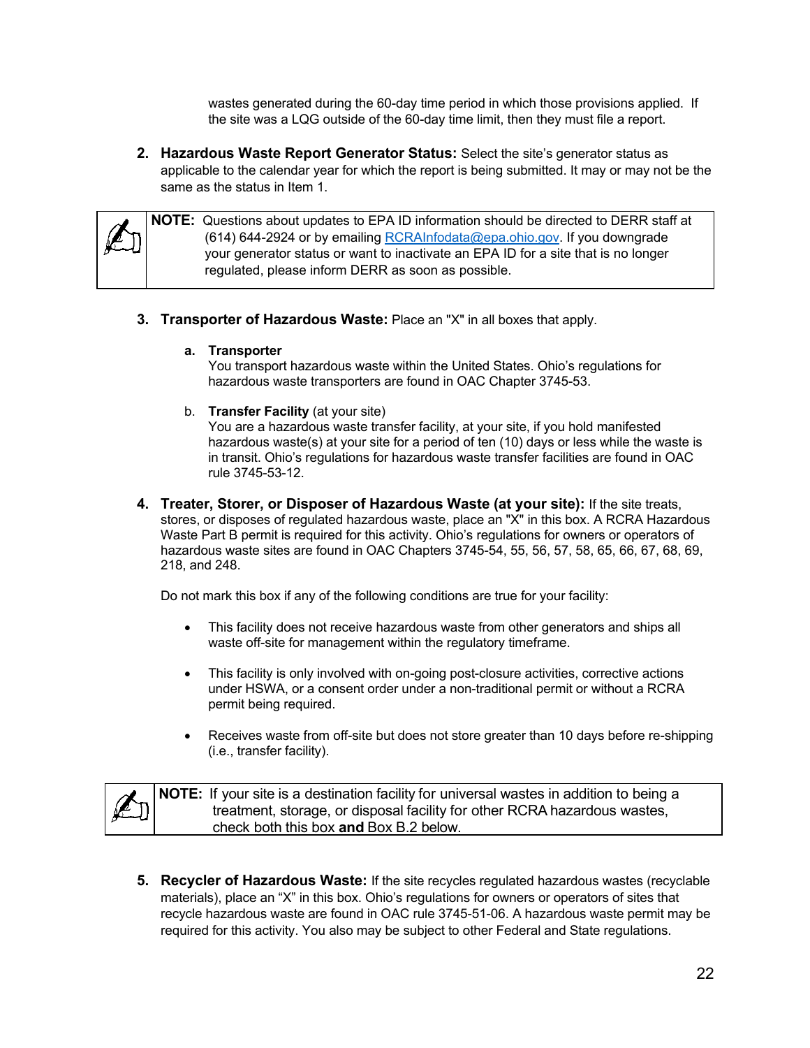wastes generated during the 60-day time period in which those provisions applied. If the site was a LQG outside of the 60-day time limit, then they must file a report.

2. **Hazardous Waste Report Generator Status:** Select the site's generator status as applicable to the calendar year for which the report is being submitted. It may or may not be the same as the status in Item 1.

> **NOTE:** Questions about updates to EPA ID information should be directed to DERR staff at (614) 644-2924 or by emailing [RCRAInfodata@epa.ohio.gov](mailto:RCRAInfodata@epa.ohio.gov). If you downgrade your generator status or want to inactivate an EPA ID for a site that is no longer regulated, please inform DERR as soon as possible.

3. **Transporter of Hazardous Waste:** Place an "X" in all boxes that apply.

   a. **Transporter**
   You transport hazardous waste within the United States. Ohio's regulations for hazardous waste transporters are found in OAC Chapter 3745-53.

   b. **Transfer Facility** (at your site)
   You are a hazardous waste transfer facility, at your site, if you hold manifested hazardous waste(s) at your site for a period of ten (10) days or less while the waste is in transit. Ohio's regulations for hazardous waste transfer facilities are found in OAC rule 3745-53-12.

4. **Treater, Storer, or Disposer of Hazardous Waste (at your site):** If the site treats, stores, or disposes of regulated hazardous waste, place an "X" in this box. A RCRA Hazardous Waste Part B permit is required for this activity. Ohio's regulations for owners or operators of hazardous waste sites are found in OAC Chapters 3745-54, 55, 56, 57, 58, 65, 66, 67, 68, 69, 218, and 248.

   Do not mark this box if any of the following conditions are true for your facility:

   - This facility does not receive hazardous waste from other generators and ships all waste off-site for management within the regulatory timeframe.
   - This facility is only involved with on-going post-closure activities, corrective actions under HSWA, or a consent order under a non-traditional permit or without a RCRA permit being required.
   - Receives waste from off-site but does not store greater than 10 days before re-shipping (i.e., transfer facility).

> **NOTE:** If your site is a destination facility for universal wastes in addition to being a treatment, storage, or disposal facility for other RCRA hazardous wastes, check both this box **and** Box B.2 below.

5. **Recycler of Hazardous Waste:** If the site recycles regulated hazardous wastes (recyclable materials), place an "X" in this box. Ohio's regulations for owners or operators of sites that recycle hazardous waste are found in OAC rule 3745-51-06. A hazardous waste permit may be required for this activity. You also may be subject to other Federal and State regulations.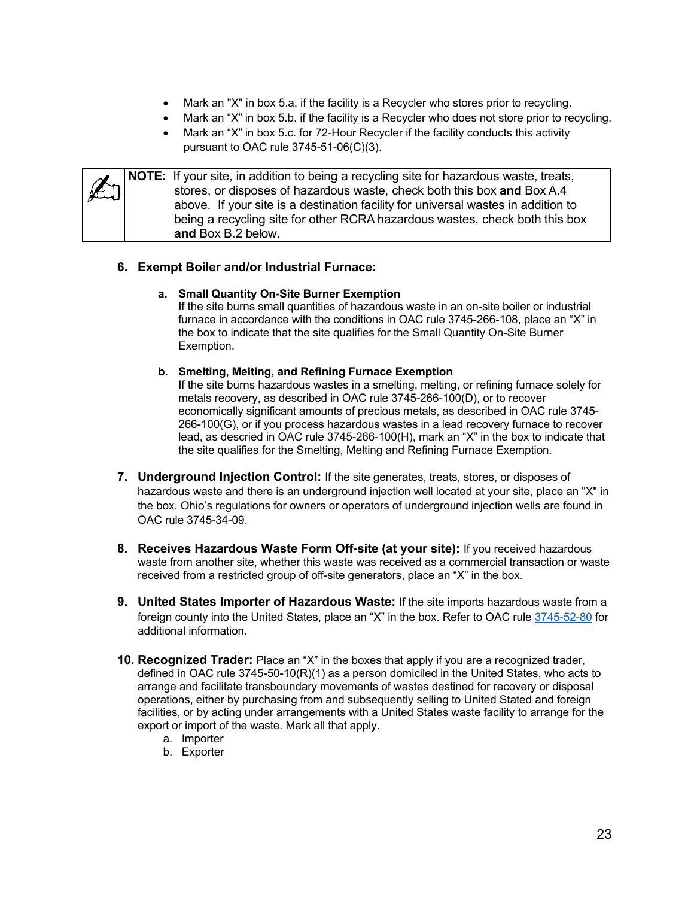- Mark an "X" in box 5.a. if the facility is a Recycler who stores prior to recycling.
- Mark an "X" in box 5.b. if the facility is a Recycler who does not store prior to recycling.
- Mark an "X" in box 5.c. for 72-Hour Recycler if the facility conducts this activity pursuant to OAC rule 3745-51-06(C)(3).

| | |
|---|---|
| | **NOTE:** If your site, in addition to being a recycling site for hazardous waste, treats, stores, or disposes of hazardous waste, check both this box **and** Box A.4 above. If your site is a destination facility for universal wastes in addition to being a recycling site for other RCRA hazardous wastes, check both this box **and** Box B.2 below. |

**6. Exempt Boiler and/or Industrial Furnace:**

**a. Small Quantity On-Site Burner Exemption**
If the site burns small quantities of hazardous waste in an on-site boiler or industrial furnace in accordance with the conditions in OAC rule 3745-266-108, place an "X" in the box to indicate that the site qualifies for the Small Quantity On-Site Burner Exemption.

**b. Smelting, Melting, and Refining Furnace Exemption**
If the site burns hazardous wastes in a smelting, melting, or refining furnace solely for metals recovery, as described in OAC rule 3745-266-100(D), or to recover economically significant amounts of precious metals, as described in OAC rule 3745-266-100(G), or if you process hazardous wastes in a lead recovery furnace to recover lead, as descried in OAC rule 3745-266-100(H), mark an "X" in the box to indicate that the site qualifies for the Smelting, Melting and Refining Furnace Exemption.

**7. Underground Injection Control:** If the site generates, treats, stores, or disposes of hazardous waste and there is an underground injection well located at your site, place an "X" in the box. Ohio's regulations for owners or operators of underground injection wells are found in OAC rule 3745-34-09.

**8. Receives Hazardous Waste Form Off-site (at your site):** If you received hazardous waste from another site, whether this waste was received as a commercial transaction or waste received from a restricted group of off-site generators, place an "X" in the box.

**9. United States Importer of Hazardous Waste:** If the site imports hazardous waste from a foreign county into the United States, place an "X" in the box. Refer to OAC rule 3745-52-80 for additional information.

**10. Recognized Trader:** Place an "X" in the boxes that apply if you are a recognized trader, defined in OAC rule 3745-50-10(R)(1) as a person domiciled in the United States, who acts to arrange and facilitate transboundary movements of wastes destined for recovery or disposal operations, either by purchasing from and subsequently selling to United Stated and foreign facilities, or by acting under arrangements with a United States waste facility to arrange for the export or import of the waste. Mark all that apply.

a. Importer
b. Exporter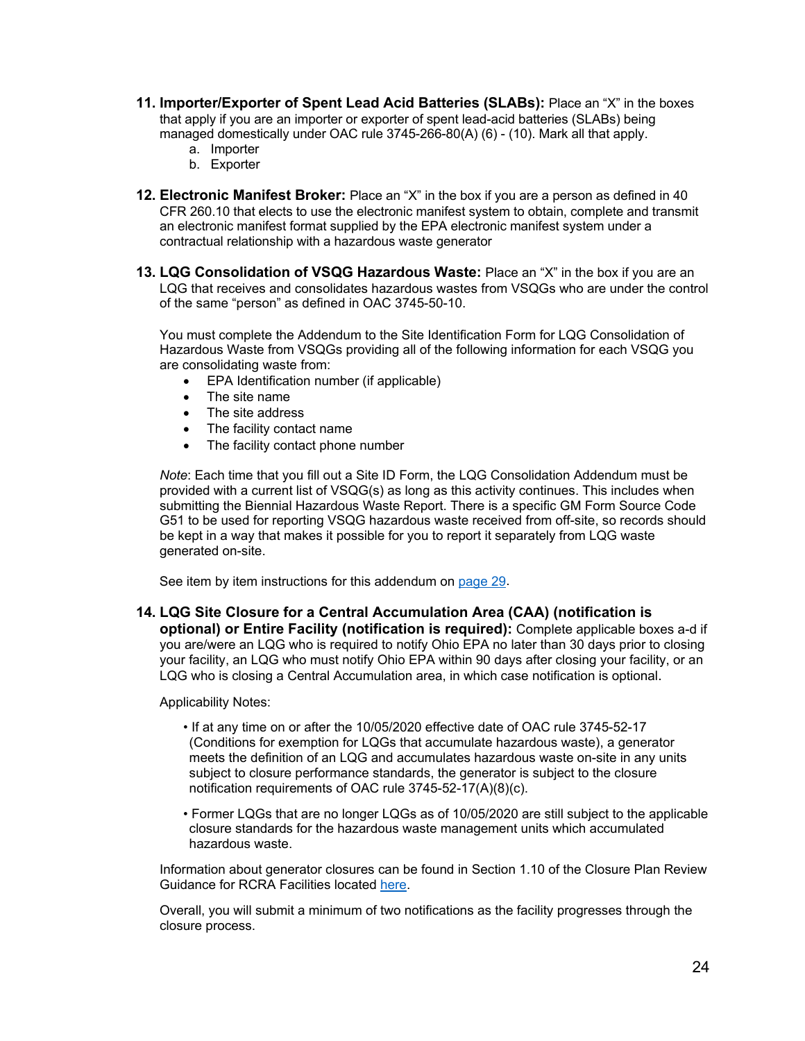11. **Importer/Exporter of Spent Lead Acid Batteries (SLABs):** Place an "X" in the boxes that apply if you are an importer or exporter of spent lead-acid batteries (SLABs) being managed domestically under OAC rule 3745-266-80(A) (6) - (10). Mark all that apply.
    a. Importer
    b. Exporter

12. **Electronic Manifest Broker:** Place an "X" in the box if you are a person as defined in 40 CFR 260.10 that elects to use the electronic manifest system to obtain, complete and transmit an electronic manifest format supplied by the EPA electronic manifest system under a contractual relationship with a hazardous waste generator

13. **LQG Consolidation of VSQG Hazardous Waste:** Place an "X" in the box if you are an LQG that receives and consolidates hazardous wastes from VSQGs who are under the control of the same "person" as defined in OAC 3745-50-10.

    You must complete the Addendum to the Site Identification Form for LQG Consolidation of Hazardous Waste from VSQGs providing all of the following information for each VSQG you are consolidating waste from:
    - EPA Identification number (if applicable)
    - The site name
    - The site address
    - The facility contact name
    - The facility contact phone number

    *Note*: Each time that you fill out a Site ID Form, the LQG Consolidation Addendum must be provided with a current list of VSQG(s) as long as this activity continues. This includes when submitting the Biennial Hazardous Waste Report. There is a specific GM Form Source Code G51 to be used for reporting VSQG hazardous waste received from off-site, so records should be kept in a way that makes it possible for you to report it separately from LQG waste generated on-site.

    See item by item instructions for this addendum on page 29.

14. **LQG Site Closure for a Central Accumulation Area (CAA) (notification is optional) or Entire Facility (notification is required):** Complete applicable boxes a-d if you are/were an LQG who is required to notify Ohio EPA no later than 30 days prior to closing your facility, an LQG who must notify Ohio EPA within 90 days after closing your facility, or an LQG who is closing a Central Accumulation area, in which case notification is optional.

    Applicability Notes:

    - If at any time on or after the 10/05/2020 effective date of OAC rule 3745-52-17 (Conditions for exemption for LQGs that accumulate hazardous waste), a generator meets the definition of an LQG and accumulates hazardous waste on-site in any units subject to closure performance standards, the generator is subject to the closure notification requirements of OAC rule 3745-52-17(A)(8)(c).

    - Former LQGs that are no longer LQGs as of 10/05/2020 are still subject to the applicable closure standards for the hazardous waste management units which accumulated hazardous waste.

    Information about generator closures can be found in Section 1.10 of the Closure Plan Review Guidance for RCRA Facilities located here.

    Overall, you will submit a minimum of two notifications as the facility progresses through the closure process.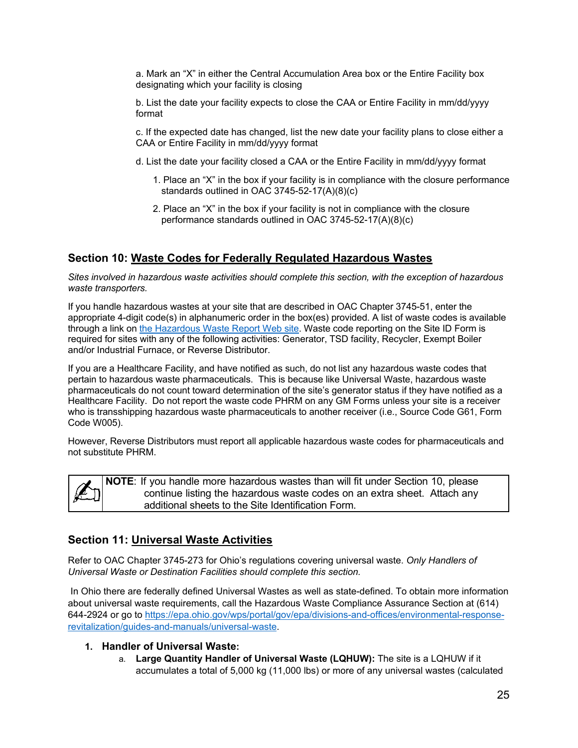a. Mark an “X” in either the Central Accumulation Area box or the Entire Facility box designating which your facility is closing

b. List the date your facility expects to close the CAA or Entire Facility in mm/dd/yyyy format

c. If the expected date has changed, list the new date your facility plans to close either a CAA or Entire Facility in mm/dd/yyyy format

d. List the date your facility closed a CAA or the Entire Facility in mm/dd/yyyy format

1. Place an “X” in the box if your facility is in compliance with the closure performance standards outlined in OAC 3745-52-17(A)(8)(c)
2. Place an “X” in the box if your facility is not in compliance with the closure performance standards outlined in OAC 3745-52-17(A)(8)(c)

## Section 10: Waste Codes for Federally Regulated Hazardous Wastes

*Sites involved in hazardous waste activities should complete this section, with the exception of hazardous waste transporters.*

If you handle hazardous wastes at your site that are described in OAC Chapter 3745-51, enter the appropriate 4-digit code(s) in alphanumeric order in the box(es) provided. A list of waste codes is available through a link on [the Hazardous Waste Report Web site](). Waste code reporting on the Site ID Form is required for sites with any of the following activities: Generator, TSD facility, Recycler, Exempt Boiler and/or Industrial Furnace, or Reverse Distributor.

If you are a Healthcare Facility, and have notified as such, do not list any hazardous waste codes that pertain to hazardous waste pharmaceuticals. This is because like Universal Waste, hazardous waste pharmaceuticals do not count toward determination of the site’s generator status if they have notified as a Healthcare Facility. Do not report the waste code PHRM on any GM Forms unless your site is a receiver who is transshipping hazardous waste pharmaceuticals to another receiver (i.e., Source Code G61, Form Code W005).

However, Reverse Distributors must report all applicable hazardous waste codes for pharmaceuticals and not substitute PHRM.

> **NOTE**: If you handle more hazardous wastes than will fit under Section 10, please continue listing the hazardous waste codes on an extra sheet. Attach any additional sheets to the Site Identification Form.

## Section 11: Universal Waste Activities

Refer to OAC Chapter 3745-273 for Ohio’s regulations covering universal waste. *Only Handlers of Universal Waste or Destination Facilities should complete this section.*

In Ohio there are federally defined Universal Wastes as well as state-defined. To obtain more information about universal waste requirements, call the Hazardous Waste Compliance Assurance Section at (614) 644-2924 or go to https://epa.ohio.gov/wps/portal/gov/epa/divisions-and-offices/environmental-response-revitalization/guides-and-manuals/universal-waste.

1. **Handler of Universal Waste:**
   a. **Large Quantity Handler of Universal Waste (LQHUW):** The site is a LQHUW if it accumulates a total of 5,000 kg (11,000 lbs) or more of any universal wastes (calculated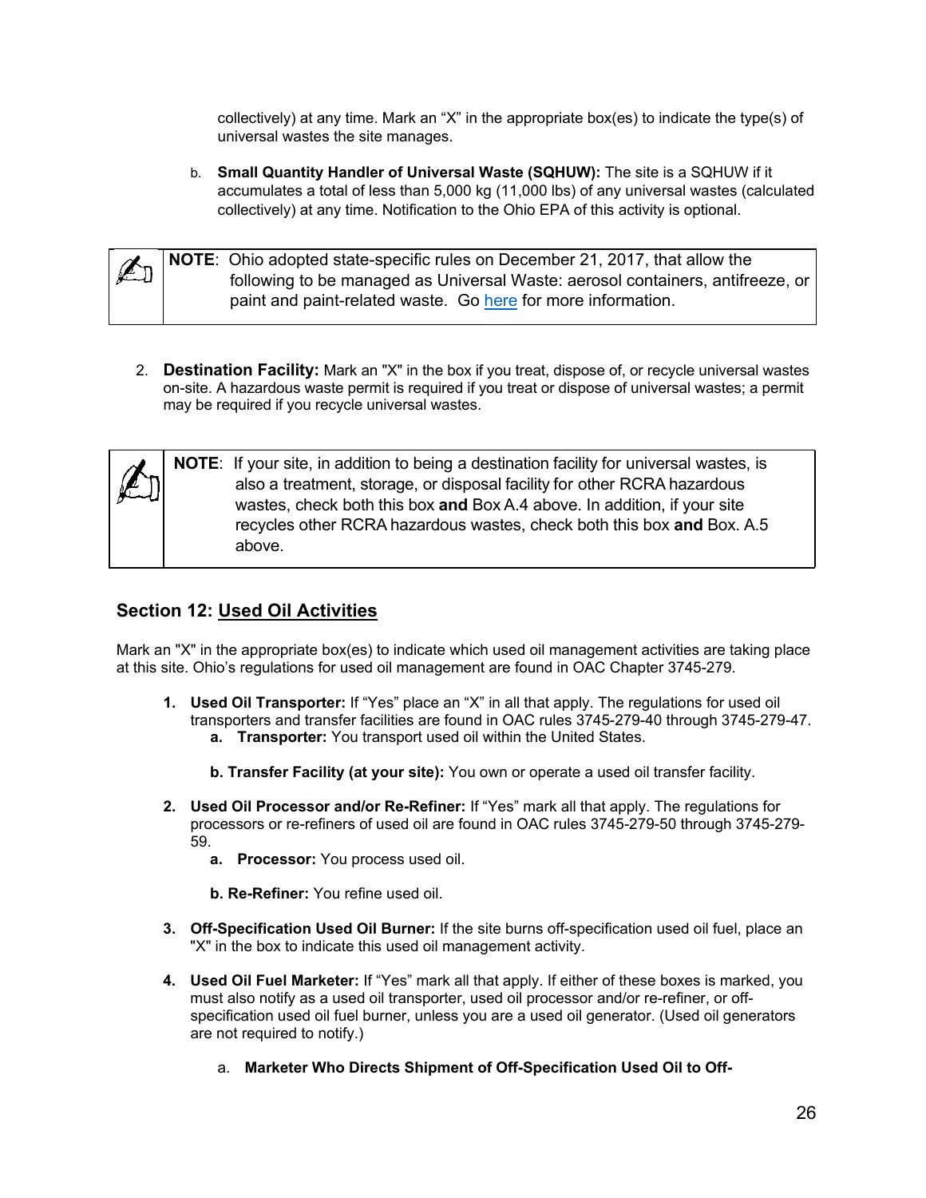collectively) at any time. Mark an "X" in the appropriate box(es) to indicate the type(s) of universal wastes the site manages.

b. **Small Quantity Handler of Universal Waste (SQHUW):** The site is a SQHUW if it accumulates a total of less than 5,000 kg (11,000 lbs) of any universal wastes (calculated collectively) at any time. Notification to the Ohio EPA of this activity is optional.

> **NOTE**: Ohio adopted state-specific rules on December 21, 2017, that allow the following to be managed as Universal Waste: aerosol containers, antifreeze, or paint and paint-related waste. Go [here]() for more information.

2. **Destination Facility:** Mark an "X" in the box if you treat, dispose of, or recycle universal wastes on-site. A hazardous waste permit is required if you treat or dispose of universal wastes; a permit may be required if you recycle universal wastes.

> **NOTE**: If your site, in addition to being a destination facility for universal wastes, is also a treatment, storage, or disposal facility for other RCRA hazardous wastes, check both this box **and** Box A.4 above. In addition, if your site recycles other RCRA hazardous wastes, check both this box **and** Box. A.5 above.

## Section 12: Used Oil Activities

Mark an "X" in the appropriate box(es) to indicate which used oil management activities are taking place at this site. Ohio's regulations for used oil management are found in OAC Chapter 3745-279.

1. **Used Oil Transporter:** If "Yes" place an "X" in all that apply. The regulations for used oil transporters and transfer facilities are found in OAC rules 3745-279-40 through 3745-279-47.
   - **a. Transporter:** You transport used oil within the United States.
   - **b. Transfer Facility (at your site):** You own or operate a used oil transfer facility.
2. **Used Oil Processor and/or Re-Refiner:** If "Yes" mark all that apply. The regulations for processors or re-refiners of used oil are found in OAC rules 3745-279-50 through 3745-279-59.
   - **a. Processor:** You process used oil.
   - **b. Re-Refiner:** You refine used oil.
3. **Off-Specification Used Oil Burner:** If the site burns off-specification used oil fuel, place an "X" in the box to indicate this used oil management activity.
4. **Used Oil Fuel Marketer:** If "Yes" mark all that apply. If either of these boxes is marked, you must also notify as a used oil transporter, used oil processor and/or re-refiner, or off-specification used oil fuel burner, unless you are a used oil generator. (Used oil generators are not required to notify.)
   - a. **Marketer Who Directs Shipment of Off-Specification Used Oil to Off-**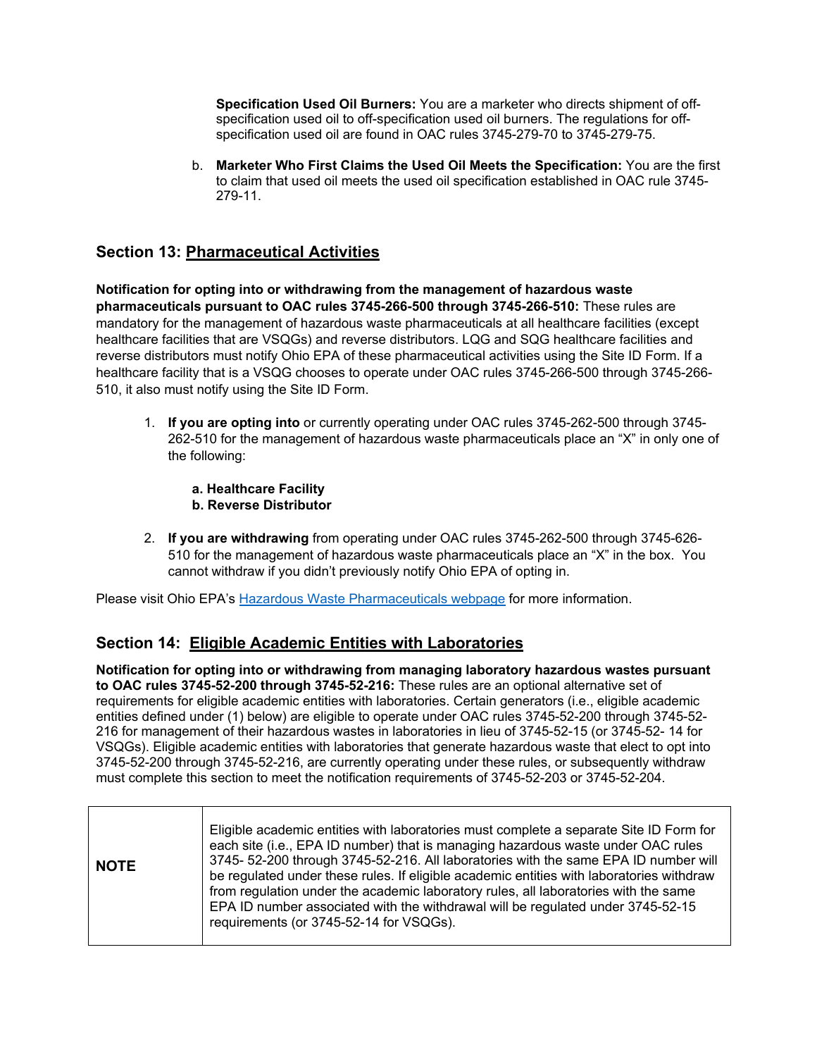**Specification Used Oil Burners:** You are a marketer who directs shipment of off-specification used oil to off-specification used oil burners. The regulations for off-specification used oil are found in OAC rules 3745-279-70 to 3745-279-75.

b. **Marketer Who First Claims the Used Oil Meets the Specification:** You are the first to claim that used oil meets the used oil specification established in OAC rule 3745-279-11.

## Section 13: Pharmaceutical Activities

**Notification for opting into or withdrawing from the management of hazardous waste pharmaceuticals pursuant to OAC rules 3745-266-500 through 3745-266-510:** These rules are mandatory for the management of hazardous waste pharmaceuticals at all healthcare facilities (except healthcare facilities that are VSQGs) and reverse distributors. LQG and SQG healthcare facilities and reverse distributors must notify Ohio EPA of these pharmaceutical activities using the Site ID Form. If a healthcare facility that is a VSQG chooses to operate under OAC rules 3745-266-500 through 3745-266-510, it also must notify using the Site ID Form.

1. **If you are opting into** or currently operating under OAC rules 3745-262-500 through 3745-262-510 for the management of hazardous waste pharmaceuticals place an "X" in only one of the following:

   **a. Healthcare Facility**
   **b. Reverse Distributor**

2. **If you are withdrawing** from operating under OAC rules 3745-262-500 through 3745-626-510 for the management of hazardous waste pharmaceuticals place an "X" in the box. You cannot withdraw if you didn't previously notify Ohio EPA of opting in.

Please visit Ohio EPA's Hazardous Waste Pharmaceuticals webpage for more information.

## Section 14: Eligible Academic Entities with Laboratories

**Notification for opting into or withdrawing from managing laboratory hazardous wastes pursuant to OAC rules 3745-52-200 through 3745-52-216:** These rules are an optional alternative set of requirements for eligible academic entities with laboratories. Certain generators (i.e., eligible academic entities defined under (1) below) are eligible to operate under OAC rules 3745-52-200 through 3745-52-216 for management of their hazardous wastes in laboratories in lieu of 3745-52-15 (or 3745-52- 14 for VSQGs). Eligible academic entities with laboratories that generate hazardous waste that elect to opt into 3745-52-200 through 3745-52-216, are currently operating under these rules, or subsequently withdraw must complete this section to meet the notification requirements of 3745-52-203 or 3745-52-204.

| **NOTE** | Eligible academic entities with laboratories must complete a separate Site ID Form for each site (i.e., EPA ID number) that is managing hazardous waste under OAC rules 3745- 52-200 through 3745-52-216. All laboratories with the same EPA ID number will be regulated under these rules. If eligible academic entities with laboratories withdraw from regulation under the academic laboratory rules, all laboratories with the same EPA ID number associated with the withdrawal will be regulated under 3745-52-15 requirements (or 3745-52-14 for VSQGs). |
|---|---|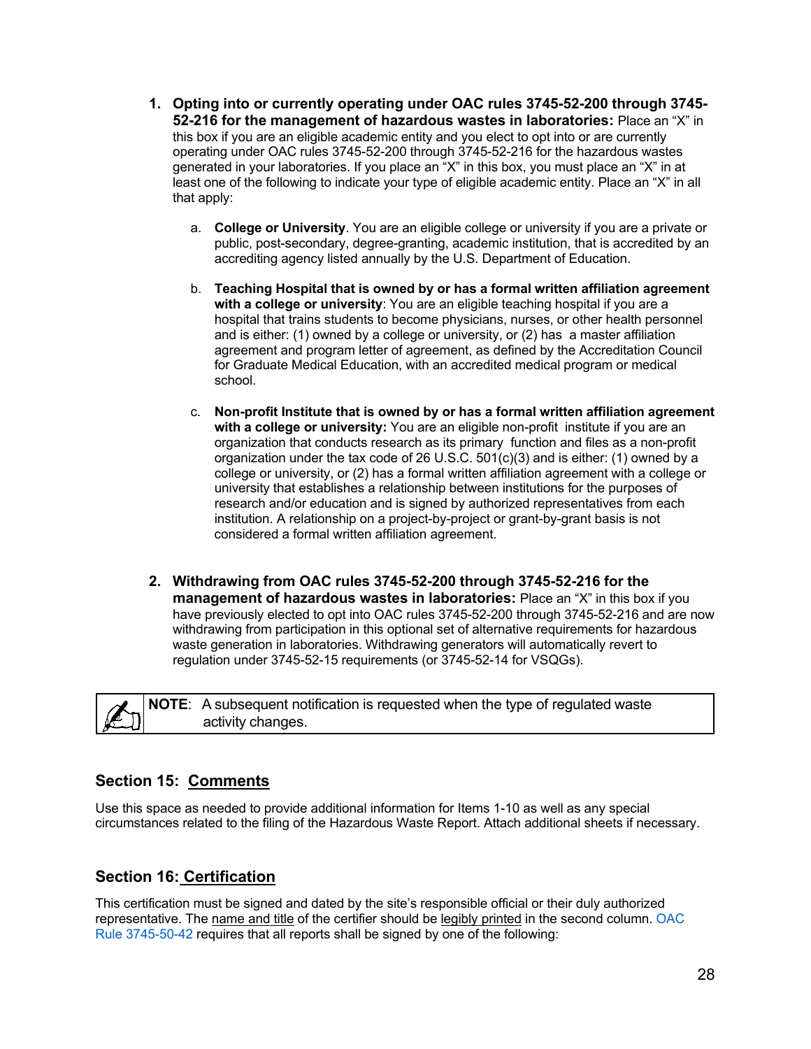1. **Opting into or currently operating under OAC rules 3745-52-200 through 3745-52-216 for the management of hazardous wastes in laboratories:** Place an "X" in this box if you are an eligible academic entity and you elect to opt into or are currently operating under OAC rules 3745-52-200 through 3745-52-216 for the hazardous wastes generated in your laboratories. If you place an "X" in this box, you must place an "X" in at least one of the following to indicate your type of eligible academic entity. Place an "X" in all that apply:

   a. **College or University**. You are an eligible college or university if you are a private or public, post-secondary, degree-granting, academic institution, that is accredited by an accrediting agency listed annually by the U.S. Department of Education.

   b. **Teaching Hospital that is owned by or has a formal written affiliation agreement with a college or university**: You are an eligible teaching hospital if you are a hospital that trains students to become physicians, nurses, or other health personnel and is either: (1) owned by a college or university, or (2) has a master affiliation agreement and program letter of agreement, as defined by the Accreditation Council for Graduate Medical Education, with an accredited medical program or medical school.

   c. **Non-profit Institute that is owned by or has a formal written affiliation agreement with a college or university:** You are an eligible non-profit institute if you are an organization that conducts research as its primary function and files as a non-profit organization under the tax code of 26 U.S.C. 501(c)(3) and is either: (1) owned by a college or university, or (2) has a formal written affiliation agreement with a college or university that establishes a relationship between institutions for the purposes of research and/or education and is signed by authorized representatives from each institution. A relationship on a project-by-project or grant-by-grant basis is not considered a formal written affiliation agreement.

2. **Withdrawing from OAC rules 3745-52-200 through 3745-52-216 for the management of hazardous wastes in laboratories:** Place an "X" in this box if you have previously elected to opt into OAC rules 3745-52-200 through 3745-52-216 and are now withdrawing from participation in this optional set of alternative requirements for hazardous waste generation in laboratories. Withdrawing generators will automatically revert to regulation under 3745-52-15 requirements (or 3745-52-14 for VSQGs).

> **NOTE**: A subsequent notification is requested when the type of regulated waste activity changes.

## Section 15: Comments

Use this space as needed to provide additional information for Items 1-10 as well as any special circumstances related to the filing of the Hazardous Waste Report. Attach additional sheets if necessary.

## Section 16: Certification

This certification must be signed and dated by the site's responsible official or their duly authorized representative. The name and title of the certifier should be legibly printed in the second column. OAC Rule 3745-50-42 requires that all reports shall be signed by one of the following: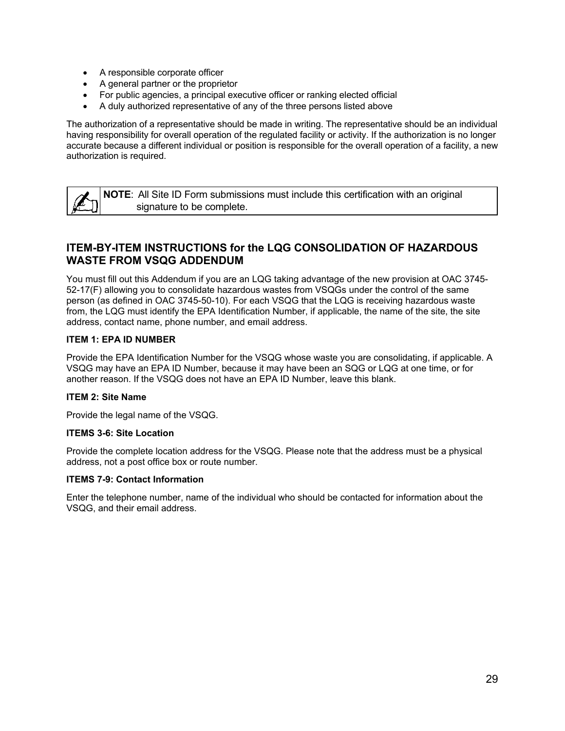- A responsible corporate officer
- A general partner or the proprietor
- For public agencies, a principal executive officer or ranking elected official
- A duly authorized representative of any of the three persons listed above

The authorization of a representative should be made in writing. The representative should be an individual having responsibility for overall operation of the regulated facility or activity. If the authorization is no longer accurate because a different individual or position is responsible for the overall operation of a facility, a new authorization is required.

> **NOTE**: All Site ID Form submissions must include this certification with an original signature to be complete.

## ITEM-BY-ITEM INSTRUCTIONS for the LQG CONSOLIDATION OF HAZARDOUS WASTE FROM VSQG ADDENDUM

You must fill out this Addendum if you are an LQG taking advantage of the new provision at OAC 3745-52-17(F) allowing you to consolidate hazardous wastes from VSQGs under the control of the same person (as defined in OAC 3745-50-10). For each VSQG that the LQG is receiving hazardous waste from, the LQG must identify the EPA Identification Number, if applicable, the name of the site, the site address, contact name, phone number, and email address.

**ITEM 1: EPA ID NUMBER**

Provide the EPA Identification Number for the VSQG whose waste you are consolidating, if applicable. A VSQG may have an EPA ID Number, because it may have been an SQG or LQG at one time, or for another reason. If the VSQG does not have an EPA ID Number, leave this blank.

**ITEM 2: Site Name**

Provide the legal name of the VSQG.

**ITEMS 3-6: Site Location**

Provide the complete location address for the VSQG. Please note that the address must be a physical address, not a post office box or route number.

**ITEMS 7-9: Contact Information**

Enter the telephone number, name of the individual who should be contacted for information about the VSQG, and their email address.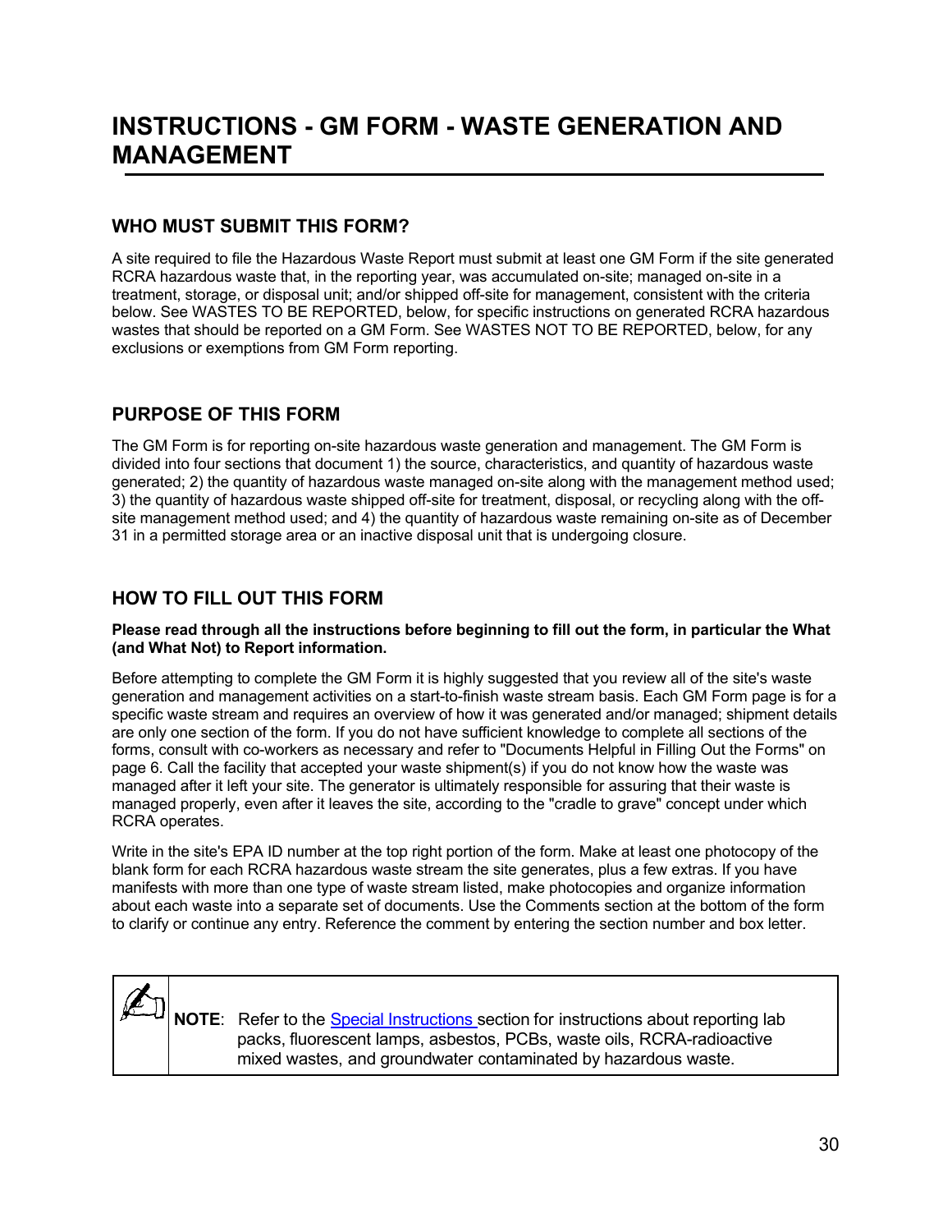# INSTRUCTIONS - GM FORM - WASTE GENERATION AND MANAGEMENT

## WHO MUST SUBMIT THIS FORM?

A site required to file the Hazardous Waste Report must submit at least one GM Form if the site generated RCRA hazardous waste that, in the reporting year, was accumulated on-site; managed on-site in a treatment, storage, or disposal unit; and/or shipped off-site for management, consistent with the criteria below. See WASTES TO BE REPORTED, below, for specific instructions on generated RCRA hazardous wastes that should be reported on a GM Form. See WASTES NOT TO BE REPORTED, below, for any exclusions or exemptions from GM Form reporting.

## PURPOSE OF THIS FORM

The GM Form is for reporting on-site hazardous waste generation and management. The GM Form is divided into four sections that document 1) the source, characteristics, and quantity of hazardous waste generated; 2) the quantity of hazardous waste managed on-site along with the management method used; 3) the quantity of hazardous waste shipped off-site for treatment, disposal, or recycling along with the off-site management method used; and 4) the quantity of hazardous waste remaining on-site as of December 31 in a permitted storage area or an inactive disposal unit that is undergoing closure.

## HOW TO FILL OUT THIS FORM

**Please read through all the instructions before beginning to fill out the form, in particular the What (and What Not) to Report information.**

Before attempting to complete the GM Form it is highly suggested that you review all of the site's waste generation and management activities on a start-to-finish waste stream basis. Each GM Form page is for a specific waste stream and requires an overview of how it was generated and/or managed; shipment details are only one section of the form. If you do not have sufficient knowledge to complete all sections of the forms, consult with co-workers as necessary and refer to "Documents Helpful in Filling Out the Forms" on page 6. Call the facility that accepted your waste shipment(s) if you do not know how the waste was managed after it left your site. The generator is ultimately responsible for assuring that their waste is managed properly, even after it leaves the site, according to the "cradle to grave" concept under which RCRA operates.

Write in the site's EPA ID number at the top right portion of the form. Make at least one photocopy of the blank form for each RCRA hazardous waste stream the site generates, plus a few extras. If you have manifests with more than one type of waste stream listed, make photocopies and organize information about each waste into a separate set of documents. Use the Comments section at the bottom of the form to clarify or continue any entry. Reference the comment by entering the section number and box letter.

> **NOTE**: Refer to the Special Instructions section for instructions about reporting lab packs, fluorescent lamps, asbestos, PCBs, waste oils, RCRA-radioactive mixed wastes, and groundwater contaminated by hazardous waste.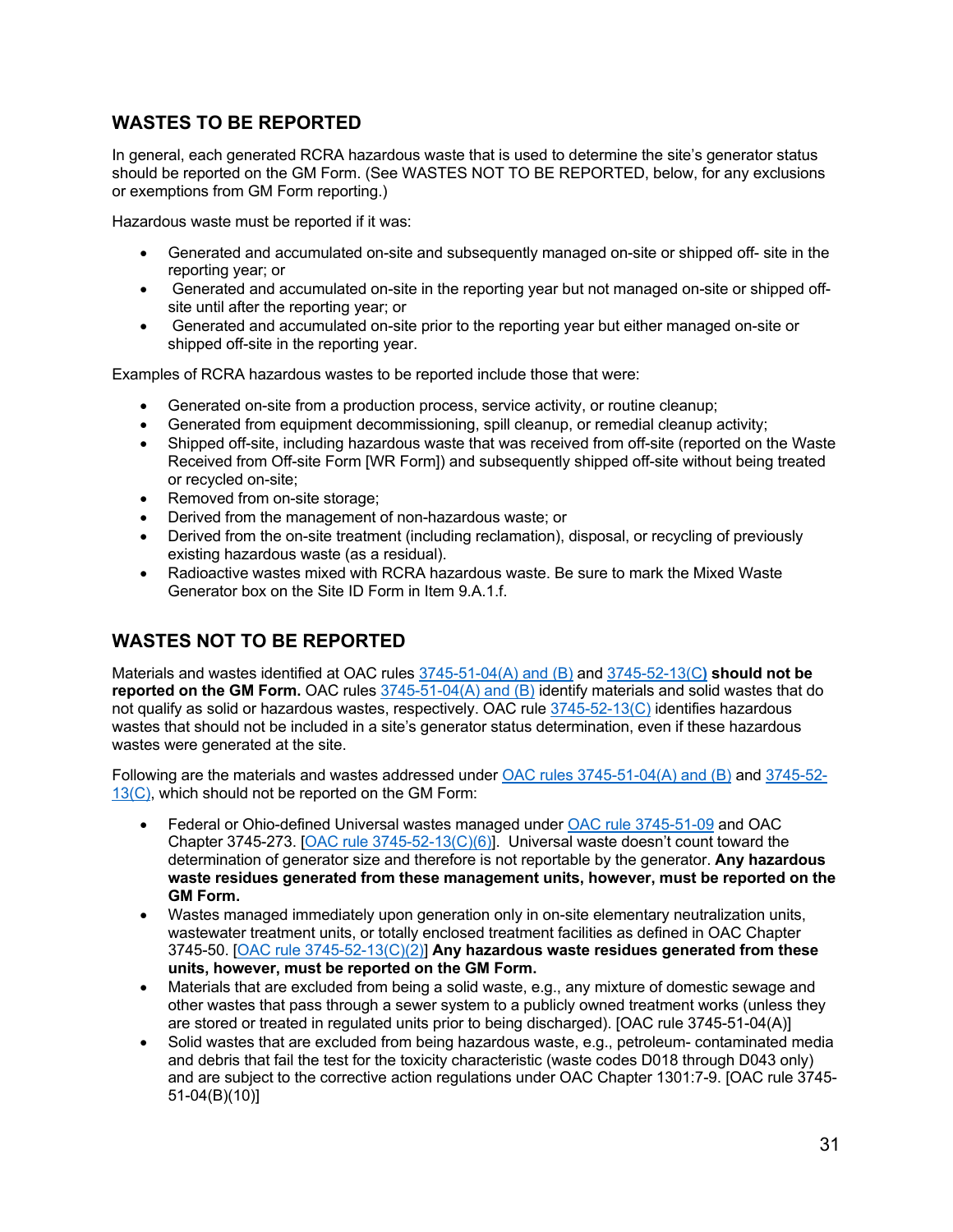## WASTES TO BE REPORTED

In general, each generated RCRA hazardous waste that is used to determine the site's generator status should be reported on the GM Form. (See WASTES NOT TO BE REPORTED, below, for any exclusions or exemptions from GM Form reporting.)

Hazardous waste must be reported if it was:

- Generated and accumulated on-site and subsequently managed on-site or shipped off- site in the reporting year; or
- Generated and accumulated on-site in the reporting year but not managed on-site or shipped off-site until after the reporting year; or
- Generated and accumulated on-site prior to the reporting year but either managed on-site or shipped off-site in the reporting year.

Examples of RCRA hazardous wastes to be reported include those that were:

- Generated on-site from a production process, service activity, or routine cleanup;
- Generated from equipment decommissioning, spill cleanup, or remedial cleanup activity;
- Shipped off-site, including hazardous waste that was received from off-site (reported on the Waste Received from Off-site Form [WR Form]) and subsequently shipped off-site without being treated or recycled on-site;
- Removed from on-site storage;
- Derived from the management of non-hazardous waste; or
- Derived from the on-site treatment (including reclamation), disposal, or recycling of previously existing hazardous waste (as a residual).
- Radioactive wastes mixed with RCRA hazardous waste. Be sure to mark the Mixed Waste Generator box on the Site ID Form in Item 9.A.1.f.

## WASTES NOT TO BE REPORTED

Materials and wastes identified at OAC rules 3745-51-04(A) and (B) and 3745-52-13(C) **should not be reported on the GM Form.** OAC rules 3745-51-04(A) and (B) identify materials and solid wastes that do not qualify as solid or hazardous wastes, respectively. OAC rule 3745-52-13(C) identifies hazardous wastes that should not be included in a site's generator status determination, even if these hazardous wastes were generated at the site.

Following are the materials and wastes addressed under OAC rules 3745-51-04(A) and (B) and 3745-52-13(C), which should not be reported on the GM Form:

- Federal or Ohio-defined Universal wastes managed under OAC rule 3745-51-09 and OAC Chapter 3745-273. [OAC rule 3745-52-13(C)(6)]. Universal waste doesn't count toward the determination of generator size and therefore is not reportable by the generator. **Any hazardous waste residues generated from these management units, however, must be reported on the GM Form.**
- Wastes managed immediately upon generation only in on-site elementary neutralization units, wastewater treatment units, or totally enclosed treatment facilities as defined in OAC Chapter 3745-50. [OAC rule 3745-52-13(C)(2)] **Any hazardous waste residues generated from these units, however, must be reported on the GM Form.**
- Materials that are excluded from being a solid waste, e.g., any mixture of domestic sewage and other wastes that pass through a sewer system to a publicly owned treatment works (unless they are stored or treated in regulated units prior to being discharged). [OAC rule 3745-51-04(A)]
- Solid wastes that are excluded from being hazardous waste, e.g., petroleum- contaminated media and debris that fail the test for the toxicity characteristic (waste codes D018 through D043 only) and are subject to the corrective action regulations under OAC Chapter 1301:7-9. [OAC rule 3745-51-04(B)(10)]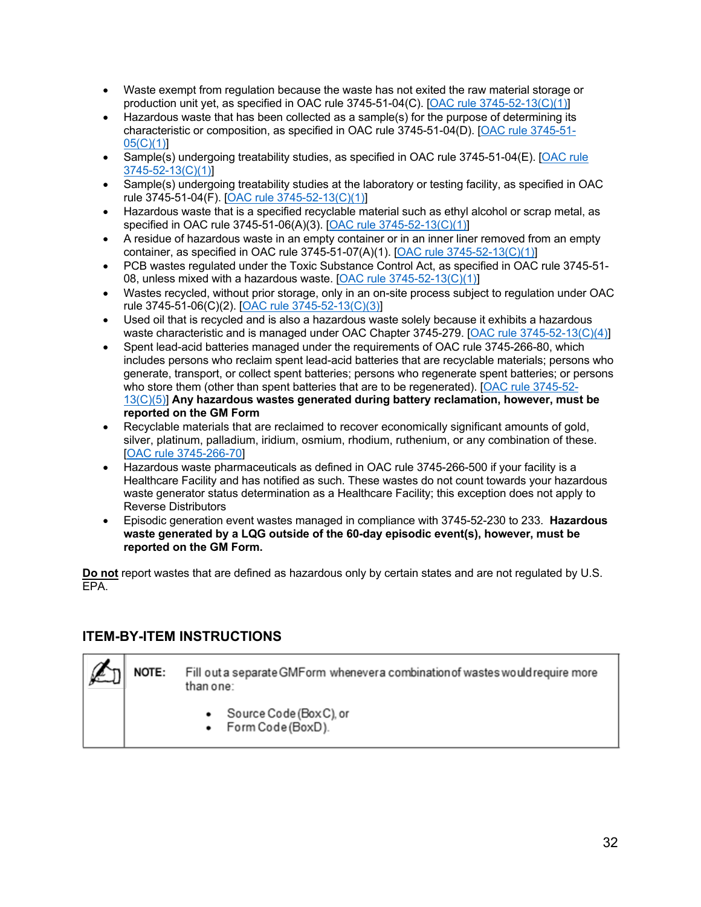- Waste exempt from regulation because the waste has not exited the raw material storage or production unit yet, as specified in OAC rule 3745-51-04(C). [OAC rule 3745-52-13(C)(1)]
- Hazardous waste that has been collected as a sample(s) for the purpose of determining its characteristic or composition, as specified in OAC rule 3745-51-04(D). [OAC rule 3745-51-05(C)(1)]
- Sample(s) undergoing treatability studies, as specified in OAC rule 3745-51-04(E). [OAC rule 3745-52-13(C)(1)]
- Sample(s) undergoing treatability studies at the laboratory or testing facility, as specified in OAC rule 3745-51-04(F). [OAC rule 3745-52-13(C)(1)]
- Hazardous waste that is a specified recyclable material such as ethyl alcohol or scrap metal, as specified in OAC rule 3745-51-06(A)(3). [OAC rule 3745-52-13(C)(1)]
- A residue of hazardous waste in an empty container or in an inner liner removed from an empty container, as specified in OAC rule 3745-51-07(A)(1). [OAC rule 3745-52-13(C)(1)]
- PCB wastes regulated under the Toxic Substance Control Act, as specified in OAC rule 3745-51-08, unless mixed with a hazardous waste. [OAC rule 3745-52-13(C)(1)]
- Wastes recycled, without prior storage, only in an on-site process subject to regulation under OAC rule 3745-51-06(C)(2). [OAC rule 3745-52-13(C)(3)]
- Used oil that is recycled and is also a hazardous waste solely because it exhibits a hazardous waste characteristic and is managed under OAC Chapter 3745-279. [OAC rule 3745-52-13(C)(4)]
- Spent lead-acid batteries managed under the requirements of OAC rule 3745-266-80, which includes persons who reclaim spent lead-acid batteries that are recyclable materials; persons who generate, transport, or collect spent batteries; persons who regenerate spent batteries; or persons who store them (other than spent batteries that are to be regenerated). [OAC rule 3745-52-13(C)(5)] **Any hazardous wastes generated during battery reclamation, however, must be reported on the GM Form**
- Recyclable materials that are reclaimed to recover economically significant amounts of gold, silver, platinum, palladium, iridium, osmium, rhodium, ruthenium, or any combination of these. [OAC rule 3745-266-70]
- Hazardous waste pharmaceuticals as defined in OAC rule 3745-266-500 if your facility is a Healthcare Facility and has notified as such. These wastes do not count towards your hazardous waste generator status determination as a Healthcare Facility; this exception does not apply to Reverse Distributors
- Episodic generation event wastes managed in compliance with 3745-52-230 to 233. **Hazardous waste generated by a LQG outside of the 60-day episodic event(s), however, must be reported on the GM Form.**

**Do not** report wastes that are defined as hazardous only by certain states and are not regulated by U.S. EPA.

## ITEM-BY-ITEM INSTRUCTIONS

**NOTE:** Fill out a separate GM Form whenever a combination of wastes would require more than one:

- Source Code (Box C), or
- Form Code (Box D).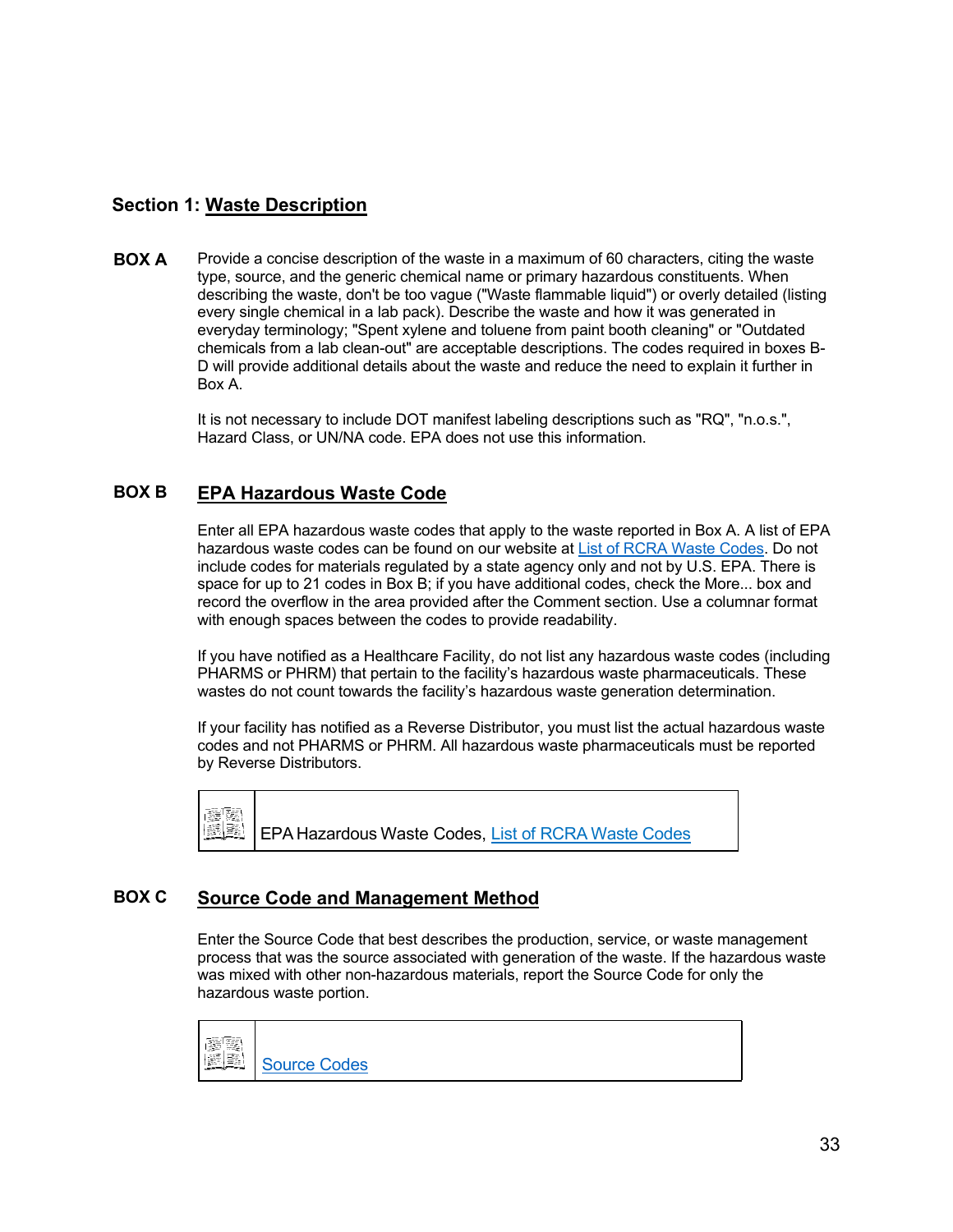## Section 1: Waste Description

**BOX A** Provide a concise description of the waste in a maximum of 60 characters, citing the waste type, source, and the generic chemical name or primary hazardous constituents. When describing the waste, don't be too vague ("Waste flammable liquid") or overly detailed (listing every single chemical in a lab pack). Describe the waste and how it was generated in everyday terminology; "Spent xylene and toluene from paint booth cleaning" or "Outdated chemicals from a lab clean-out" are acceptable descriptions. The codes required in boxes B-D will provide additional details about the waste and reduce the need to explain it further in Box A.

It is not necessary to include DOT manifest labeling descriptions such as "RQ", "n.o.s.", Hazard Class, or UN/NA code. EPA does not use this information.

### BOX B EPA Hazardous Waste Code

Enter all EPA hazardous waste codes that apply to the waste reported in Box A. A list of EPA hazardous waste codes can be found on our website at List of RCRA Waste Codes. Do not include codes for materials regulated by a state agency only and not by U.S. EPA. There is space for up to 21 codes in Box B; if you have additional codes, check the More... box and record the overflow in the area provided after the Comment section. Use a columnar format with enough spaces between the codes to provide readability.

If you have notified as a Healthcare Facility, do not list any hazardous waste codes (including PHARMS or PHRM) that pertain to the facility's hazardous waste pharmaceuticals. These wastes do not count towards the facility's hazardous waste generation determination.

If your facility has notified as a Reverse Distributor, you must list the actual hazardous waste codes and not PHARMS or PHRM. All hazardous waste pharmaceuticals must be reported by Reverse Distributors.

| | |
|---|---|
| | EPA Hazardous Waste Codes, List of RCRA Waste Codes |

### BOX C Source Code and Management Method

Enter the Source Code that best describes the production, service, or waste management process that was the source associated with generation of the waste. If the hazardous waste was mixed with other non-hazardous materials, report the Source Code for only the hazardous waste portion.

| | |
|---|---|
| | Source Codes |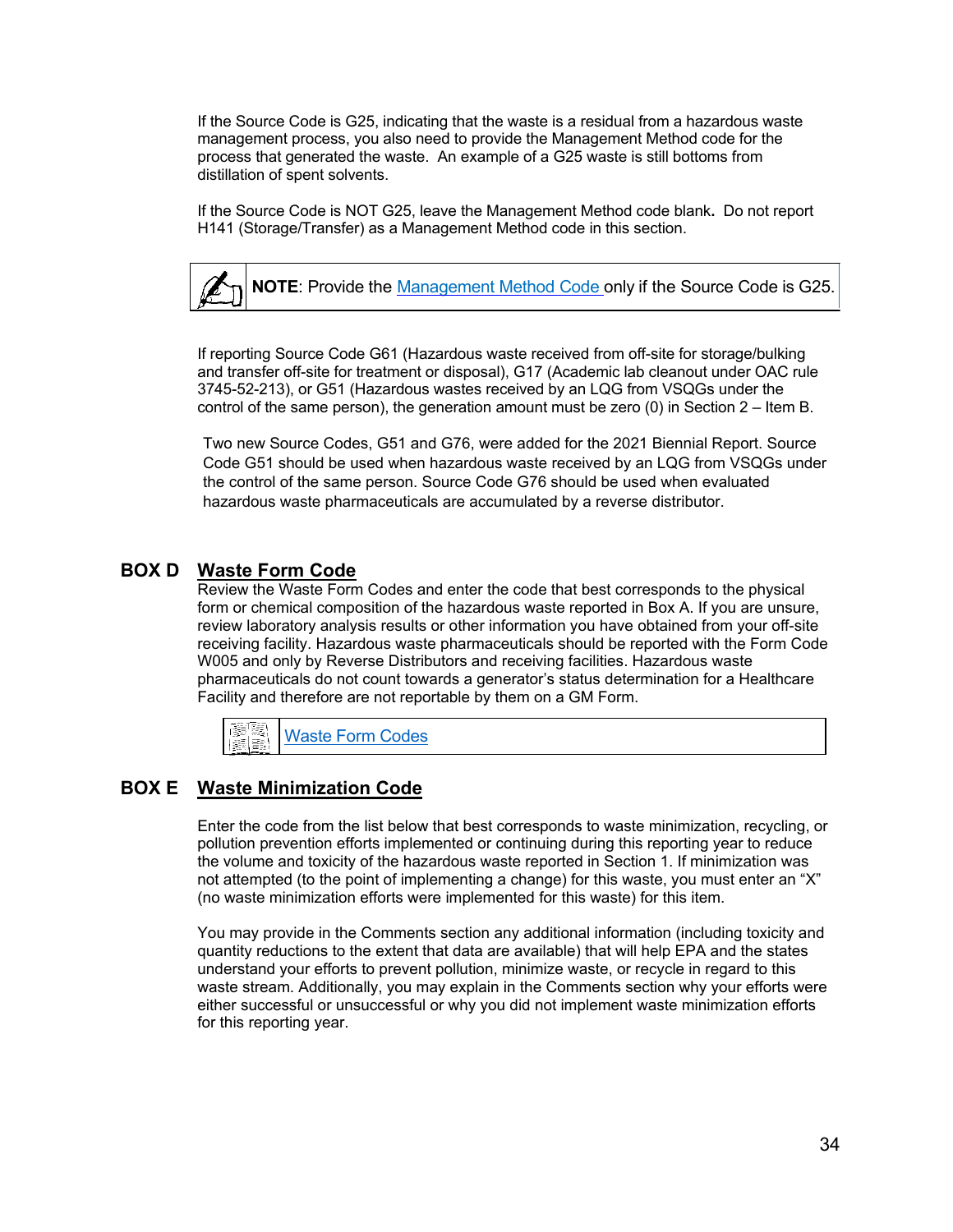If the Source Code is G25, indicating that the waste is a residual from a hazardous waste management process, you also need to provide the Management Method code for the process that generated the waste. An example of a G25 waste is still bottoms from distillation of spent solvents.

If the Source Code is NOT G25, leave the Management Method code blank. Do not report H141 (Storage/Transfer) as a Management Method code in this section.

> **NOTE**: Provide the Management Method Code only if the Source Code is G25.

If reporting Source Code G61 (Hazardous waste received from off-site for storage/bulking and transfer off-site for treatment or disposal), G17 (Academic lab cleanout under OAC rule 3745-52-213), or G51 (Hazardous wastes received by an LQG from VSQGs under the control of the same person), the generation amount must be zero (0) in Section 2 – Item B.

Two new Source Codes, G51 and G76, were added for the 2021 Biennial Report. Source Code G51 should be used when hazardous waste received by an LQG from VSQGs under the control of the same person. Source Code G76 should be used when evaluated hazardous waste pharmaceuticals are accumulated by a reverse distributor.

## BOX D Waste Form Code

Review the Waste Form Codes and enter the code that best corresponds to the physical form or chemical composition of the hazardous waste reported in Box A. If you are unsure, review laboratory analysis results or other information you have obtained from your off-site receiving facility. Hazardous waste pharmaceuticals should be reported with the Form Code W005 and only by Reverse Distributors and receiving facilities. Hazardous waste pharmaceuticals do not count towards a generator's status determination for a Healthcare Facility and therefore are not reportable by them on a GM Form.

> Waste Form Codes

## BOX E Waste Minimization Code

Enter the code from the list below that best corresponds to waste minimization, recycling, or pollution prevention efforts implemented or continuing during this reporting year to reduce the volume and toxicity of the hazardous waste reported in Section 1. If minimization was not attempted (to the point of implementing a change) for this waste, you must enter an "X" (no waste minimization efforts were implemented for this waste) for this item.

You may provide in the Comments section any additional information (including toxicity and quantity reductions to the extent that data are available) that will help EPA and the states understand your efforts to prevent pollution, minimize waste, or recycle in regard to this waste stream. Additionally, you may explain in the Comments section why your efforts were either successful or unsuccessful or why you did not implement waste minimization efforts for this reporting year.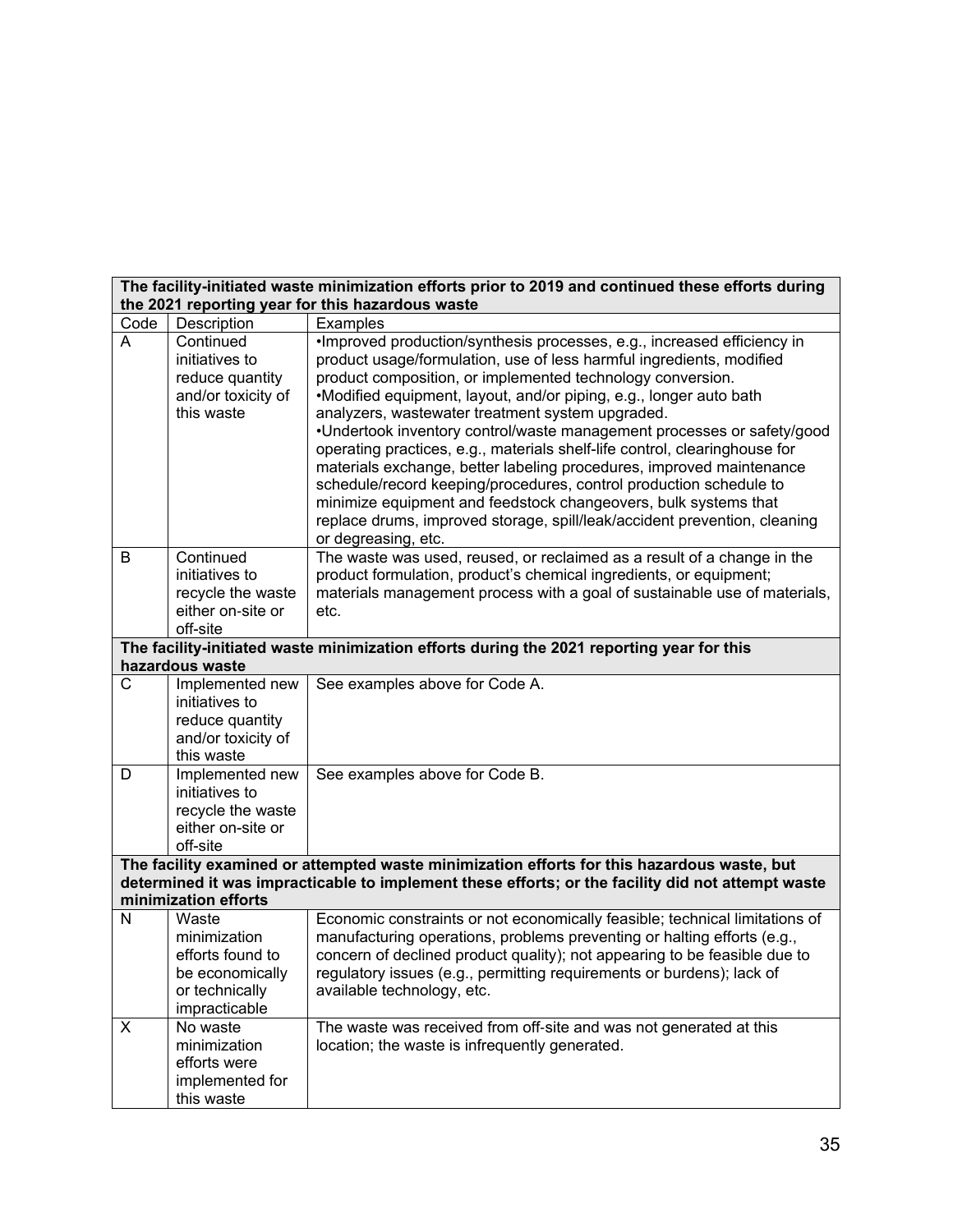| Code | Description | Examples |
|---|---|---|
| **The facility-initiated waste minimization efforts prior to 2019 and continued these efforts during the 2021 reporting year for this hazardous waste** | | |
| A | Continued initiatives to reduce quantity and/or toxicity of this waste | •Improved production/synthesis processes, e.g., increased efficiency in product usage/formulation, use of less harmful ingredients, modified product composition, or implemented technology conversion.<br>•Modified equipment, layout, and/or piping, e.g., longer auto bath analyzers, wastewater treatment system upgraded.<br>•Undertook inventory control/waste management processes or safety/good operating practices, e.g., materials shelf-life control, clearinghouse for materials exchange, better labeling procedures, improved maintenance schedule/record keeping/procedures, control production schedule to minimize equipment and feedstock changeovers, bulk systems that replace drums, improved storage, spill/leak/accident prevention, cleaning or degreasing, etc. |
| B | Continued initiatives to recycle the waste either on-site or off-site | The waste was used, reused, or reclaimed as a result of a change in the product formulation, product's chemical ingredients, or equipment; materials management process with a goal of sustainable use of materials, etc. |
| **The facility-initiated waste minimization efforts during the 2021 reporting year for this hazardous waste** | | |
| C | Implemented new initiatives to reduce quantity and/or toxicity of this waste | See examples above for Code A. |
| D | Implemented new initiatives to recycle the waste either on-site or off-site | See examples above for Code B. |
| **The facility examined or attempted waste minimization efforts for this hazardous waste, but determined it was impracticable to implement these efforts; or the facility did not attempt waste minimization efforts** | | |
| N | Waste minimization efforts found to be economically or technically impracticable | Economic constraints or not economically feasible; technical limitations of manufacturing operations, problems preventing or halting efforts (e.g., concern of declined product quality); not appearing to be feasible due to regulatory issues (e.g., permitting requirements or burdens); lack of available technology, etc. |
| X | No waste minimization efforts were implemented for this waste | The waste was received from off-site and was not generated at this location; the waste is infrequently generated. |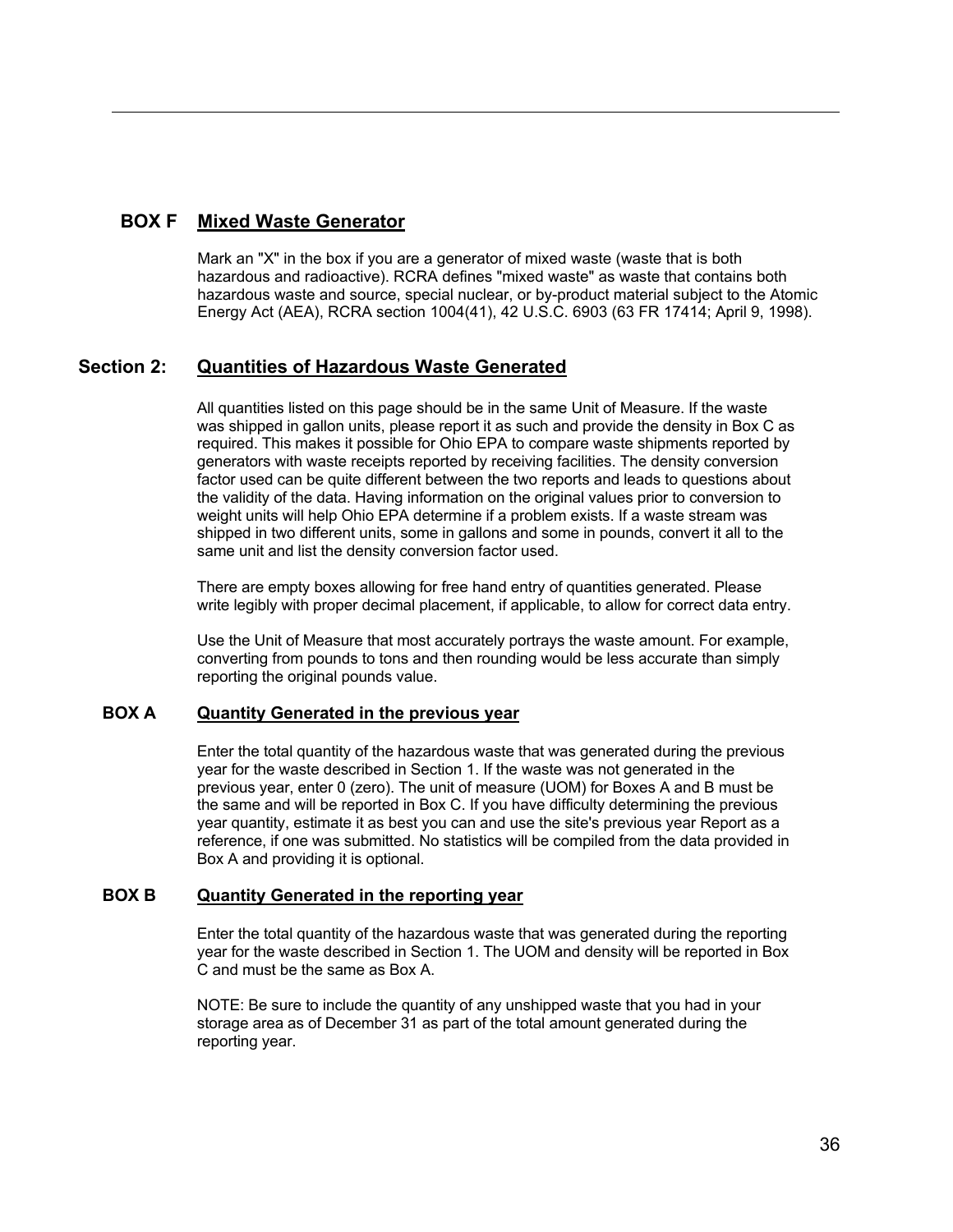### BOX F Mixed Waste Generator

Mark an "X" in the box if you are a generator of mixed waste (waste that is both hazardous and radioactive). RCRA defines "mixed waste" as waste that contains both hazardous waste and source, special nuclear, or by-product material subject to the Atomic Energy Act (AEA), RCRA section 1004(41), 42 U.S.C. 6903 (63 FR 17414; April 9, 1998).

## Section 2: Quantities of Hazardous Waste Generated

All quantities listed on this page should be in the same Unit of Measure. If the waste was shipped in gallon units, please report it as such and provide the density in Box C as required. This makes it possible for Ohio EPA to compare waste shipments reported by generators with waste receipts reported by receiving facilities. The density conversion factor used can be quite different between the two reports and leads to questions about the validity of the data. Having information on the original values prior to conversion to weight units will help Ohio EPA determine if a problem exists. If a waste stream was shipped in two different units, some in gallons and some in pounds, convert it all to the same unit and list the density conversion factor used.

There are empty boxes allowing for free hand entry of quantities generated. Please write legibly with proper decimal placement, if applicable, to allow for correct data entry.

Use the Unit of Measure that most accurately portrays the waste amount. For example, converting from pounds to tons and then rounding would be less accurate than simply reporting the original pounds value.

### BOX A Quantity Generated in the previous year

Enter the total quantity of the hazardous waste that was generated during the previous year for the waste described in Section 1. If the waste was not generated in the previous year, enter 0 (zero). The unit of measure (UOM) for Boxes A and B must be the same and will be reported in Box C. If you have difficulty determining the previous year quantity, estimate it as best you can and use the site's previous year Report as a reference, if one was submitted. No statistics will be compiled from the data provided in Box A and providing it is optional.

### BOX B Quantity Generated in the reporting year

Enter the total quantity of the hazardous waste that was generated during the reporting year for the waste described in Section 1. The UOM and density will be reported in Box C and must be the same as Box A.

NOTE: Be sure to include the quantity of any unshipped waste that you had in your storage area as of December 31 as part of the total amount generated during the reporting year.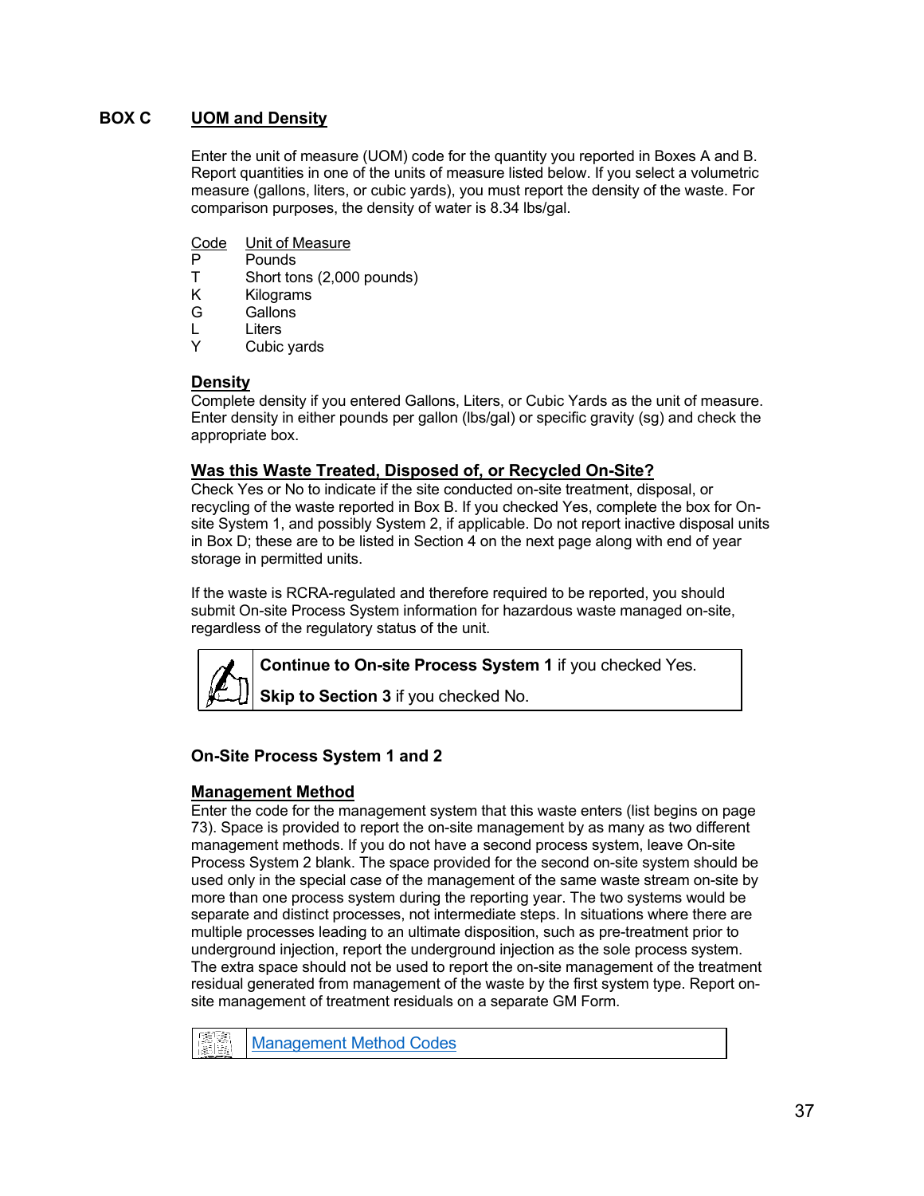## BOX C UOM and Density

Enter the unit of measure (UOM) code for the quantity you reported in Boxes A and B. Report quantities in one of the units of measure listed below. If you select a volumetric measure (gallons, liters, or cubic yards), you must report the density of the waste. For comparison purposes, the density of water is 8.34 lbs/gal.

| Code | Unit of Measure |
|---|---|
| P | Pounds |
| T | Short tons (2,000 pounds) |
| K | Kilograms |
| G | Gallons |
| L | Liters |
| Y | Cubic yards |

### Density

Complete density if you entered Gallons, Liters, or Cubic Yards as the unit of measure. Enter density in either pounds per gallon (lbs/gal) or specific gravity (sg) and check the appropriate box.

### Was this Waste Treated, Disposed of, or Recycled On-Site?

Check Yes or No to indicate if the site conducted on-site treatment, disposal, or recycling of the waste reported in Box B. If you checked Yes, complete the box for On-site System 1, and possibly System 2, if applicable. Do not report inactive disposal units in Box D; these are to be listed in Section 4 on the next page along with end of year storage in permitted units.

If the waste is RCRA-regulated and therefore required to be reported, you should submit On-site Process System information for hazardous waste managed on-site, regardless of the regulatory status of the unit.

> **Continue to On-site Process System 1** if you checked Yes.
>
> **Skip to Section 3** if you checked No.

### On-Site Process System 1 and 2

### Management Method

Enter the code for the management system that this waste enters (list begins on page 73). Space is provided to report the on-site management by as many as two different management methods. If you do not have a second process system, leave On-site Process System 2 blank. The space provided for the second on-site system should be used only in the special case of the management of the same waste stream on-site by more than one process system during the reporting year. The two systems would be separate and distinct processes, not intermediate steps. In situations where there are multiple processes leading to an ultimate disposition, such as pre-treatment prior to underground injection, report the underground injection as the sole process system. The extra space should not be used to report the on-site management of the treatment residual generated from management of the waste by the first system type. Report on-site management of treatment residuals on a separate GM Form.

> Management Method Codes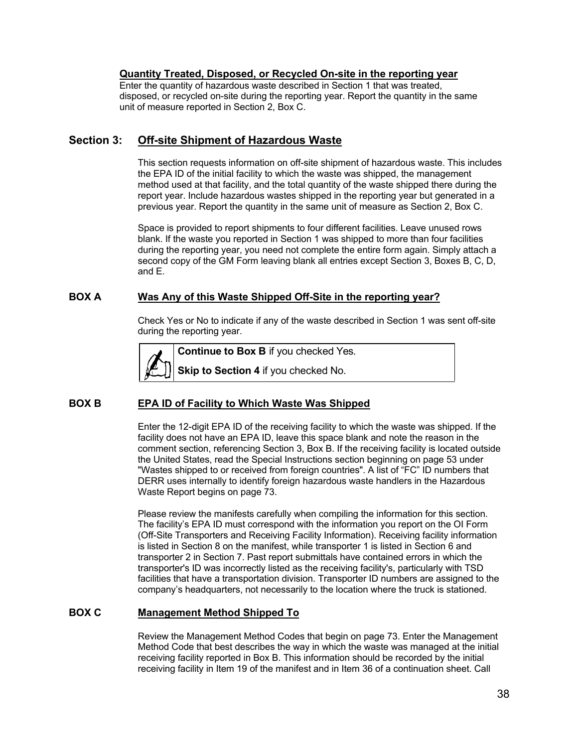**Quantity Treated, Disposed, or Recycled On-site in the reporting year**

Enter the quantity of hazardous waste described in Section 1 that was treated, disposed, or recycled on-site during the reporting year. Report the quantity in the same unit of measure reported in Section 2, Box C.

## Section 3: Off-site Shipment of Hazardous Waste

This section requests information on off-site shipment of hazardous waste. This includes the EPA ID of the initial facility to which the waste was shipped, the management method used at that facility, and the total quantity of the waste shipped there during the report year. Include hazardous wastes shipped in the reporting year but generated in a previous year. Report the quantity in the same unit of measure as Section 2, Box C.

Space is provided to report shipments to four different facilities. Leave unused rows blank. If the waste you reported in Section 1 was shipped to more than four facilities during the reporting year, you need not complete the entire form again. Simply attach a second copy of the GM Form leaving blank all entries except Section 3, Boxes B, C, D, and E.

### BOX A Was Any of this Waste Shipped Off-Site in the reporting year?

Check Yes or No to indicate if any of the waste described in Section 1 was sent off-site during the reporting year.

> **Continue to Box B** if you checked Yes.
>
> **Skip to Section 4** if you checked No.

### BOX B EPA ID of Facility to Which Waste Was Shipped

Enter the 12-digit EPA ID of the receiving facility to which the waste was shipped. If the facility does not have an EPA ID, leave this space blank and note the reason in the comment section, referencing Section 3, Box B. If the receiving facility is located outside the United States, read the Special Instructions section beginning on page 53 under "Wastes shipped to or received from foreign countries". A list of "FC" ID numbers that DERR uses internally to identify foreign hazardous waste handlers in the Hazardous Waste Report begins on page 73.

Please review the manifests carefully when compiling the information for this section. The facility's EPA ID must correspond with the information you report on the OI Form (Off-Site Transporters and Receiving Facility Information). Receiving facility information is listed in Section 8 on the manifest, while transporter 1 is listed in Section 6 and transporter 2 in Section 7. Past report submittals have contained errors in which the transporter's ID was incorrectly listed as the receiving facility's, particularly with TSD facilities that have a transportation division. Transporter ID numbers are assigned to the company's headquarters, not necessarily to the location where the truck is stationed.

### BOX C Management Method Shipped To

Review the Management Method Codes that begin on page 73. Enter the Management Method Code that best describes the way in which the waste was managed at the initial receiving facility reported in Box B. This information should be recorded by the initial receiving facility in Item 19 of the manifest and in Item 36 of a continuation sheet. Call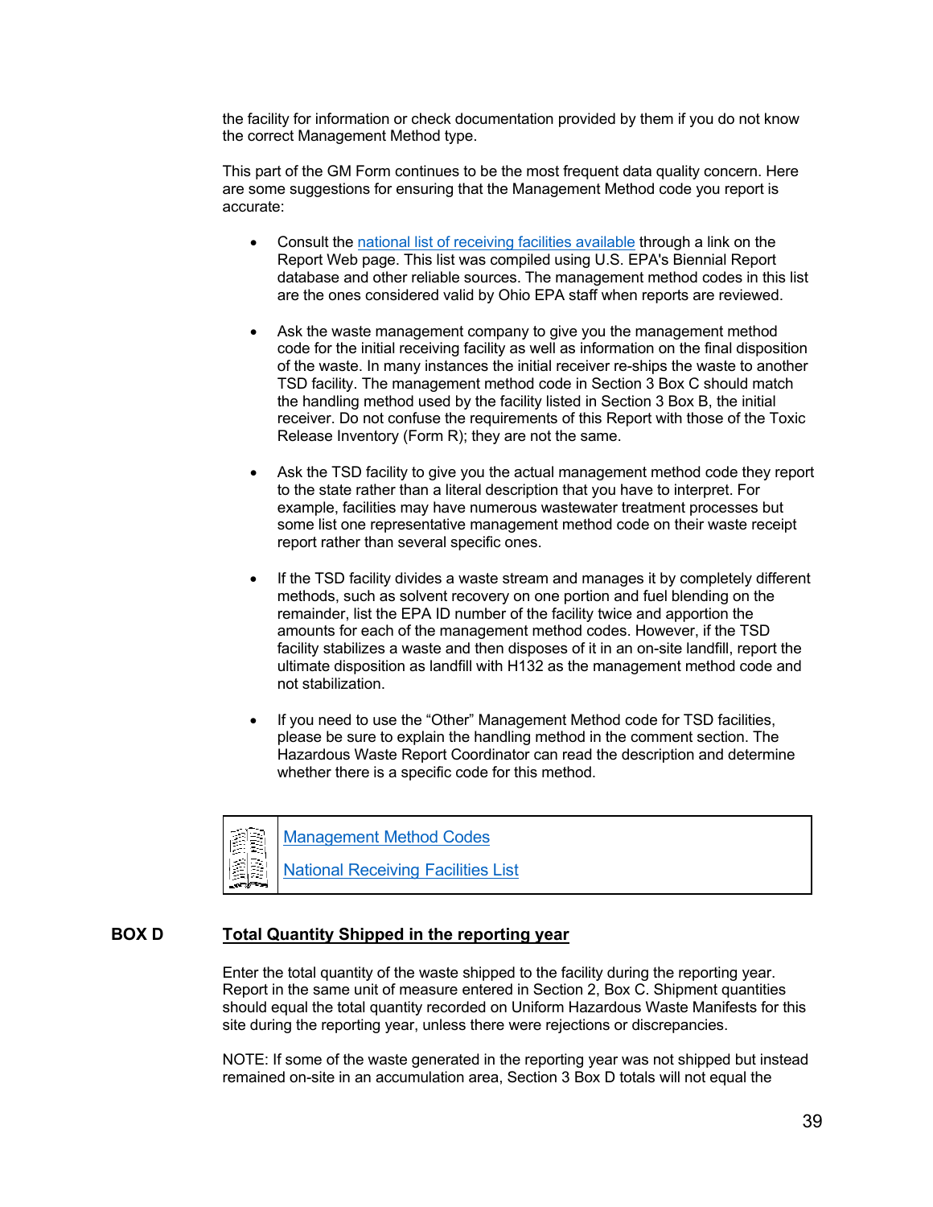the facility for information or check documentation provided by them if you do not know the correct Management Method type.

This part of the GM Form continues to be the most frequent data quality concern. Here are some suggestions for ensuring that the Management Method code you report is accurate:

- Consult the national list of receiving facilities available through a link on the Report Web page. This list was compiled using U.S. EPA's Biennial Report database and other reliable sources. The management method codes in this list are the ones considered valid by Ohio EPA staff when reports are reviewed.

- Ask the waste management company to give you the management method code for the initial receiving facility as well as information on the final disposition of the waste. In many instances the initial receiver re-ships the waste to another TSD facility. The management method code in Section 3 Box C should match the handling method used by the facility listed in Section 3 Box B, the initial receiver. Do not confuse the requirements of this Report with those of the Toxic Release Inventory (Form R); they are not the same.

- Ask the TSD facility to give you the actual management method code they report to the state rather than a literal description that you have to interpret. For example, facilities may have numerous wastewater treatment processes but some list one representative management method code on their waste receipt report rather than several specific ones.

- If the TSD facility divides a waste stream and manages it by completely different methods, such as solvent recovery on one portion and fuel blending on the remainder, list the EPA ID number of the facility twice and apportion the amounts for each of the management method codes. However, if the TSD facility stabilizes a waste and then disposes of it in an on-site landfill, report the ultimate disposition as landfill with H132 as the management method code and not stabilization.

- If you need to use the “Other” Management Method code for TSD facilities, please be sure to explain the handling method in the comment section. The Hazardous Waste Report Coordinator can read the description and determine whether there is a specific code for this method.

| | |
|---|---|
| | Management Method Codes<br>National Receiving Facilities List |

## BOX D **Total Quantity Shipped in the reporting year**

Enter the total quantity of the waste shipped to the facility during the reporting year. Report in the same unit of measure entered in Section 2, Box C. Shipment quantities should equal the total quantity recorded on Uniform Hazardous Waste Manifests for this site during the reporting year, unless there were rejections or discrepancies.

NOTE: If some of the waste generated in the reporting year was not shipped but instead remained on-site in an accumulation area, Section 3 Box D totals will not equal the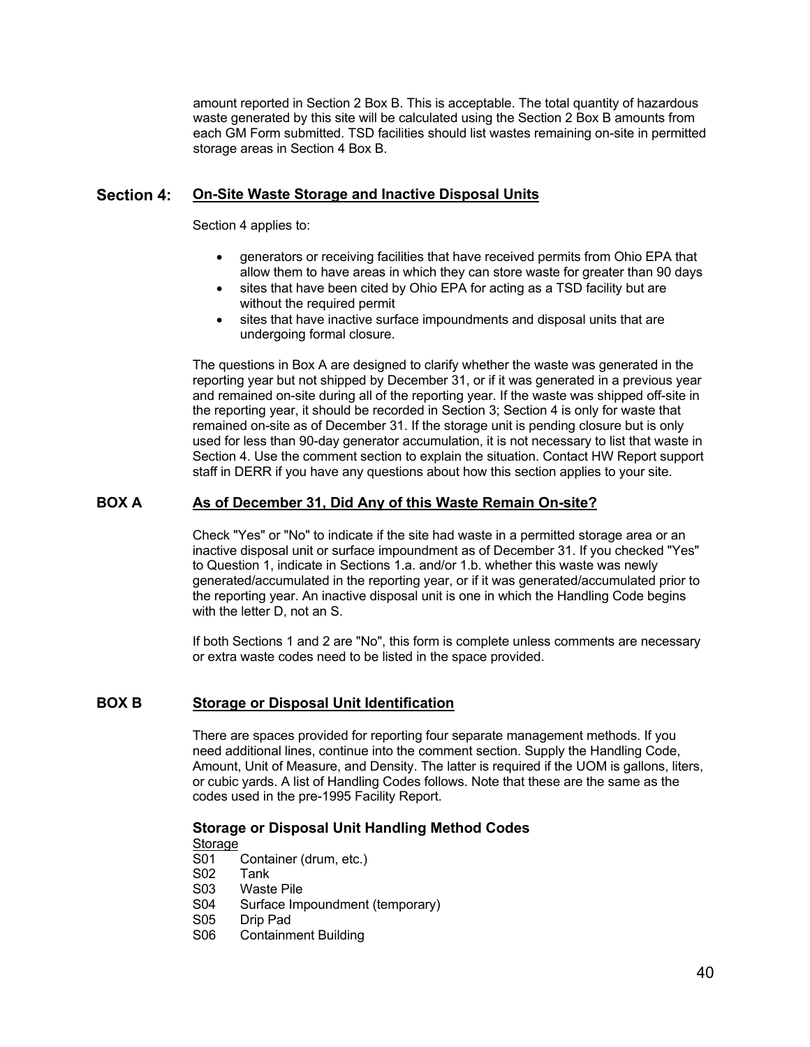amount reported in Section 2 Box B. This is acceptable. The total quantity of hazardous waste generated by this site will be calculated using the Section 2 Box B amounts from each GM Form submitted. TSD facilities should list wastes remaining on-site in permitted storage areas in Section 4 Box B.

## Section 4: On-Site Waste Storage and Inactive Disposal Units

Section 4 applies to:

- generators or receiving facilities that have received permits from Ohio EPA that allow them to have areas in which they can store waste for greater than 90 days
- sites that have been cited by Ohio EPA for acting as a TSD facility but are without the required permit
- sites that have inactive surface impoundments and disposal units that are undergoing formal closure.

The questions in Box A are designed to clarify whether the waste was generated in the reporting year but not shipped by December 31, or if it was generated in a previous year and remained on-site during all of the reporting year. If the waste was shipped off-site in the reporting year, it should be recorded in Section 3; Section 4 is only for waste that remained on-site as of December 31. If the storage unit is pending closure but is only used for less than 90-day generator accumulation, it is not necessary to list that waste in Section 4. Use the comment section to explain the situation. Contact HW Report support staff in DERR if you have any questions about how this section applies to your site.

### BOX A As of December 31, Did Any of this Waste Remain On-site?

Check "Yes" or "No" to indicate if the site had waste in a permitted storage area or an inactive disposal unit or surface impoundment as of December 31. If you checked "Yes" to Question 1, indicate in Sections 1.a. and/or 1.b. whether this waste was newly generated/accumulated in the reporting year, or if it was generated/accumulated prior to the reporting year. An inactive disposal unit is one in which the Handling Code begins with the letter D, not an S.

If both Sections 1 and 2 are "No", this form is complete unless comments are necessary or extra waste codes need to be listed in the space provided.

### BOX B Storage or Disposal Unit Identification

There are spaces provided for reporting four separate management methods. If you need additional lines, continue into the comment section. Supply the Handling Code, Amount, Unit of Measure, and Density. The latter is required if the UOM is gallons, liters, or cubic yards. A list of Handling Codes follows. Note that these are the same as the codes used in the pre-1995 Facility Report.

#### Storage or Disposal Unit Handling Method Codes

Storage

S01 Container (drum, etc.)
S02 Tank
S03 Waste Pile
S04 Surface Impoundment (temporary)
S05 Drip Pad
S06 Containment Building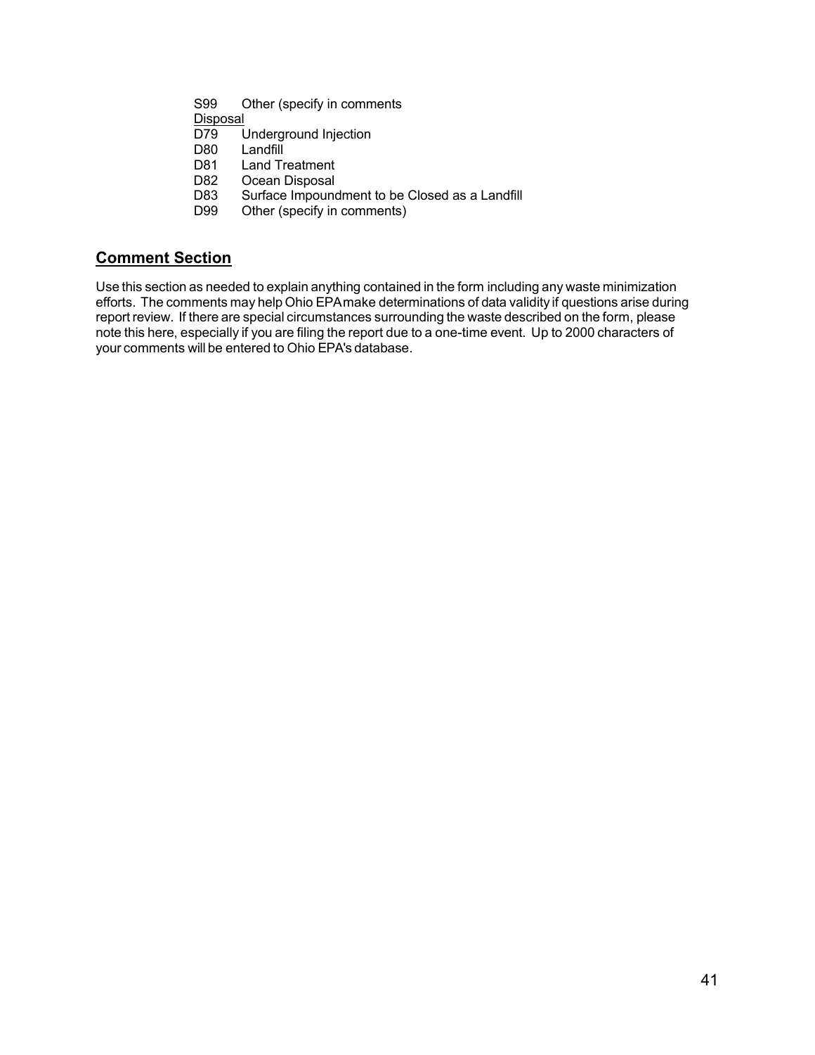S99 Other (specify in comments

<u>Disposal</u>

D79 Underground Injection
D80 Landfill
D81 Land Treatment
D82 Ocean Disposal
D83 Surface Impoundment to be Closed as a Landfill
D99 Other (specify in comments)

## Comment Section

Use this section as needed to explain anything contained in the form including any waste minimization efforts. The comments may help Ohio EPA make determinations of data validity if questions arise during report review. If there are special circumstances surrounding the waste described on the form, please note this here, especially if you are filing the report due to a one-time event. Up to 2000 characters of your comments will be entered to Ohio EPA's database.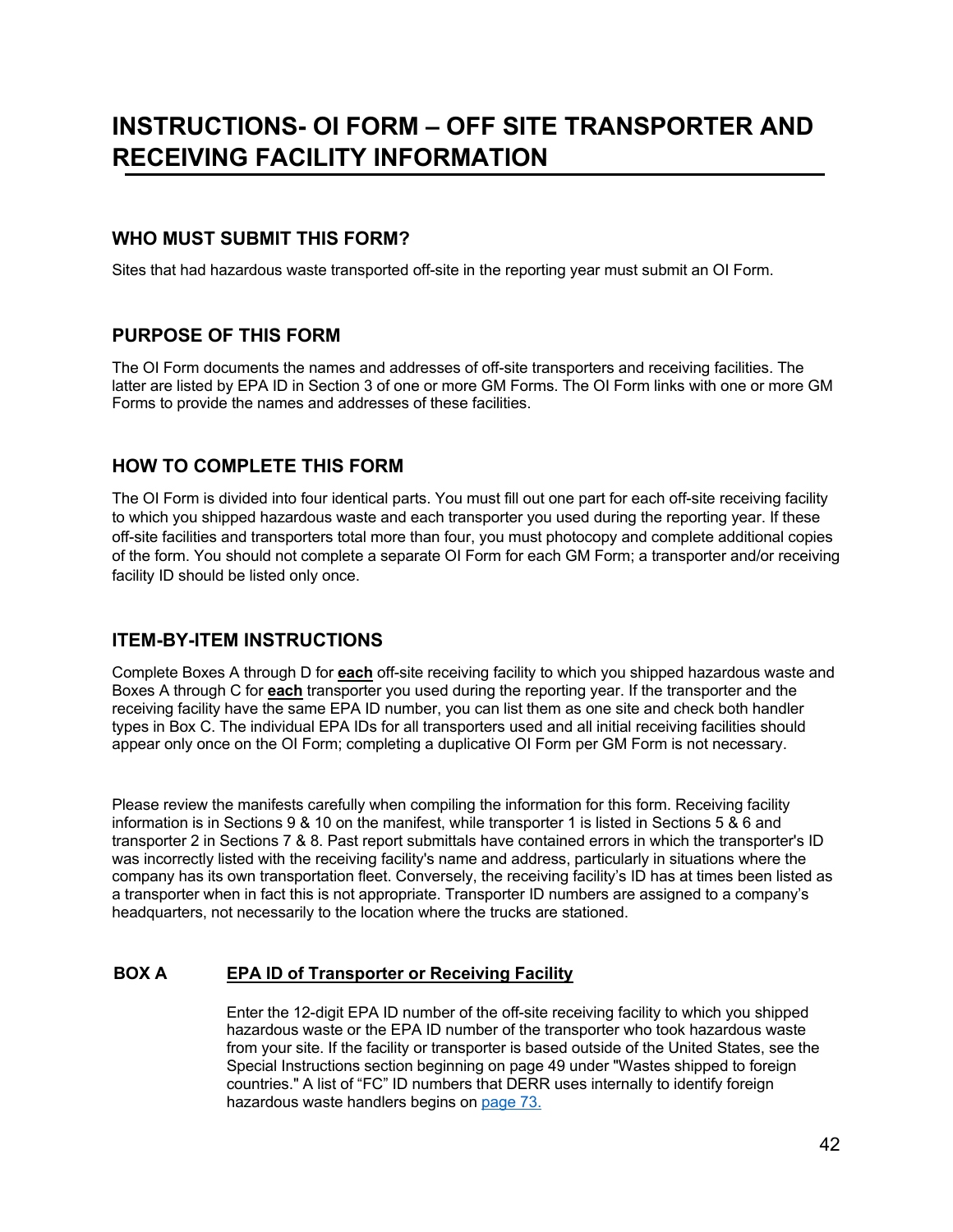# INSTRUCTIONS- OI FORM – OFF SITE TRANSPORTER AND RECEIVING FACILITY INFORMATION

## WHO MUST SUBMIT THIS FORM?

Sites that had hazardous waste transported off-site in the reporting year must submit an OI Form.

## PURPOSE OF THIS FORM

The OI Form documents the names and addresses of off-site transporters and receiving facilities. The latter are listed by EPA ID in Section 3 of one or more GM Forms. The OI Form links with one or more GM Forms to provide the names and addresses of these facilities.

## HOW TO COMPLETE THIS FORM

The OI Form is divided into four identical parts. You must fill out one part for each off-site receiving facility to which you shipped hazardous waste and each transporter you used during the reporting year. If these off-site facilities and transporters total more than four, you must photocopy and complete additional copies of the form. You should not complete a separate OI Form for each GM Form; a transporter and/or receiving facility ID should be listed only once.

## ITEM-BY-ITEM INSTRUCTIONS

Complete Boxes A through D for **each** off-site receiving facility to which you shipped hazardous waste and Boxes A through C for **each** transporter you used during the reporting year. If the transporter and the receiving facility have the same EPA ID number, you can list them as one site and check both handler types in Box C. The individual EPA IDs for all transporters used and all initial receiving facilities should appear only once on the OI Form; completing a duplicative OI Form per GM Form is not necessary.

Please review the manifests carefully when compiling the information for this form. Receiving facility information is in Sections 9 & 10 on the manifest, while transporter 1 is listed in Sections 5 & 6 and transporter 2 in Sections 7 & 8. Past report submittals have contained errors in which the transporter's ID was incorrectly listed with the receiving facility's name and address, particularly in situations where the company has its own transportation fleet. Conversely, the receiving facility's ID has at times been listed as a transporter when in fact this is not appropriate. Transporter ID numbers are assigned to a company's headquarters, not necessarily to the location where the trucks are stationed.

**BOX A** **EPA ID of Transporter or Receiving Facility**

Enter the 12-digit EPA ID number of the off-site receiving facility to which you shipped hazardous waste or the EPA ID number of the transporter who took hazardous waste from your site. If the facility or transporter is based outside of the United States, see the Special Instructions section beginning on page 49 under "Wastes shipped to foreign countries." A list of "FC" ID numbers that DERR uses internally to identify foreign hazardous waste handlers begins on page 73.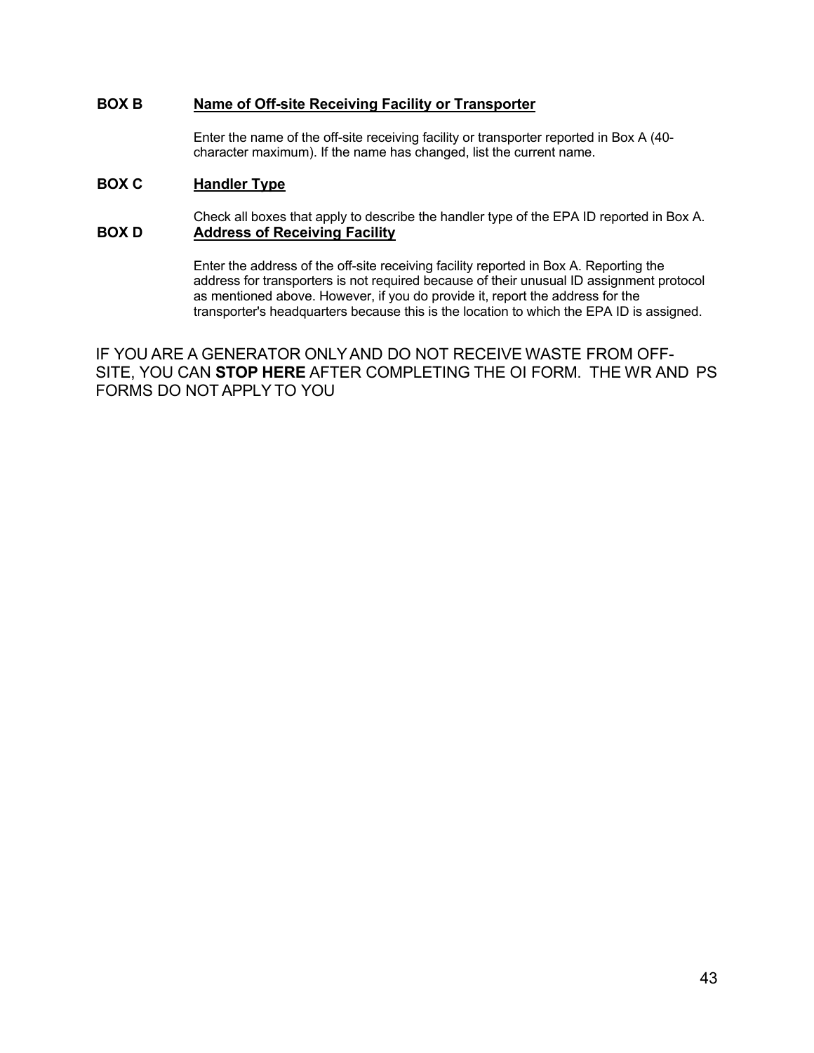**BOX B** **Name of Off-site Receiving Facility or Transporter**

Enter the name of the off-site receiving facility or transporter reported in Box A (40-character maximum). If the name has changed, list the current name.

**BOX C** **Handler Type**

Check all boxes that apply to describe the handler type of the EPA ID reported in Box A.

**BOX D** **Address of Receiving Facility**

Enter the address of the off-site receiving facility reported in Box A. Reporting the address for transporters is not required because of their unusual ID assignment protocol as mentioned above. However, if you do provide it, report the address for the transporter's headquarters because this is the location to which the EPA ID is assigned.

IF YOU ARE A GENERATOR ONLY AND DO NOT RECEIVE WASTE FROM OFF-SITE, YOU CAN **STOP HERE** AFTER COMPLETING THE OI FORM. THE WR AND PS FORMS DO NOT APPLY TO YOU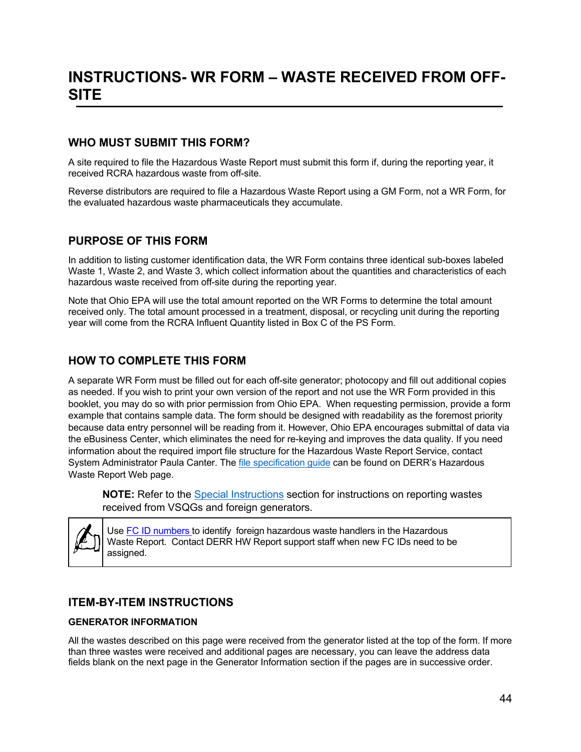# INSTRUCTIONS- WR FORM – WASTE RECEIVED FROM OFF-SITE

## WHO MUST SUBMIT THIS FORM?

A site required to file the Hazardous Waste Report must submit this form if, during the reporting year, it received RCRA hazardous waste from off-site.

Reverse distributors are required to file a Hazardous Waste Report using a GM Form, not a WR Form, for the evaluated hazardous waste pharmaceuticals they accumulate.

## PURPOSE OF THIS FORM

In addition to listing customer identification data, the WR Form contains three identical sub-boxes labeled Waste 1, Waste 2, and Waste 3, which collect information about the quantities and characteristics of each hazardous waste received from off-site during the reporting year.

Note that Ohio EPA will use the total amount reported on the WR Forms to determine the total amount received only. The total amount processed in a treatment, disposal, or recycling unit during the reporting year will come from the RCRA Influent Quantity listed in Box C of the PS Form.

## HOW TO COMPLETE THIS FORM

A separate WR Form must be filled out for each off-site generator; photocopy and fill out additional copies as needed. If you wish to print your own version of the report and not use the WR Form provided in this booklet, you may do so with prior permission from Ohio EPA. When requesting permission, provide a form example that contains sample data. The form should be designed with readability as the foremost priority because data entry personnel will be reading from it. However, Ohio EPA encourages submittal of data via the eBusiness Center, which eliminates the need for re-keying and improves the data quality. If you need information about the required import file structure for the Hazardous Waste Report Service, contact System Administrator Paula Canter. The file specification guide can be found on DERR's Hazardous Waste Report Web page.

> **NOTE:** Refer to the Special Instructions section for instructions on reporting wastes received from VSQGs and foreign generators.

> Use FC ID numbers to identify foreign hazardous waste handlers in the Hazardous Waste Report. Contact DERR HW Report support staff when new FC IDs need to be assigned.

## ITEM-BY-ITEM INSTRUCTIONS

### GENERATOR INFORMATION

All the wastes described on this page were received from the generator listed at the top of the form. If more than three wastes were received and additional pages are necessary, you can leave the address data fields blank on the next page in the Generator Information section if the pages are in successive order.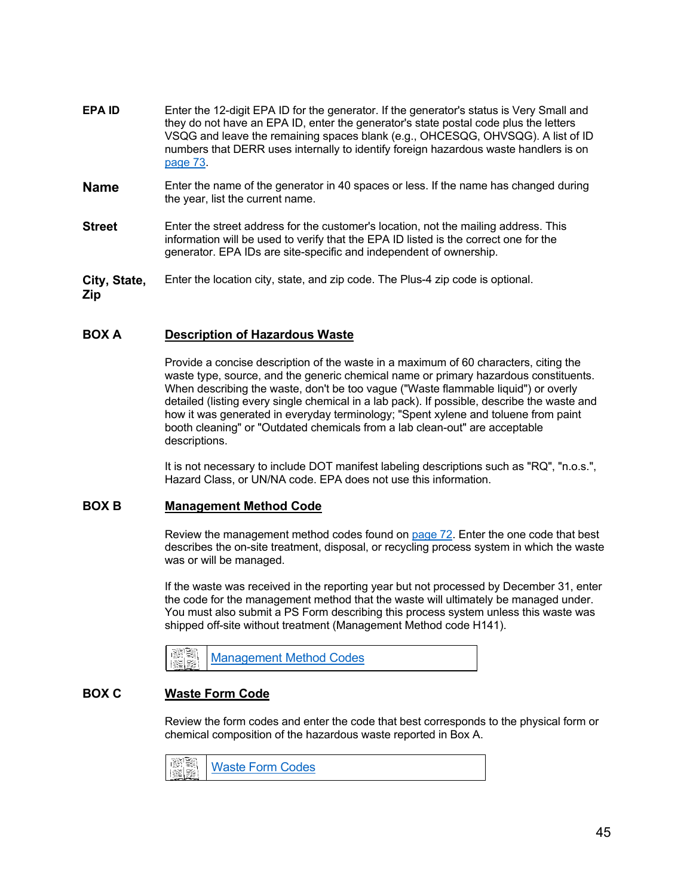**EPA ID** Enter the 12-digit EPA ID for the generator. If the generator's status is Very Small and they do not have an EPA ID, enter the generator's state postal code plus the letters VSQG and leave the remaining spaces blank (e.g., OHCESQG, OHVSQG). A list of ID numbers that DERR uses internally to identify foreign hazardous waste handlers is on page 73.

**Name** Enter the name of the generator in 40 spaces or less. If the name has changed during the year, list the current name.

**Street** Enter the street address for the customer's location, not the mailing address. This information will be used to verify that the EPA ID listed is the correct one for the generator. EPA IDs are site-specific and independent of ownership.

**City, State, Zip** Enter the location city, state, and zip code. The Plus-4 zip code is optional.

## BOX A Description of Hazardous Waste

Provide a concise description of the waste in a maximum of 60 characters, citing the waste type, source, and the generic chemical name or primary hazardous constituents. When describing the waste, don't be too vague ("Waste flammable liquid") or overly detailed (listing every single chemical in a lab pack). If possible, describe the waste and how it was generated in everyday terminology; "Spent xylene and toluene from paint booth cleaning" or "Outdated chemicals from a lab clean-out" are acceptable descriptions.

It is not necessary to include DOT manifest labeling descriptions such as "RQ", "n.o.s.", Hazard Class, or UN/NA code. EPA does not use this information.

## BOX B Management Method Code

Review the management method codes found on page 72. Enter the one code that best describes the on-site treatment, disposal, or recycling process system in which the waste was or will be managed.

If the waste was received in the reporting year but not processed by December 31, enter the code for the management method that the waste will ultimately be managed under. You must also submit a PS Form describing this process system unless this waste was shipped off-site without treatment (Management Method code H141).

Management Method Codes

## BOX C Waste Form Code

Review the form codes and enter the code that best corresponds to the physical form or chemical composition of the hazardous waste reported in Box A.

Waste Form Codes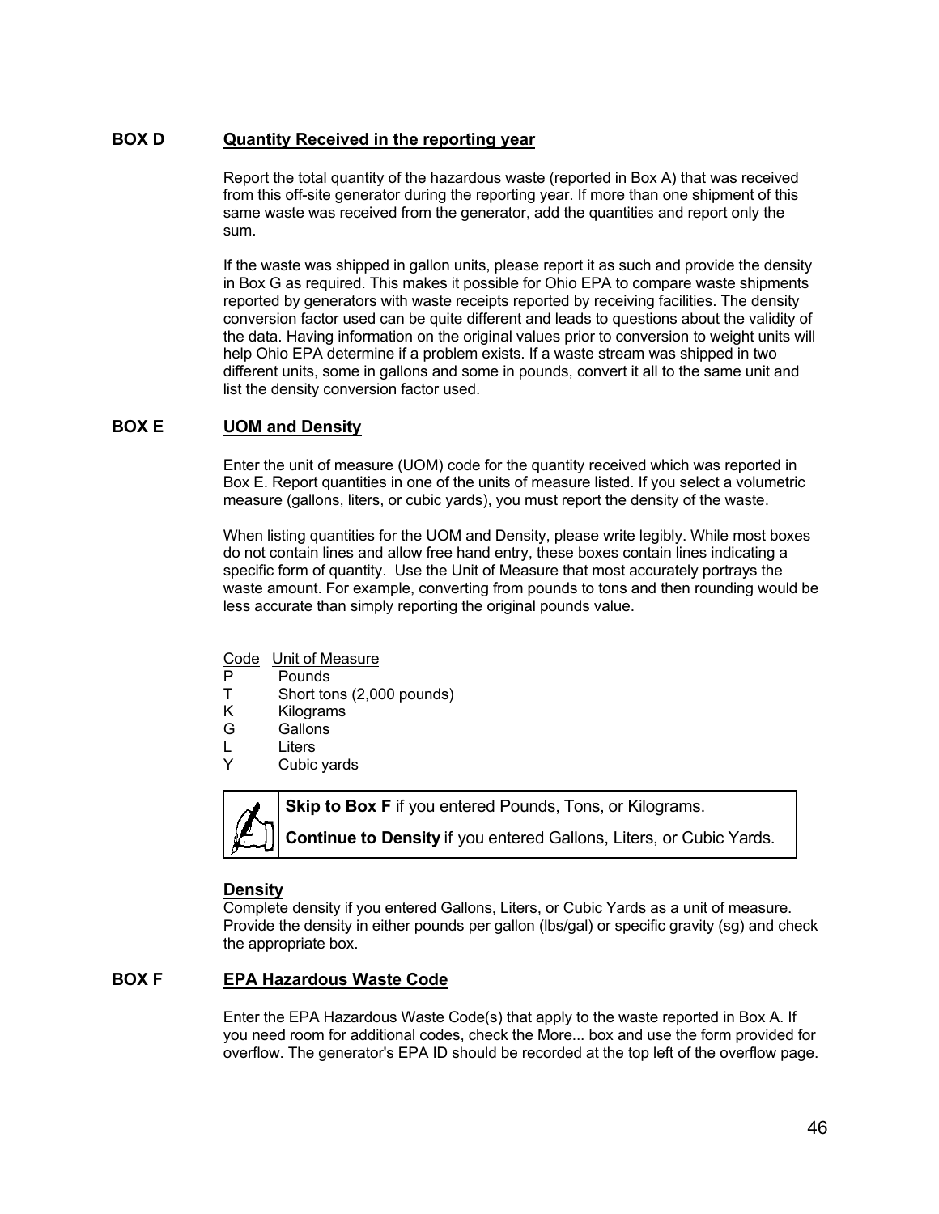## BOX D Quantity Received in the reporting year

Report the total quantity of the hazardous waste (reported in Box A) that was received from this off-site generator during the reporting year. If more than one shipment of this same waste was received from the generator, add the quantities and report only the sum.

If the waste was shipped in gallon units, please report it as such and provide the density in Box G as required. This makes it possible for Ohio EPA to compare waste shipments reported by generators with waste receipts reported by receiving facilities. The density conversion factor used can be quite different and leads to questions about the validity of the data. Having information on the original values prior to conversion to weight units will help Ohio EPA determine if a problem exists. If a waste stream was shipped in two different units, some in gallons and some in pounds, convert it all to the same unit and list the density conversion factor used.

## BOX E UOM and Density

Enter the unit of measure (UOM) code for the quantity received which was reported in Box E. Report quantities in one of the units of measure listed. If you select a volumetric measure (gallons, liters, or cubic yards), you must report the density of the waste.

When listing quantities for the UOM and Density, please write legibly. While most boxes do not contain lines and allow free hand entry, these boxes contain lines indicating a specific form of quantity. Use the Unit of Measure that most accurately portrays the waste amount. For example, converting from pounds to tons and then rounding would be less accurate than simply reporting the original pounds value.

| Code | Unit of Measure |
|---|---|
| P | Pounds |
| T | Short tons (2,000 pounds) |
| K | Kilograms |
| G | Gallons |
| L | Liters |
| Y | Cubic yards |

**Skip to Box F** if you entered Pounds, Tons, or Kilograms.

**Continue to Density** if you entered Gallons, Liters, or Cubic Yards.

### Density

Complete density if you entered Gallons, Liters, or Cubic Yards as a unit of measure. Provide the density in either pounds per gallon (lbs/gal) or specific gravity (sg) and check the appropriate box.

## BOX F EPA Hazardous Waste Code

Enter the EPA Hazardous Waste Code(s) that apply to the waste reported in Box A. If you need room for additional codes, check the More... box and use the form provided for overflow. The generator's EPA ID should be recorded at the top left of the overflow page.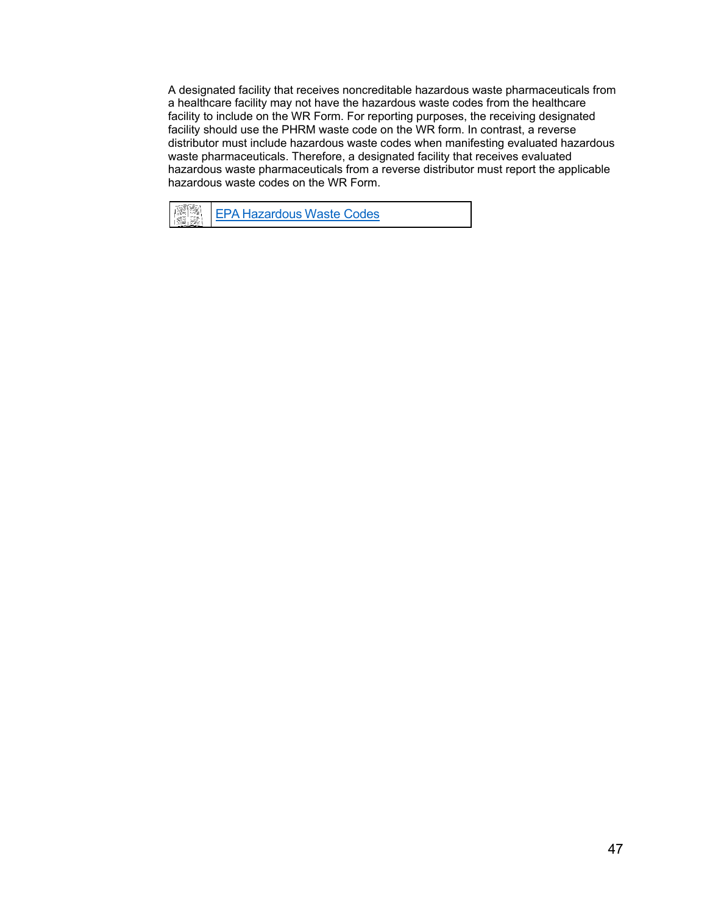A designated facility that receives noncreditable hazardous waste pharmaceuticals from a healthcare facility may not have the hazardous waste codes from the healthcare facility to include on the WR Form. For reporting purposes, the receiving designated facility should use the PHRM waste code on the WR form. In contrast, a reverse distributor must include hazardous waste codes when manifesting evaluated hazardous waste pharmaceuticals. Therefore, a designated facility that receives evaluated hazardous waste pharmaceuticals from a reverse distributor must report the applicable hazardous waste codes on the WR Form.

| | EPA Hazardous Waste Codes |
|---|---|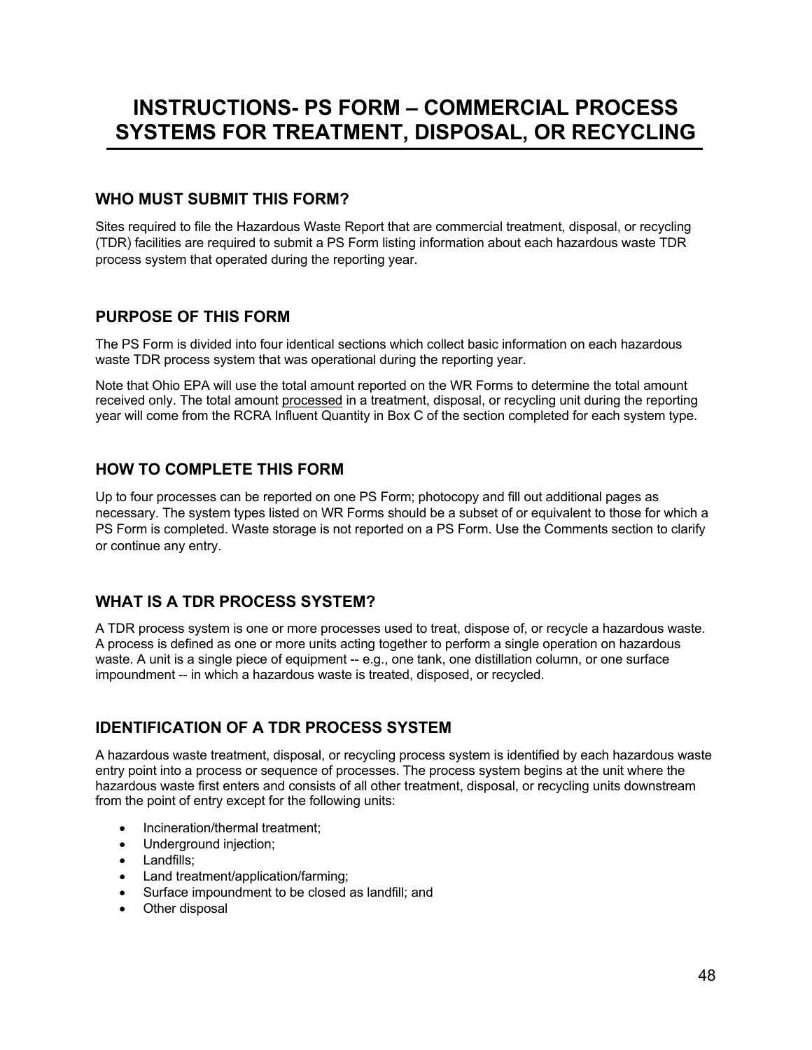# INSTRUCTIONS- PS FORM – COMMERCIAL PROCESS SYSTEMS FOR TREATMENT, DISPOSAL, OR RECYCLING

## WHO MUST SUBMIT THIS FORM?

Sites required to file the Hazardous Waste Report that are commercial treatment, disposal, or recycling (TDR) facilities are required to submit a PS Form listing information about each hazardous waste TDR process system that operated during the reporting year.

## PURPOSE OF THIS FORM

The PS Form is divided into four identical sections which collect basic information on each hazardous waste TDR process system that was operational during the reporting year.

Note that Ohio EPA will use the total amount reported on the WR Forms to determine the total amount received only. The total amount processed in a treatment, disposal, or recycling unit during the reporting year will come from the RCRA Influent Quantity in Box C of the section completed for each system type.

## HOW TO COMPLETE THIS FORM

Up to four processes can be reported on one PS Form; photocopy and fill out additional pages as necessary. The system types listed on WR Forms should be a subset of or equivalent to those for which a PS Form is completed. Waste storage is not reported on a PS Form. Use the Comments section to clarify or continue any entry.

## WHAT IS A TDR PROCESS SYSTEM?

A TDR process system is one or more processes used to treat, dispose of, or recycle a hazardous waste. A process is defined as one or more units acting together to perform a single operation on hazardous waste. A unit is a single piece of equipment -- e.g., one tank, one distillation column, or one surface impoundment -- in which a hazardous waste is treated, disposed, or recycled.

## IDENTIFICATION OF A TDR PROCESS SYSTEM

A hazardous waste treatment, disposal, or recycling process system is identified by each hazardous waste entry point into a process or sequence of processes. The process system begins at the unit where the hazardous waste first enters and consists of all other treatment, disposal, or recycling units downstream from the point of entry except for the following units:

- Incineration/thermal treatment;
- Underground injection;
- Landfills;
- Land treatment/application/farming;
- Surface impoundment to be closed as landfill; and
- Other disposal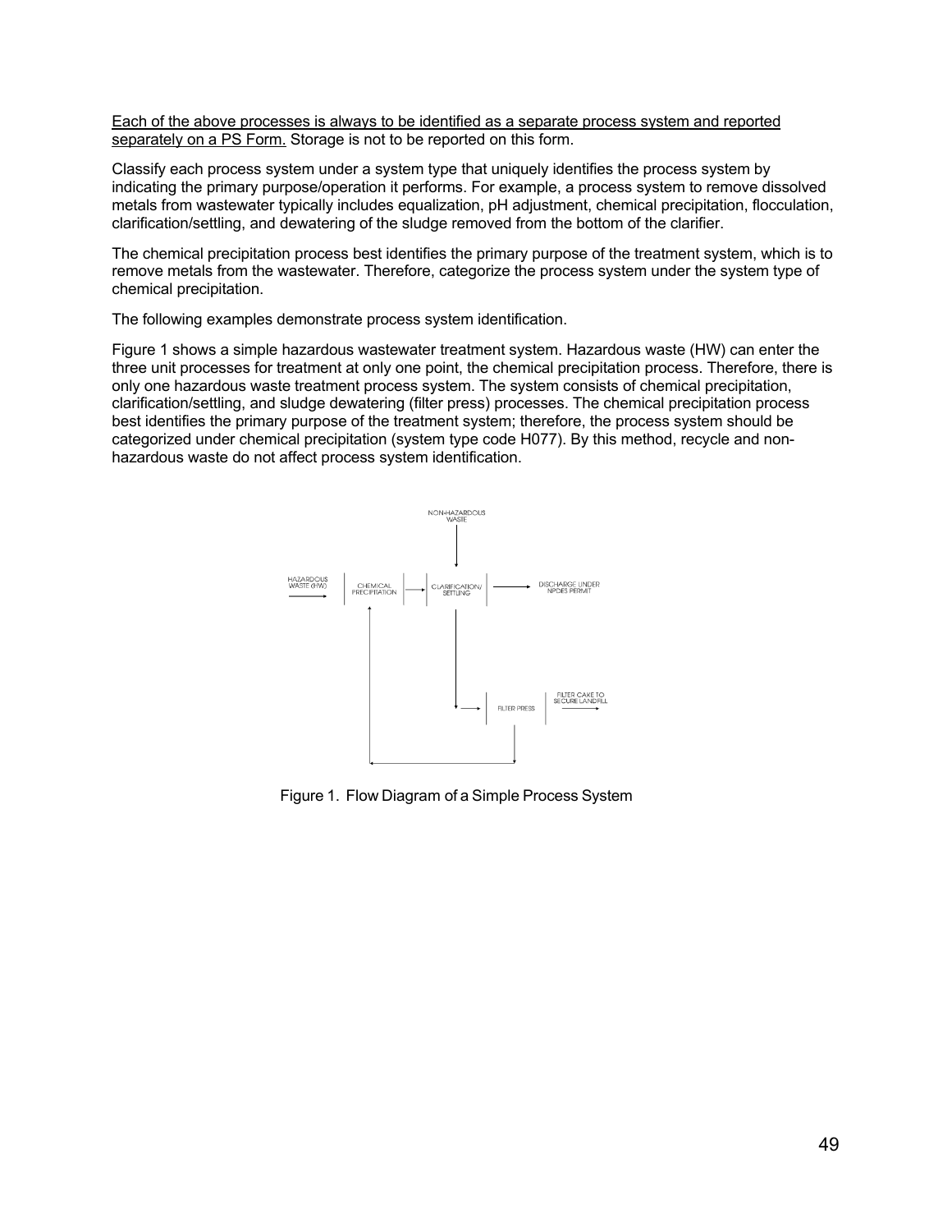<u>Each of the above processes is always to be identified as a separate process system and reported separately on a PS Form.</u> Storage is not to be reported on this form.

Classify each process system under a system type that uniquely identifies the process system by indicating the primary purpose/operation it performs. For example, a process system to remove dissolved metals from wastewater typically includes equalization, pH adjustment, chemical precipitation, flocculation, clarification/settling, and dewatering of the sludge removed from the bottom of the clarifier.

The chemical precipitation process best identifies the primary purpose of the treatment system, which is to remove metals from the wastewater. Therefore, categorize the process system under the system type of chemical precipitation.

The following examples demonstrate process system identification.

Figure 1 shows a simple hazardous wastewater treatment system. Hazardous waste (HW) can enter the three unit processes for treatment at only one point, the chemical precipitation process. Therefore, there is only one hazardous waste treatment process system. The system consists of chemical precipitation, clarification/settling, and sludge dewatering (filter press) processes. The chemical precipitation process best identifies the primary purpose of the treatment system; therefore, the process system should be categorized under chemical precipitation (system type code H077). By this method, recycle and non-hazardous waste do not affect process system identification.

NON-HAZARDOUS WASTE

HAZARDOUS WASTE (HW)

CHEMICAL PRECIPITATION

CLARIFICATION/ SETTLING

DISCHARGE UNDER NPDES PERMIT

FILTER PRESS

FILTER CAKE TO SECURE LANDFILL

Figure 1. Flow Diagram of a Simple Process System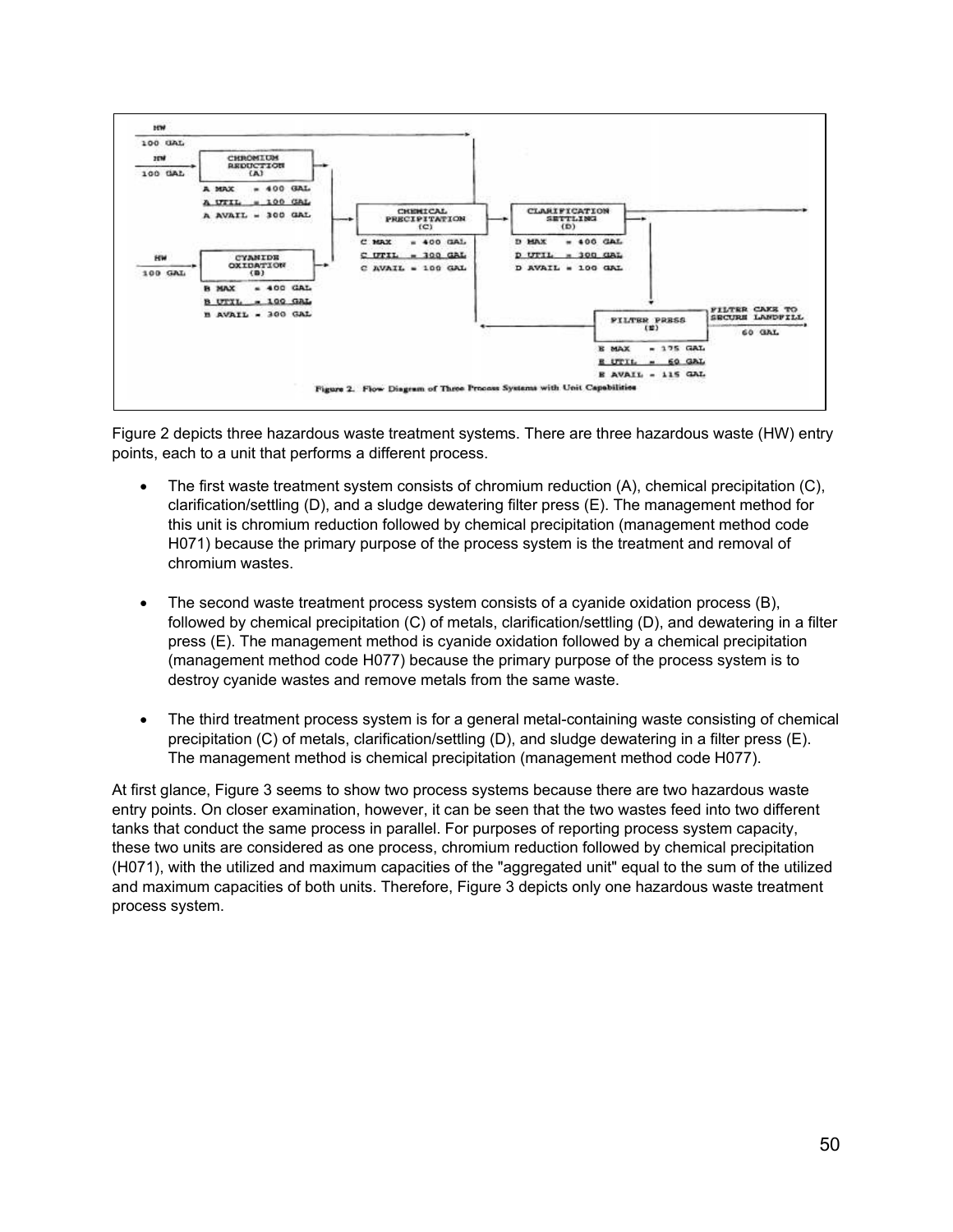Figure 2. Flow Diagram of Three Process Systems with Unit Capabilities

Figure 2 depicts three hazardous waste treatment systems. There are three hazardous waste (HW) entry points, each to a unit that performs a different process.

- The first waste treatment system consists of chromium reduction (A), chemical precipitation (C), clarification/settling (D), and a sludge dewatering filter press (E). The management method for this unit is chromium reduction followed by chemical precipitation (management method code H071) because the primary purpose of the process system is the treatment and removal of chromium wastes.

- The second waste treatment process system consists of a cyanide oxidation process (B), followed by chemical precipitation (C) of metals, clarification/settling (D), and dewatering in a filter press (E). The management method is cyanide oxidation followed by a chemical precipitation (management method code H077) because the primary purpose of the process system is to destroy cyanide wastes and remove metals from the same waste.

- The third treatment process system is for a general metal-containing waste consisting of chemical precipitation (C) of metals, clarification/settling (D), and sludge dewatering in a filter press (E). The management method is chemical precipitation (management method code H077).

At first glance, Figure 3 seems to show two process systems because there are two hazardous waste entry points. On closer examination, however, it can be seen that the two wastes feed into two different tanks that conduct the same process in parallel. For purposes of reporting process system capacity, these two units are considered as one process, chromium reduction followed by chemical precipitation (H071), with the utilized and maximum capacities of the "aggregated unit" equal to the sum of the utilized and maximum capacities of both units. Therefore, Figure 3 depicts only one hazardous waste treatment process system.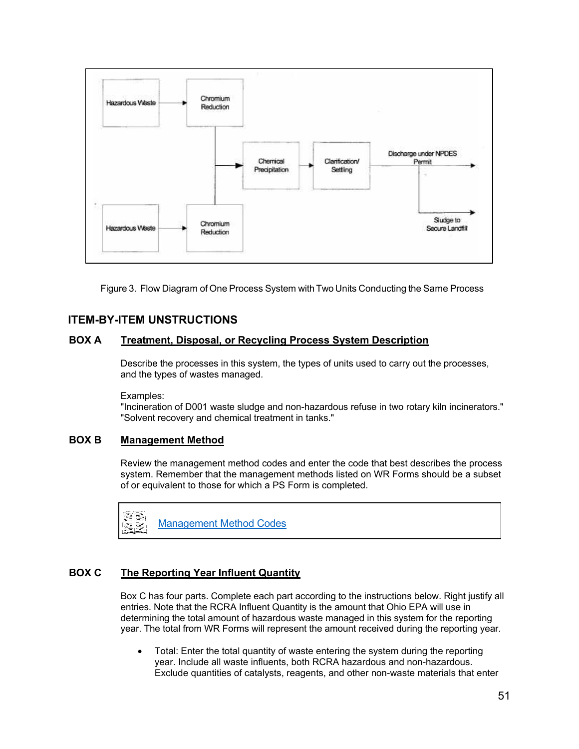Figure 3. Flow Diagram of One Process System with Two Units Conducting the Same Process

## ITEM-BY-ITEM UNSTRUCTIONS

### BOX A Treatment, Disposal, or Recycling Process System Description

Describe the processes in this system, the types of units used to carry out the processes, and the types of wastes managed.

Examples:
"Incineration of D001 waste sludge and non-hazardous refuse in two rotary kiln incinerators."
"Solvent recovery and chemical treatment in tanks."

### BOX B Management Method

Review the management method codes and enter the code that best describes the process system. Remember that the management methods listed on WR Forms should be a subset of or equivalent to those for which a PS Form is completed.

Management Method Codes

### BOX C The Reporting Year Influent Quantity

Box C has four parts. Complete each part according to the instructions below. Right justify all entries. Note that the RCRA Influent Quantity is the amount that Ohio EPA will use in determining the total amount of hazardous waste managed in this system for the reporting year. The total from WR Forms will represent the amount received during the reporting year.

- Total: Enter the total quantity of waste entering the system during the reporting year. Include all waste influents, both RCRA hazardous and non-hazardous. Exclude quantities of catalysts, reagents, and other non-waste materials that enter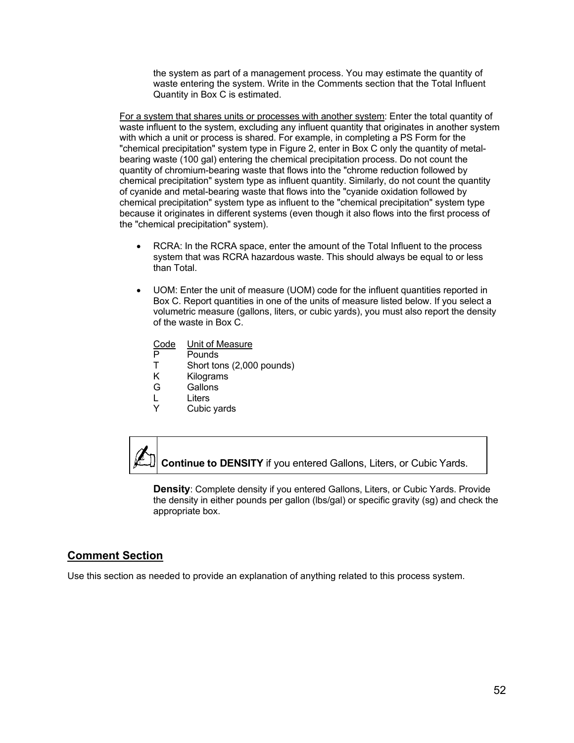the system as part of a management process. You may estimate the quantity of waste entering the system. Write in the Comments section that the Total Influent Quantity in Box C is estimated.

For a system that shares units or processes with another system: Enter the total quantity of waste influent to the system, excluding any influent quantity that originates in another system with which a unit or process is shared. For example, in completing a PS Form for the "chemical precipitation" system type in Figure 2, enter in Box C only the quantity of metal-bearing waste (100 gal) entering the chemical precipitation process. Do not count the quantity of chromium-bearing waste that flows into the "chrome reduction followed by chemical precipitation" system type as influent quantity. Similarly, do not count the quantity of cyanide and metal-bearing waste that flows into the "cyanide oxidation followed by chemical precipitation" system type as influent to the "chemical precipitation" system type because it originates in different systems (even though it also flows into the first process of the "chemical precipitation" system).

- RCRA: In the RCRA space, enter the amount of the Total Influent to the process system that was RCRA hazardous waste. This should always be equal to or less than Total.

- UOM: Enter the unit of measure (UOM) code for the influent quantities reported in Box C. Report quantities in one of the units of measure listed below. If you select a volumetric measure (gallons, liters, or cubic yards), you must also report the density of the waste in Box C.

| Code | Unit of Measure |
|---|---|
| P | Pounds |
| T | Short tons (2,000 pounds) |
| K | Kilograms |
| G | Gallons |
| L | Liters |
| Y | Cubic yards |

**Continue to DENSITY** if you entered Gallons, Liters, or Cubic Yards.

**Density**: Complete density if you entered Gallons, Liters, or Cubic Yards. Provide the density in either pounds per gallon (lbs/gal) or specific gravity (sg) and check the appropriate box.

## Comment Section

Use this section as needed to provide an explanation of anything related to this process system.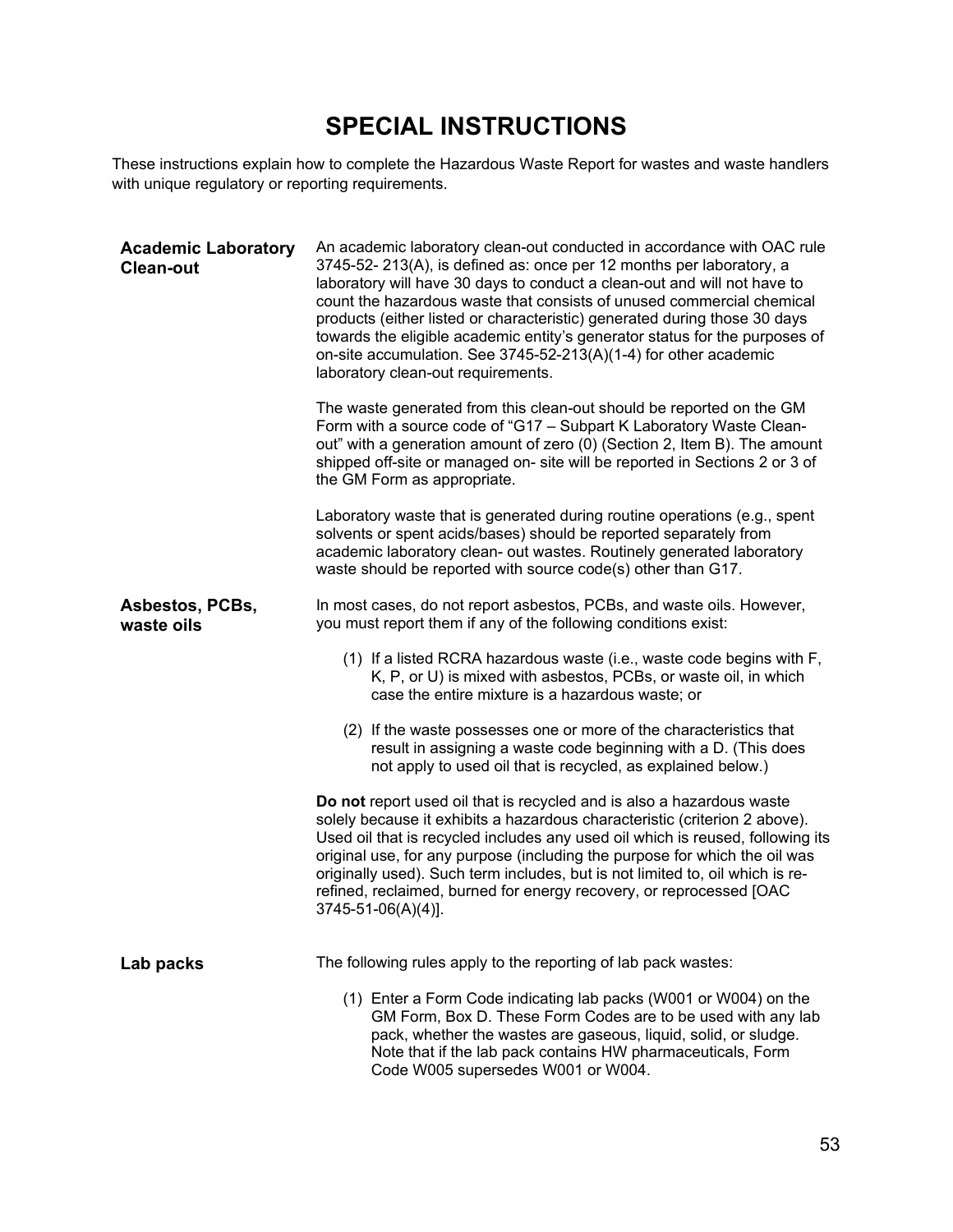# SPECIAL INSTRUCTIONS

These instructions explain how to complete the Hazardous Waste Report for wastes and waste handlers with unique regulatory or reporting requirements.

## Academic Laboratory Clean-out

An academic laboratory clean-out conducted in accordance with OAC rule 3745-52- 213(A), is defined as: once per 12 months per laboratory, a laboratory will have 30 days to conduct a clean-out and will not have to count the hazardous waste that consists of unused commercial chemical products (either listed or characteristic) generated during those 30 days towards the eligible academic entity's generator status for the purposes of on-site accumulation. See 3745-52-213(A)(1-4) for other academic laboratory clean-out requirements.

The waste generated from this clean-out should be reported on the GM Form with a source code of "G17 – Subpart K Laboratory Waste Clean-out" with a generation amount of zero (0) (Section 2, Item B). The amount shipped off-site or managed on- site will be reported in Sections 2 or 3 of the GM Form as appropriate.

Laboratory waste that is generated during routine operations (e.g., spent solvents or spent acids/bases) should be reported separately from academic laboratory clean- out wastes. Routinely generated laboratory waste should be reported with source code(s) other than G17.

## Asbestos, PCBs, waste oils

In most cases, do not report asbestos, PCBs, and waste oils. However, you must report them if any of the following conditions exist:

(1) If a listed RCRA hazardous waste (i.e., waste code begins with F, K, P, or U) is mixed with asbestos, PCBs, or waste oil, in which case the entire mixture is a hazardous waste; or

(2) If the waste possesses one or more of the characteristics that result in assigning a waste code beginning with a D. (This does not apply to used oil that is recycled, as explained below.)

**Do not** report used oil that is recycled and is also a hazardous waste solely because it exhibits a hazardous characteristic (criterion 2 above). Used oil that is recycled includes any used oil which is reused, following its original use, for any purpose (including the purpose for which the oil was originally used). Such term includes, but is not limited to, oil which is re-refined, reclaimed, burned for energy recovery, or reprocessed [OAC 3745-51-06(A)(4)].

## Lab packs

The following rules apply to the reporting of lab pack wastes:

(1) Enter a Form Code indicating lab packs (W001 or W004) on the GM Form, Box D. These Form Codes are to be used with any lab pack, whether the wastes are gaseous, liquid, solid, or sludge. Note that if the lab pack contains HW pharmaceuticals, Form Code W005 supersedes W001 or W004.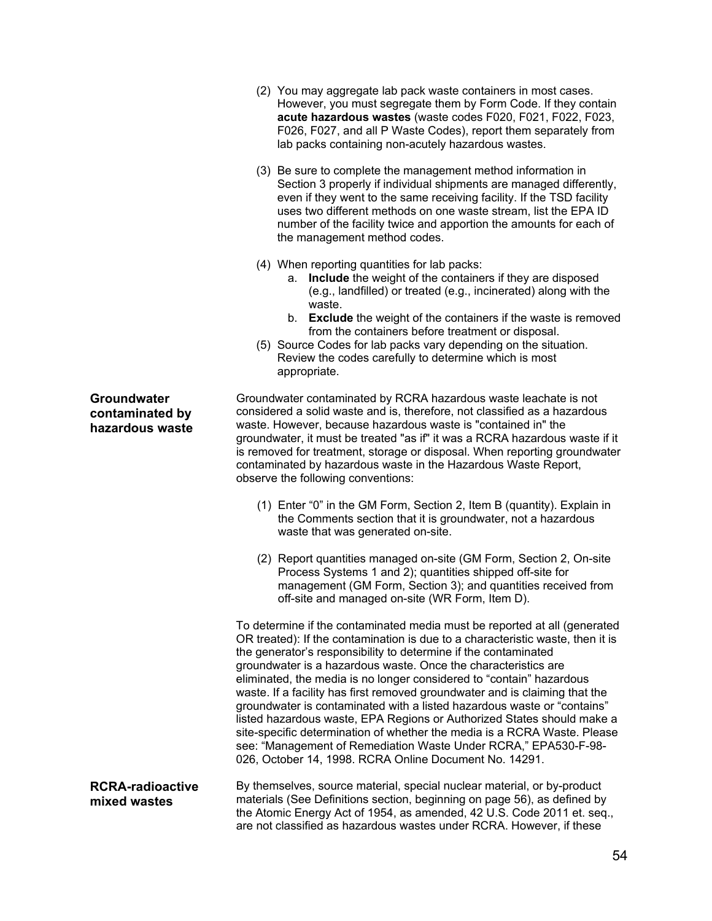(2) You may aggregate lab pack waste containers in most cases. However, you must segregate them by Form Code. If they contain **acute hazardous wastes** (waste codes F020, F021, F022, F023, F026, F027, and all P Waste Codes), report them separately from lab packs containing non-acutely hazardous wastes.

(3) Be sure to complete the management method information in Section 3 properly if individual shipments are managed differently, even if they went to the same receiving facility. If the TSD facility uses two different methods on one waste stream, list the EPA ID number of the facility twice and apportion the amounts for each of the management method codes.

(4) When reporting quantities for lab packs:
   a. **Include** the weight of the containers if they are disposed (e.g., landfilled) or treated (e.g., incinerated) along with the waste.
   b. **Exclude** the weight of the containers if the waste is removed from the containers before treatment or disposal.

(5) Source Codes for lab packs vary depending on the situation. Review the codes carefully to determine which is most appropriate.

**Groundwater contaminated by hazardous waste**

Groundwater contaminated by RCRA hazardous waste leachate is not considered a solid waste and is, therefore, not classified as a hazardous waste. However, because hazardous waste is "contained in" the groundwater, it must be treated "as if" it was a RCRA hazardous waste if it is removed for treatment, storage or disposal. When reporting groundwater contaminated by hazardous waste in the Hazardous Waste Report, observe the following conventions:

(1) Enter “0” in the GM Form, Section 2, Item B (quantity). Explain in the Comments section that it is groundwater, not a hazardous waste that was generated on-site.

(2) Report quantities managed on-site (GM Form, Section 2, On-site Process Systems 1 and 2); quantities shipped off-site for management (GM Form, Section 3); and quantities received from off-site and managed on-site (WR Form, Item D).

To determine if the contaminated media must be reported at all (generated OR treated): If the contamination is due to a characteristic waste, then it is the generator’s responsibility to determine if the contaminated groundwater is a hazardous waste. Once the characteristics are eliminated, the media is no longer considered to “contain” hazardous waste. If a facility has first removed groundwater and is claiming that the groundwater is contaminated with a listed hazardous waste or “contains” listed hazardous waste, EPA Regions or Authorized States should make a site-specific determination of whether the media is a RCRA Waste. Please see: “Management of Remediation Waste Under RCRA,” EPA530-F-98-026, October 14, 1998. RCRA Online Document No. 14291.

**RCRA-radioactive mixed wastes**

By themselves, source material, special nuclear material, or by-product materials (See Definitions section, beginning on page 56), as defined by the Atomic Energy Act of 1954, as amended, 42 U.S. Code 2011 et. seq., are not classified as hazardous wastes under RCRA. However, if these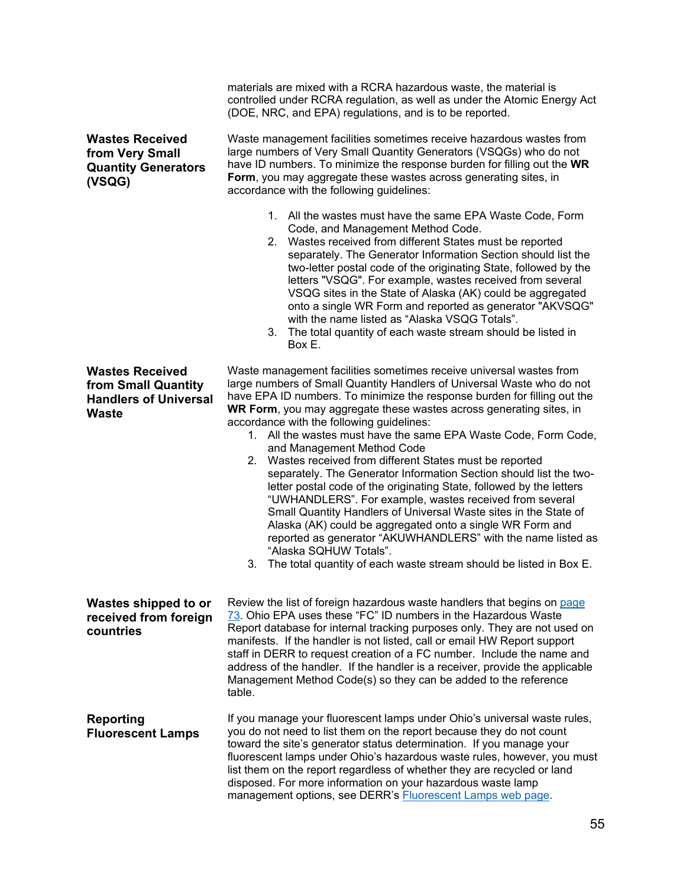materials are mixed with a RCRA hazardous waste, the material is controlled under RCRA regulation, as well as under the Atomic Energy Act (DOE, NRC, and EPA) regulations, and is to be reported.

**Wastes Received from Very Small Quantity Generators (VSQG)**

Waste management facilities sometimes receive hazardous wastes from large numbers of Very Small Quantity Generators (VSQGs) who do not have ID numbers. To minimize the response burden for filling out the **WR Form**, you may aggregate these wastes across generating sites, in accordance with the following guidelines:

1. All the wastes must have the same EPA Waste Code, Form Code, and Management Method Code.
2. Wastes received from different States must be reported separately. The Generator Information Section should list the two-letter postal code of the originating State, followed by the letters "VSQG". For example, wastes received from several VSQG sites in the State of Alaska (AK) could be aggregated onto a single WR Form and reported as generator "AKVSQG" with the name listed as "Alaska VSQG Totals".
3. The total quantity of each waste stream should be listed in Box E.

**Wastes Received from Small Quantity Handlers of Universal Waste**

Waste management facilities sometimes receive universal wastes from large numbers of Small Quantity Handlers of Universal Waste who do not have EPA ID numbers. To minimize the response burden for filling out the **WR Form**, you may aggregate these wastes across generating sites, in accordance with the following guidelines:

1. All the wastes must have the same EPA Waste Code, Form Code, and Management Method Code
2. Wastes received from different States must be reported separately. The Generator Information Section should list the two-letter postal code of the originating State, followed by the letters "UWHANDLERS". For example, wastes received from several Small Quantity Handlers of Universal Waste sites in the State of Alaska (AK) could be aggregated onto a single WR Form and reported as generator "AKUWHANDLERS" with the name listed as "Alaska SQHUW Totals".
3. The total quantity of each waste stream should be listed in Box E.

**Wastes shipped to or received from foreign countries**

Review the list of foreign hazardous waste handlers that begins on page 73. Ohio EPA uses these "FC" ID numbers in the Hazardous Waste Report database for internal tracking purposes only. They are not used on manifests. If the handler is not listed, call or email HW Report support staff in DERR to request creation of a FC number. Include the name and address of the handler. If the handler is a receiver, provide the applicable Management Method Code(s) so they can be added to the reference table.

**Reporting Fluorescent Lamps**

If you manage your fluorescent lamps under Ohio's universal waste rules, you do not need to list them on the report because they do not count toward the site's generator status determination. If you manage your fluorescent lamps under Ohio's hazardous waste rules, however, you must list them on the report regardless of whether they are recycled or land disposed. For more information on your hazardous waste lamp management options, see DERR's Fluorescent Lamps web page.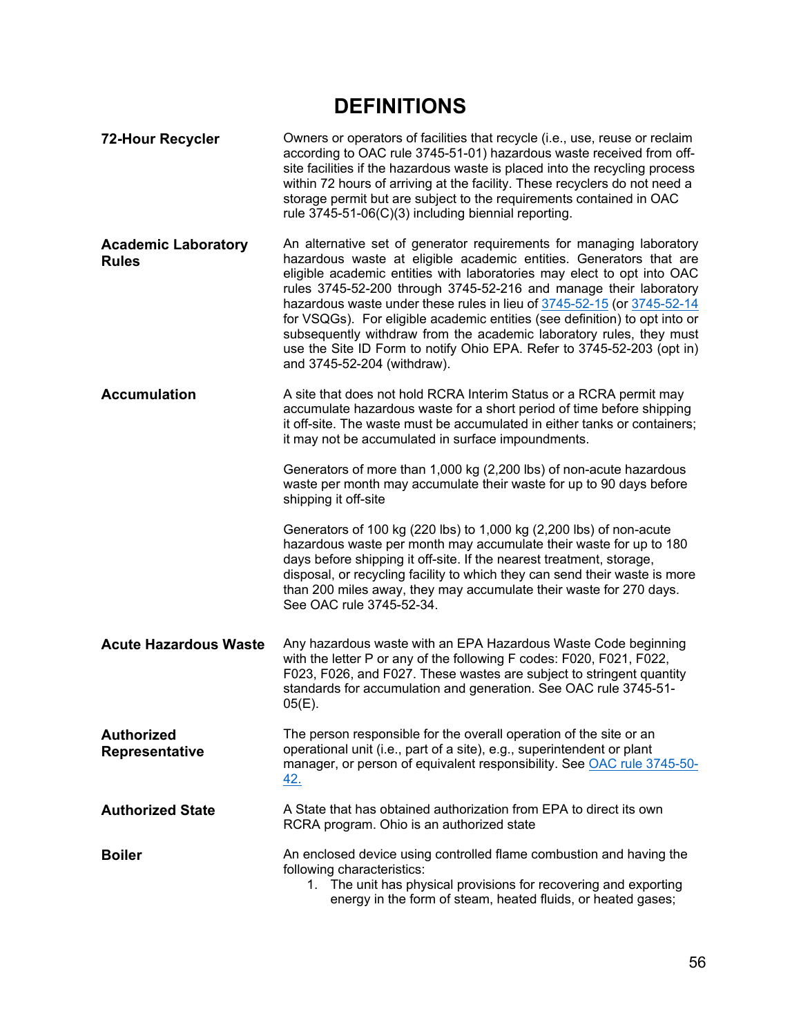# DEFINITIONS

**72-Hour Recycler**

Owners or operators of facilities that recycle (i.e., use, reuse or reclaim according to OAC rule 3745-51-01) hazardous waste received from off-site facilities if the hazardous waste is placed into the recycling process within 72 hours of arriving at the facility. These recyclers do not need a storage permit but are subject to the requirements contained in OAC rule 3745-51-06(C)(3) including biennial reporting.

**Academic Laboratory Rules**

An alternative set of generator requirements for managing laboratory hazardous waste at eligible academic entities. Generators that are eligible academic entities with laboratories may elect to opt into OAC rules 3745-52-200 through 3745-52-216 and manage their laboratory hazardous waste under these rules in lieu of 3745-52-15 (or 3745-52-14 for VSQGs). For eligible academic entities (see definition) to opt into or subsequently withdraw from the academic laboratory rules, they must use the Site ID Form to notify Ohio EPA. Refer to 3745-52-203 (opt in) and 3745-52-204 (withdraw).

**Accumulation**

A site that does not hold RCRA Interim Status or a RCRA permit may accumulate hazardous waste for a short period of time before shipping it off-site. The waste must be accumulated in either tanks or containers; it may not be accumulated in surface impoundments.

Generators of more than 1,000 kg (2,200 lbs) of non-acute hazardous waste per month may accumulate their waste for up to 90 days before shipping it off-site

Generators of 100 kg (220 lbs) to 1,000 kg (2,200 lbs) of non-acute hazardous waste per month may accumulate their waste for up to 180 days before shipping it off-site. If the nearest treatment, storage, disposal, or recycling facility to which they can send their waste is more than 200 miles away, they may accumulate their waste for 270 days. See OAC rule 3745-52-34.

**Acute Hazardous Waste**

Any hazardous waste with an EPA Hazardous Waste Code beginning with the letter P or any of the following F codes: F020, F021, F022, F023, F026, and F027. These wastes are subject to stringent quantity standards for accumulation and generation. See OAC rule 3745-51-05(E).

**Authorized Representative**

The person responsible for the overall operation of the site or an operational unit (i.e., part of a site), e.g., superintendent or plant manager, or person of equivalent responsibility. See OAC rule 3745-50-42.

**Authorized State**

A State that has obtained authorization from EPA to direct its own RCRA program. Ohio is an authorized state

**Boiler**

An enclosed device using controlled flame combustion and having the following characteristics:

1. The unit has physical provisions for recovering and exporting energy in the form of steam, heated fluids, or heated gases;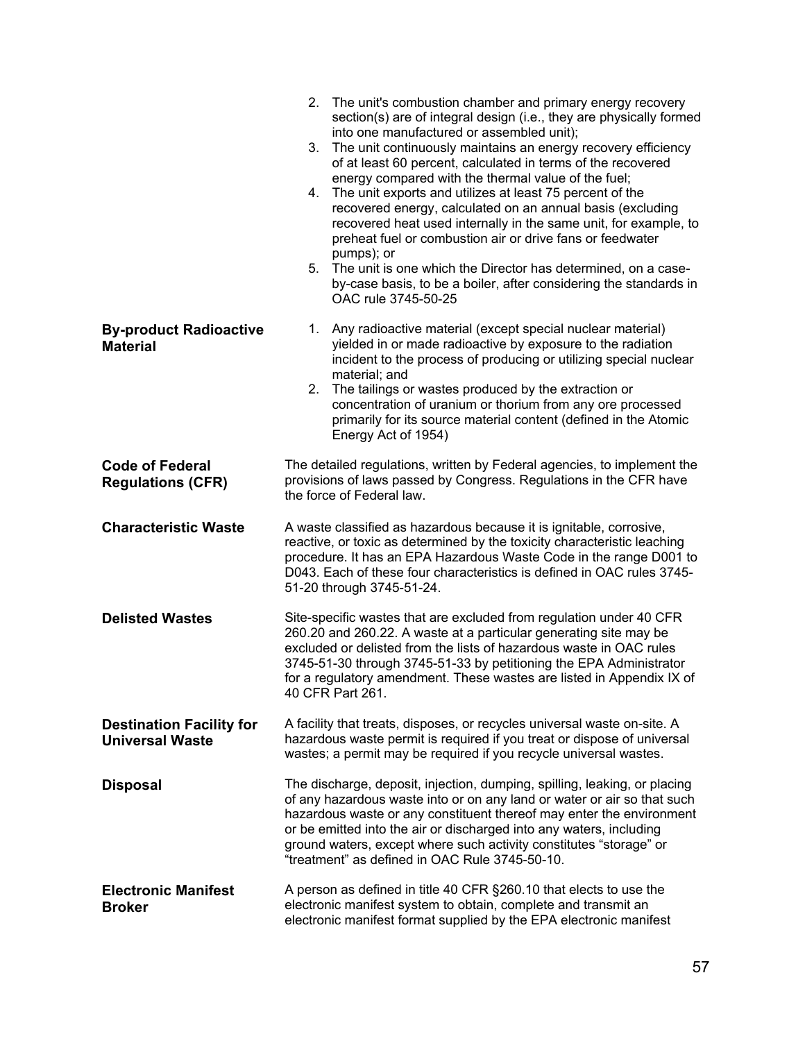2. The unit's combustion chamber and primary energy recovery section(s) are of integral design (i.e., they are physically formed into one manufactured or assembled unit);
3. The unit continuously maintains an energy recovery efficiency of at least 60 percent, calculated in terms of the recovered energy compared with the thermal value of the fuel;
4. The unit exports and utilizes at least 75 percent of the recovered energy, calculated on an annual basis (excluding recovered heat used internally in the same unit, for example, to preheat fuel or combustion air or drive fans or feedwater pumps); or
5. The unit is one which the Director has determined, on a case-by-case basis, to be a boiler, after considering the standards in OAC rule 3745-50-25

**By-product Radioactive Material**

1. Any radioactive material (except special nuclear material) yielded in or made radioactive by exposure to the radiation incident to the process of producing or utilizing special nuclear material; and
2. The tailings or wastes produced by the extraction or concentration of uranium or thorium from any ore processed primarily for its source material content (defined in the Atomic Energy Act of 1954)

**Code of Federal Regulations (CFR)**

The detailed regulations, written by Federal agencies, to implement the provisions of laws passed by Congress. Regulations in the CFR have the force of Federal law.

**Characteristic Waste**

A waste classified as hazardous because it is ignitable, corrosive, reactive, or toxic as determined by the toxicity characteristic leaching procedure. It has an EPA Hazardous Waste Code in the range D001 to D043. Each of these four characteristics is defined in OAC rules 3745-51-20 through 3745-51-24.

**Delisted Wastes**

Site-specific wastes that are excluded from regulation under 40 CFR 260.20 and 260.22. A waste at a particular generating site may be excluded or delisted from the lists of hazardous waste in OAC rules 3745-51-30 through 3745-51-33 by petitioning the EPA Administrator for a regulatory amendment. These wastes are listed in Appendix IX of 40 CFR Part 261.

**Destination Facility for Universal Waste**

A facility that treats, disposes, or recycles universal waste on-site. A hazardous waste permit is required if you treat or dispose of universal wastes; a permit may be required if you recycle universal wastes.

**Disposal**

The discharge, deposit, injection, dumping, spilling, leaking, or placing of any hazardous waste into or on any land or water or air so that such hazardous waste or any constituent thereof may enter the environment or be emitted into the air or discharged into any waters, including ground waters, except where such activity constitutes "storage" or "treatment" as defined in OAC Rule 3745-50-10.

**Electronic Manifest Broker**

A person as defined in title 40 CFR §260.10 that elects to use the electronic manifest system to obtain, complete and transmit an electronic manifest format supplied by the EPA electronic manifest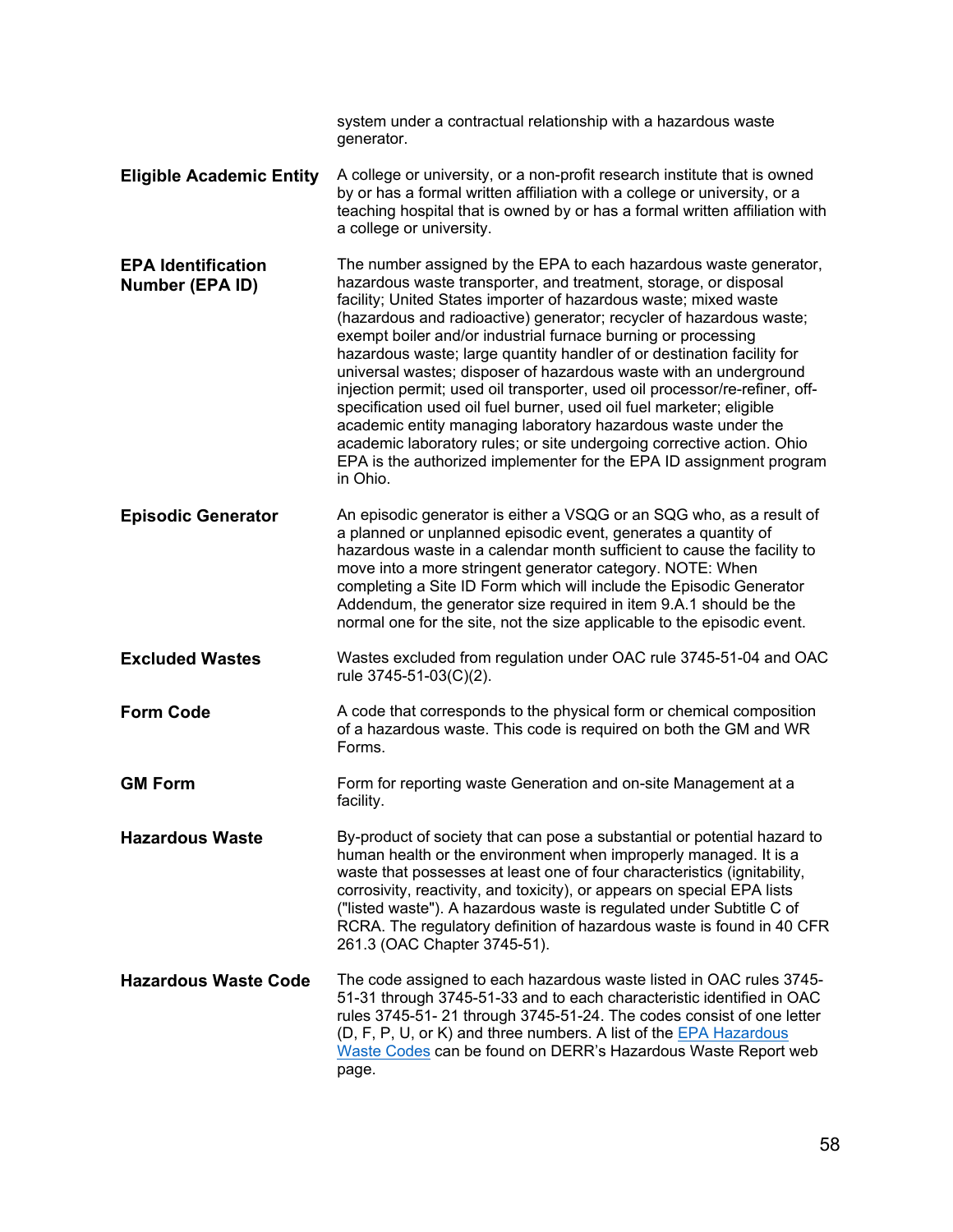system under a contractual relationship with a hazardous waste generator.

**Eligible Academic Entity**

A college or university, or a non-profit research institute that is owned by or has a formal written affiliation with a college or university, or a teaching hospital that is owned by or has a formal written affiliation with a college or university.

**EPA Identification Number (EPA ID)**

The number assigned by the EPA to each hazardous waste generator, hazardous waste transporter, and treatment, storage, or disposal facility; United States importer of hazardous waste; mixed waste (hazardous and radioactive) generator; recycler of hazardous waste; exempt boiler and/or industrial furnace burning or processing hazardous waste; large quantity handler of or destination facility for universal wastes; disposer of hazardous waste with an underground injection permit; used oil transporter, used oil processor/re-refiner, off-specification used oil fuel burner, used oil fuel marketer; eligible academic entity managing laboratory hazardous waste under the academic laboratory rules; or site undergoing corrective action. Ohio EPA is the authorized implementer for the EPA ID assignment program in Ohio.

**Episodic Generator**

An episodic generator is either a VSQG or an SQG who, as a result of a planned or unplanned episodic event, generates a quantity of hazardous waste in a calendar month sufficient to cause the facility to move into a more stringent generator category. NOTE: When completing a Site ID Form which will include the Episodic Generator Addendum, the generator size required in item 9.A.1 should be the normal one for the site, not the size applicable to the episodic event.

**Excluded Wastes**

Wastes excluded from regulation under OAC rule 3745-51-04 and OAC rule 3745-51-03(C)(2).

**Form Code**

A code that corresponds to the physical form or chemical composition of a hazardous waste. This code is required on both the GM and WR Forms.

**GM Form**

Form for reporting waste Generation and on-site Management at a facility.

**Hazardous Waste**

By-product of society that can pose a substantial or potential hazard to human health or the environment when improperly managed. It is a waste that possesses at least one of four characteristics (ignitability, corrosivity, reactivity, and toxicity), or appears on special EPA lists ("listed waste"). A hazardous waste is regulated under Subtitle C of RCRA. The regulatory definition of hazardous waste is found in 40 CFR 261.3 (OAC Chapter 3745-51).

**Hazardous Waste Code**

The code assigned to each hazardous waste listed in OAC rules 3745-51-31 through 3745-51-33 and to each characteristic identified in OAC rules 3745-51- 21 through 3745-51-24. The codes consist of one letter (D, F, P, U, or K) and three numbers. A list of the EPA Hazardous Waste Codes can be found on DERR's Hazardous Waste Report web page.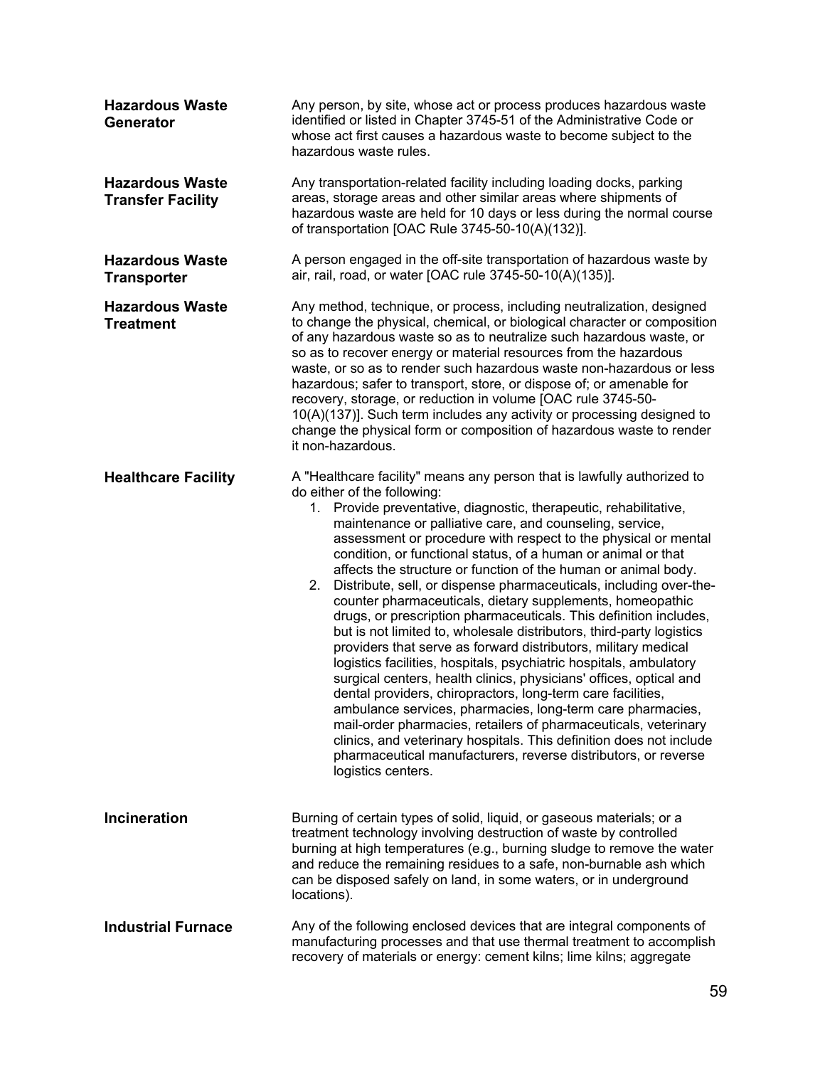**Hazardous Waste Generator**
Any person, by site, whose act or process produces hazardous waste identified or listed in Chapter 3745-51 of the Administrative Code or whose act first causes a hazardous waste to become subject to the hazardous waste rules.

**Hazardous Waste Transfer Facility**
Any transportation-related facility including loading docks, parking areas, storage areas and other similar areas where shipments of hazardous waste are held for 10 days or less during the normal course of transportation [OAC Rule 3745-50-10(A)(132)].

**Hazardous Waste Transporter**
A person engaged in the off-site transportation of hazardous waste by air, rail, road, or water [OAC rule 3745-50-10(A)(135)].

**Hazardous Waste Treatment**
Any method, technique, or process, including neutralization, designed to change the physical, chemical, or biological character or composition of any hazardous waste so as to neutralize such hazardous waste, or so as to recover energy or material resources from the hazardous waste, or so as to render such hazardous waste non-hazardous or less hazardous; safer to transport, store, or dispose of; or amenable for recovery, storage, or reduction in volume [OAC rule 3745-50-10(A)(137)]. Such term includes any activity or processing designed to change the physical form or composition of hazardous waste to render it non-hazardous.

**Healthcare Facility**
A "Healthcare facility" means any person that is lawfully authorized to do either of the following:

1. Provide preventative, diagnostic, therapeutic, rehabilitative, maintenance or palliative care, and counseling, service, assessment or procedure with respect to the physical or mental condition, or functional status, of a human or animal or that affects the structure or function of the human or animal body.
2. Distribute, sell, or dispense pharmaceuticals, including over-the-counter pharmaceuticals, dietary supplements, homeopathic drugs, or prescription pharmaceuticals. This definition includes, but is not limited to, wholesale distributors, third-party logistics providers that serve as forward distributors, military medical logistics facilities, hospitals, psychiatric hospitals, ambulatory surgical centers, health clinics, physicians' offices, optical and dental providers, chiropractors, long-term care facilities, ambulance services, pharmacies, long-term care pharmacies, mail-order pharmacies, retailers of pharmaceuticals, veterinary clinics, and veterinary hospitals. This definition does not include pharmaceutical manufacturers, reverse distributors, or reverse logistics centers.

**Incineration**
Burning of certain types of solid, liquid, or gaseous materials; or a treatment technology involving destruction of waste by controlled burning at high temperatures (e.g., burning sludge to remove the water and reduce the remaining residues to a safe, non-burnable ash which can be disposed safely on land, in some waters, or in underground locations).

**Industrial Furnace**
Any of the following enclosed devices that are integral components of manufacturing processes and that use thermal treatment to accomplish recovery of materials or energy: cement kilns; lime kilns; aggregate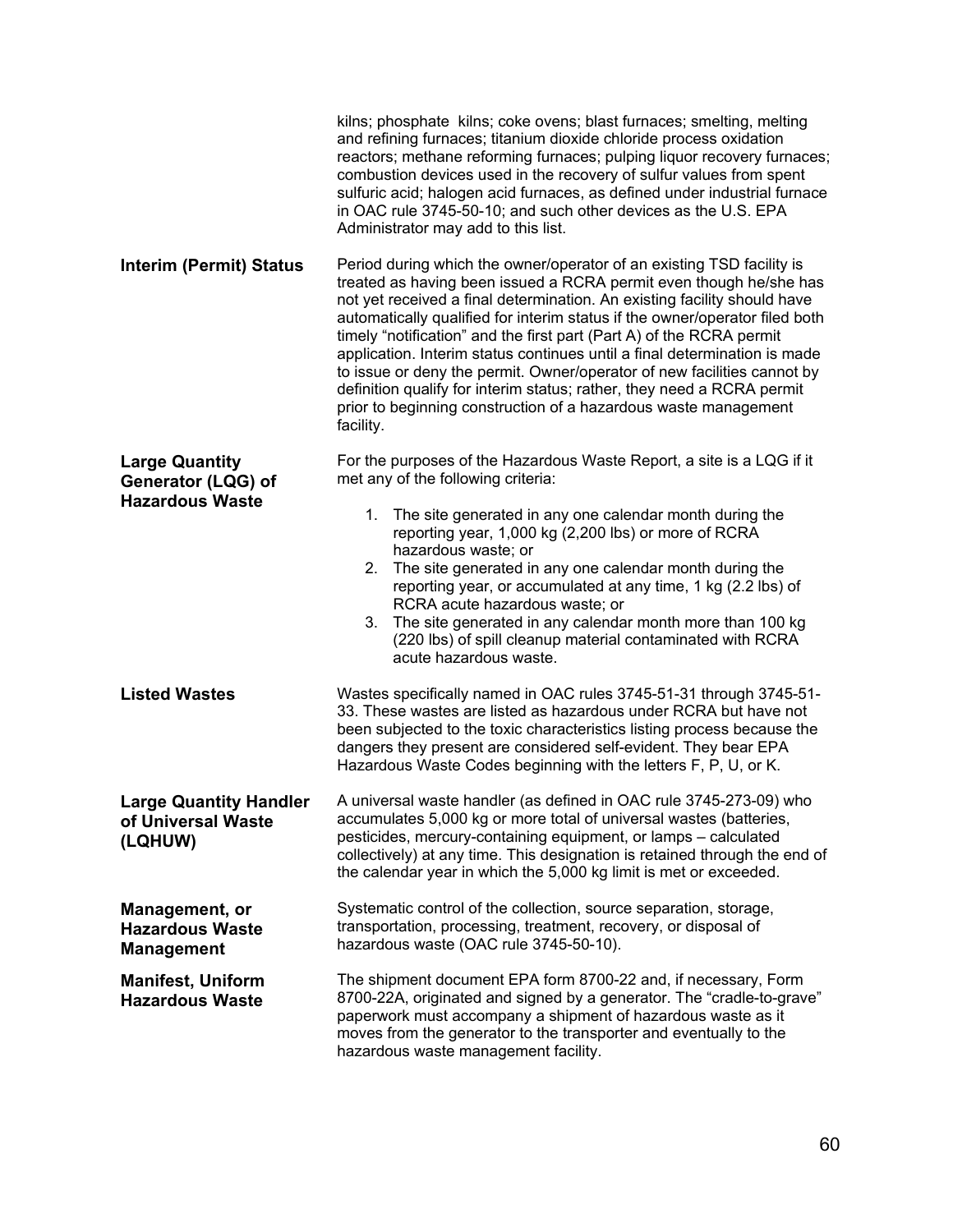kilns; phosphate kilns; coke ovens; blast furnaces; smelting, melting and refining furnaces; titanium dioxide chloride process oxidation reactors; methane reforming furnaces; pulping liquor recovery furnaces; combustion devices used in the recovery of sulfur values from spent sulfuric acid; halogen acid furnaces, as defined under industrial furnace in OAC rule 3745-50-10; and such other devices as the U.S. EPA Administrator may add to this list.

**Interim (Permit) Status**

Period during which the owner/operator of an existing TSD facility is treated as having been issued a RCRA permit even though he/she has not yet received a final determination. An existing facility should have automatically qualified for interim status if the owner/operator filed both timely "notification" and the first part (Part A) of the RCRA permit application. Interim status continues until a final determination is made to issue or deny the permit. Owner/operator of new facilities cannot by definition qualify for interim status; rather, they need a RCRA permit prior to beginning construction of a hazardous waste management facility.

**Large Quantity Generator (LQG) of Hazardous Waste**

For the purposes of the Hazardous Waste Report, a site is a LQG if it met any of the following criteria:

1. The site generated in any one calendar month during the reporting year, 1,000 kg (2,200 lbs) or more of RCRA hazardous waste; or
2. The site generated in any one calendar month during the reporting year, or accumulated at any time, 1 kg (2.2 lbs) of RCRA acute hazardous waste; or
3. The site generated in any calendar month more than 100 kg (220 lbs) of spill cleanup material contaminated with RCRA acute hazardous waste.

**Listed Wastes**

Wastes specifically named in OAC rules 3745-51-31 through 3745-51-33. These wastes are listed as hazardous under RCRA but have not been subjected to the toxic characteristics listing process because the dangers they present are considered self-evident. They bear EPA Hazardous Waste Codes beginning with the letters F, P, U, or K.

**Large Quantity Handler of Universal Waste (LQHUW)**

A universal waste handler (as defined in OAC rule 3745-273-09) who accumulates 5,000 kg or more total of universal wastes (batteries, pesticides, mercury-containing equipment, or lamps – calculated collectively) at any time. This designation is retained through the end of the calendar year in which the 5,000 kg limit is met or exceeded.

**Management, or Hazardous Waste Management**

Systematic control of the collection, source separation, storage, transportation, processing, treatment, recovery, or disposal of hazardous waste (OAC rule 3745-50-10).

**Manifest, Uniform Hazardous Waste**

The shipment document EPA form 8700-22 and, if necessary, Form 8700-22A, originated and signed by a generator. The "cradle-to-grave" paperwork must accompany a shipment of hazardous waste as it moves from the generator to the transporter and eventually to the hazardous waste management facility.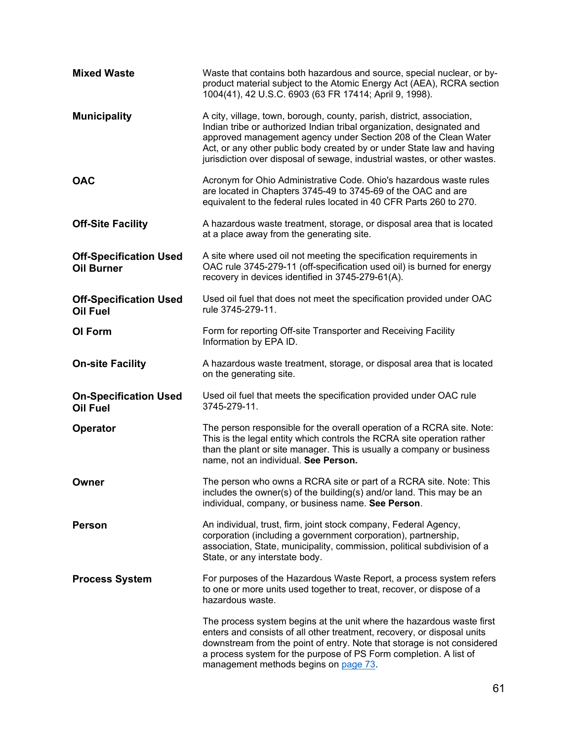**Mixed Waste**

Waste that contains both hazardous and source, special nuclear, or by-product material subject to the Atomic Energy Act (AEA), RCRA section 1004(41), 42 U.S.C. 6903 (63 FR 17414; April 9, 1998).

**Municipality**

A city, village, town, borough, county, parish, district, association, Indian tribe or authorized Indian tribal organization, designated and approved management agency under Section 208 of the Clean Water Act, or any other public body created by or under State law and having jurisdiction over disposal of sewage, industrial wastes, or other wastes.

**OAC**

Acronym for Ohio Administrative Code. Ohio's hazardous waste rules are located in Chapters 3745-49 to 3745-69 of the OAC and are equivalent to the federal rules located in 40 CFR Parts 260 to 270.

**Off-Site Facility**

A hazardous waste treatment, storage, or disposal area that is located at a place away from the generating site.

**Off-Specification Used Oil Burner**

A site where used oil not meeting the specification requirements in OAC rule 3745-279-11 (off-specification used oil) is burned for energy recovery in devices identified in 3745-279-61(A).

**Off-Specification Used Oil Fuel**

Used oil fuel that does not meet the specification provided under OAC rule 3745-279-11.

**OI Form**

Form for reporting Off-site Transporter and Receiving Facility Information by EPA ID.

**On-site Facility**

A hazardous waste treatment, storage, or disposal area that is located on the generating site.

**On-Specification Used Oil Fuel**

Used oil fuel that meets the specification provided under OAC rule 3745-279-11.

**Operator**

The person responsible for the overall operation of a RCRA site. Note: This is the legal entity which controls the RCRA site operation rather than the plant or site manager. This is usually a company or business name, not an individual. **See Person.**

**Owner**

The person who owns a RCRA site or part of a RCRA site. Note: This includes the owner(s) of the building(s) and/or land. This may be an individual, company, or business name. **See Person**.

**Person**

An individual, trust, firm, joint stock company, Federal Agency, corporation (including a government corporation), partnership, association, State, municipality, commission, political subdivision of a State, or any interstate body.

**Process System**

For purposes of the Hazardous Waste Report, a process system refers to one or more units used together to treat, recover, or dispose of a hazardous waste.

The process system begins at the unit where the hazardous waste first enters and consists of all other treatment, recovery, or disposal units downstream from the point of entry. Note that storage is not considered a process system for the purpose of PS Form completion. A list of management methods begins on page 73.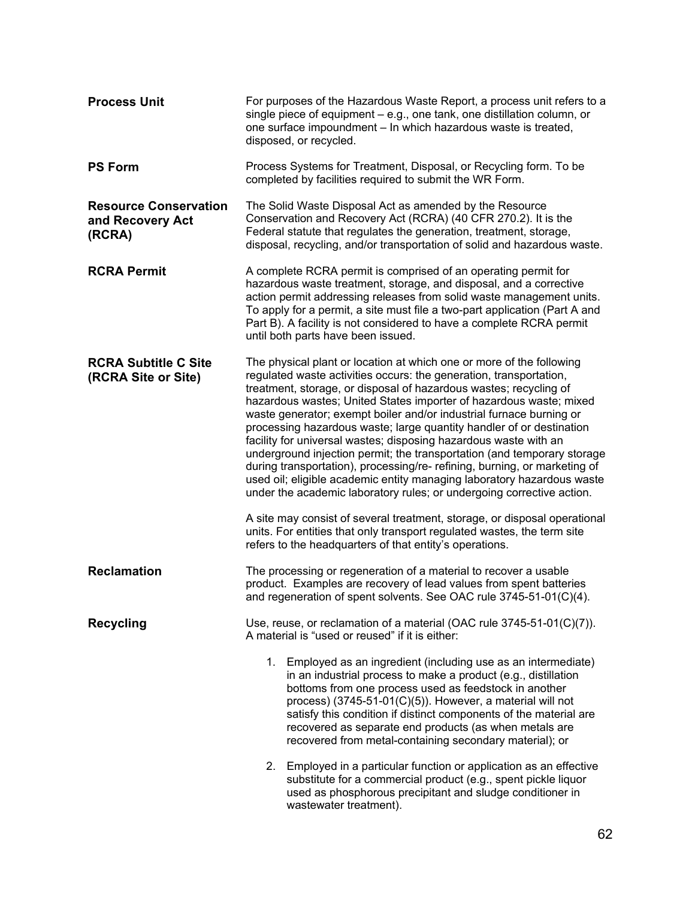**Process Unit**

For purposes of the Hazardous Waste Report, a process unit refers to a single piece of equipment – e.g., one tank, one distillation column, or one surface impoundment – In which hazardous waste is treated, disposed, or recycled.

**PS Form**

Process Systems for Treatment, Disposal, or Recycling form. To be completed by facilities required to submit the WR Form.

**Resource Conservation and Recovery Act (RCRA)**

The Solid Waste Disposal Act as amended by the Resource Conservation and Recovery Act (RCRA) (40 CFR 270.2). It is the Federal statute that regulates the generation, treatment, storage, disposal, recycling, and/or transportation of solid and hazardous waste.

**RCRA Permit**

A complete RCRA permit is comprised of an operating permit for hazardous waste treatment, storage, and disposal, and a corrective action permit addressing releases from solid waste management units. To apply for a permit, a site must file a two-part application (Part A and Part B). A facility is not considered to have a complete RCRA permit until both parts have been issued.

**RCRA Subtitle C Site (RCRA Site or Site)**

The physical plant or location at which one or more of the following regulated waste activities occurs: the generation, transportation, treatment, storage, or disposal of hazardous wastes; recycling of hazardous wastes; United States importer of hazardous waste; mixed waste generator; exempt boiler and/or industrial furnace burning or processing hazardous waste; large quantity handler of or destination facility for universal wastes; disposing hazardous waste with an underground injection permit; the transportation (and temporary storage during transportation), processing/re- refining, burning, or marketing of used oil; eligible academic entity managing laboratory hazardous waste under the academic laboratory rules; or undergoing corrective action.

A site may consist of several treatment, storage, or disposal operational units. For entities that only transport regulated wastes, the term site refers to the headquarters of that entity's operations.

**Reclamation**

The processing or regeneration of a material to recover a usable product. Examples are recovery of lead values from spent batteries and regeneration of spent solvents. See OAC rule 3745-51-01(C)(4).

**Recycling**

Use, reuse, or reclamation of a material (OAC rule 3745-51-01(C)(7)). A material is "used or reused" if it is either:

1. Employed as an ingredient (including use as an intermediate) in an industrial process to make a product (e.g., distillation bottoms from one process used as feedstock in another process) (3745-51-01(C)(5)). However, a material will not satisfy this condition if distinct components of the material are recovered as separate end products (as when metals are recovered from metal-containing secondary material); or

2. Employed in a particular function or application as an effective substitute for a commercial product (e.g., spent pickle liquor used as phosphorous precipitant and sludge conditioner in wastewater treatment).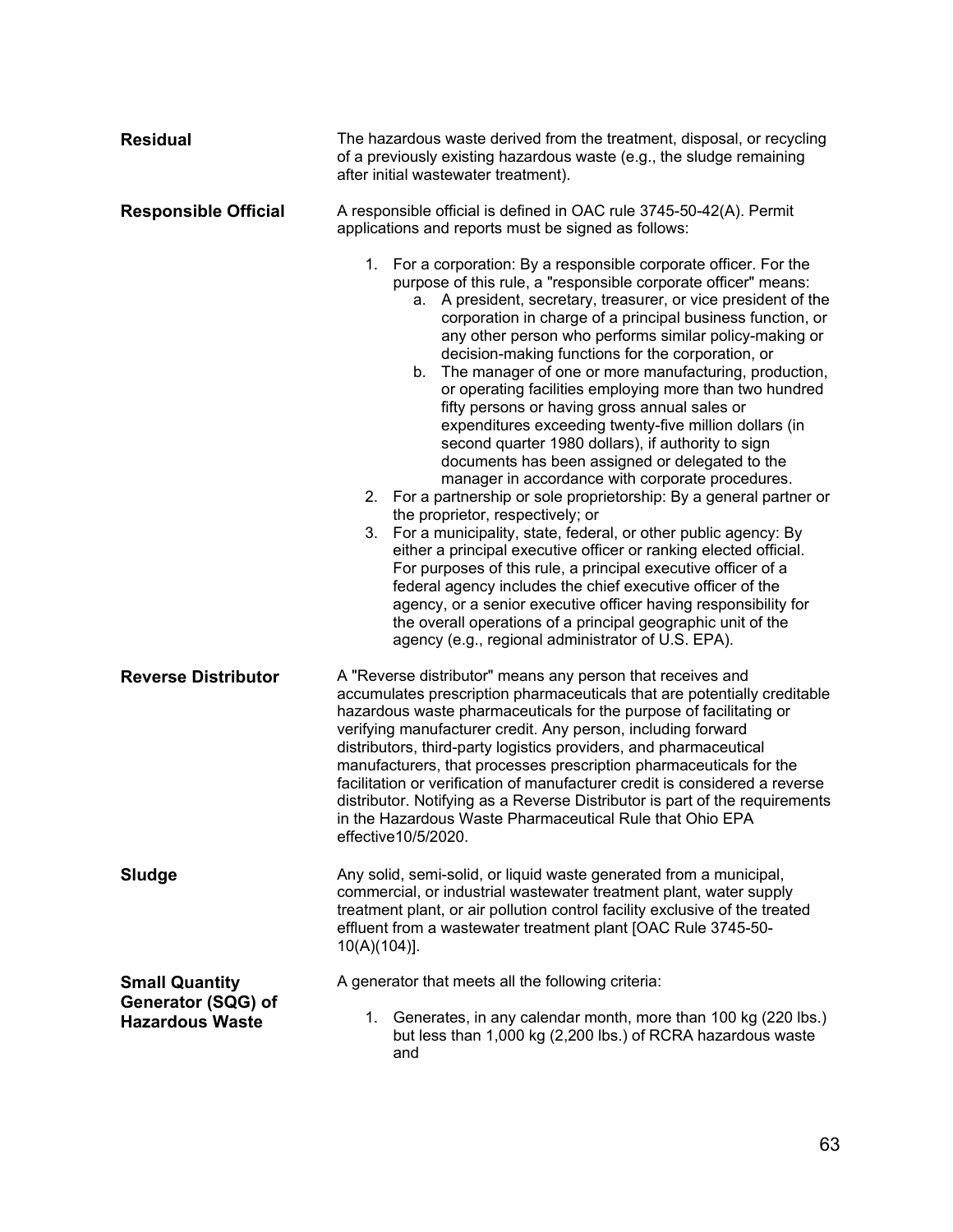**Residual**

The hazardous waste derived from the treatment, disposal, or recycling of a previously existing hazardous waste (e.g., the sludge remaining after initial wastewater treatment).

**Responsible Official**

A responsible official is defined in OAC rule 3745-50-42(A). Permit applications and reports must be signed as follows:

1. For a corporation: By a responsible corporate officer. For the purpose of this rule, a "responsible corporate officer" means:
   a. A president, secretary, treasurer, or vice president of the corporation in charge of a principal business function, or any other person who performs similar policy-making or decision-making functions for the corporation, or
   b. The manager of one or more manufacturing, production, or operating facilities employing more than two hundred fifty persons or having gross annual sales or expenditures exceeding twenty-five million dollars (in second quarter 1980 dollars), if authority to sign documents has been assigned or delegated to the manager in accordance with corporate procedures.
2. For a partnership or sole proprietorship: By a general partner or the proprietor, respectively; or
3. For a municipality, state, federal, or other public agency: By either a principal executive officer or ranking elected official. For purposes of this rule, a principal executive officer of a federal agency includes the chief executive officer of the agency, or a senior executive officer having responsibility for the overall operations of a principal geographic unit of the agency (e.g., regional administrator of U.S. EPA).

**Reverse Distributor**

A "Reverse distributor" means any person that receives and accumulates prescription pharmaceuticals that are potentially creditable hazardous waste pharmaceuticals for the purpose of facilitating or verifying manufacturer credit. Any person, including forward distributors, third-party logistics providers, and pharmaceutical manufacturers, that processes prescription pharmaceuticals for the facilitation or verification of manufacturer credit is considered a reverse distributor. Notifying as a Reverse Distributor is part of the requirements in the Hazardous Waste Pharmaceutical Rule that Ohio EPA effective10/5/2020.

**Sludge**

Any solid, semi-solid, or liquid waste generated from a municipal, commercial, or industrial wastewater treatment plant, water supply treatment plant, or air pollution control facility exclusive of the treated effluent from a wastewater treatment plant [OAC Rule 3745-50-10(A)(104)].

**Small Quantity Generator (SQG) of Hazardous Waste**

A generator that meets all the following criteria:

1. Generates, in any calendar month, more than 100 kg (220 lbs.) but less than 1,000 kg (2,200 lbs.) of RCRA hazardous waste and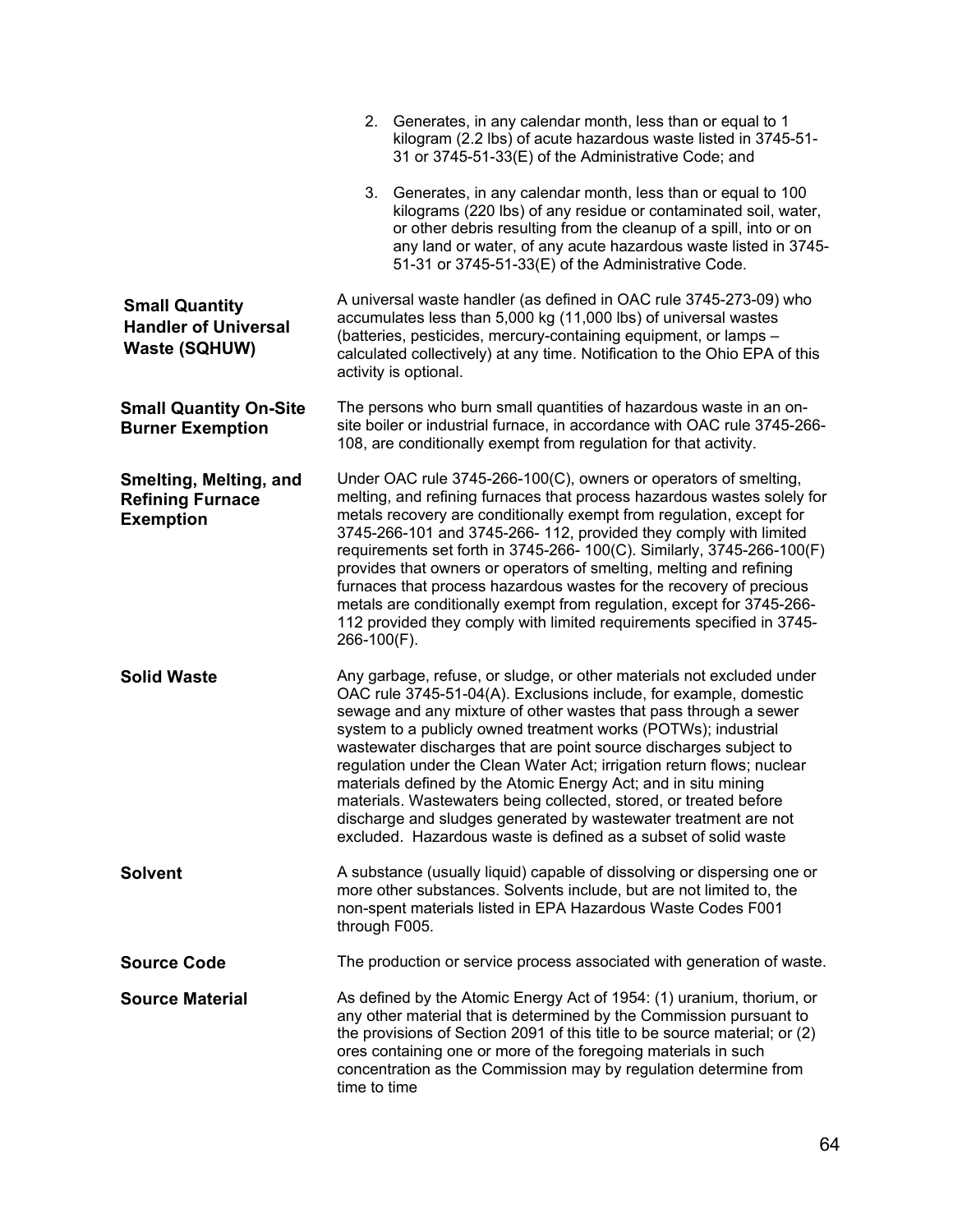2. Generates, in any calendar month, less than or equal to 1 kilogram (2.2 lbs) of acute hazardous waste listed in 3745-51-31 or 3745-51-33(E) of the Administrative Code; and

3. Generates, in any calendar month, less than or equal to 100 kilograms (220 lbs) of any residue or contaminated soil, water, or other debris resulting from the cleanup of a spill, into or on any land or water, of any acute hazardous waste listed in 3745-51-31 or 3745-51-33(E) of the Administrative Code.

**Small Quantity Handler of Universal Waste (SQHUW)**

A universal waste handler (as defined in OAC rule 3745-273-09) who accumulates less than 5,000 kg (11,000 lbs) of universal wastes (batteries, pesticides, mercury-containing equipment, or lamps – calculated collectively) at any time. Notification to the Ohio EPA of this activity is optional.

**Small Quantity On-Site Burner Exemption**

The persons who burn small quantities of hazardous waste in an on-site boiler or industrial furnace, in accordance with OAC rule 3745-266-108, are conditionally exempt from regulation for that activity.

**Smelting, Melting, and Refining Furnace Exemption**

Under OAC rule 3745-266-100(C), owners or operators of smelting, melting, and refining furnaces that process hazardous wastes solely for metals recovery are conditionally exempt from regulation, except for 3745-266-101 and 3745-266- 112, provided they comply with limited requirements set forth in 3745-266- 100(C). Similarly, 3745-266-100(F) provides that owners or operators of smelting, melting and refining furnaces that process hazardous wastes for the recovery of precious metals are conditionally exempt from regulation, except for 3745-266-112 provided they comply with limited requirements specified in 3745-266-100(F).

**Solid Waste**

Any garbage, refuse, or sludge, or other materials not excluded under OAC rule 3745-51-04(A). Exclusions include, for example, domestic sewage and any mixture of other wastes that pass through a sewer system to a publicly owned treatment works (POTWs); industrial wastewater discharges that are point source discharges subject to regulation under the Clean Water Act; irrigation return flows; nuclear materials defined by the Atomic Energy Act; and in situ mining materials. Wastewaters being collected, stored, or treated before discharge and sludges generated by wastewater treatment are not excluded. Hazardous waste is defined as a subset of solid waste

**Solvent**

A substance (usually liquid) capable of dissolving or dispersing one or more other substances. Solvents include, but are not limited to, the non-spent materials listed in EPA Hazardous Waste Codes F001 through F005.

**Source Code**

The production or service process associated with generation of waste.

**Source Material**

As defined by the Atomic Energy Act of 1954: (1) uranium, thorium, or any other material that is determined by the Commission pursuant to the provisions of Section 2091 of this title to be source material; or (2) ores containing one or more of the foregoing materials in such concentration as the Commission may by regulation determine from time to time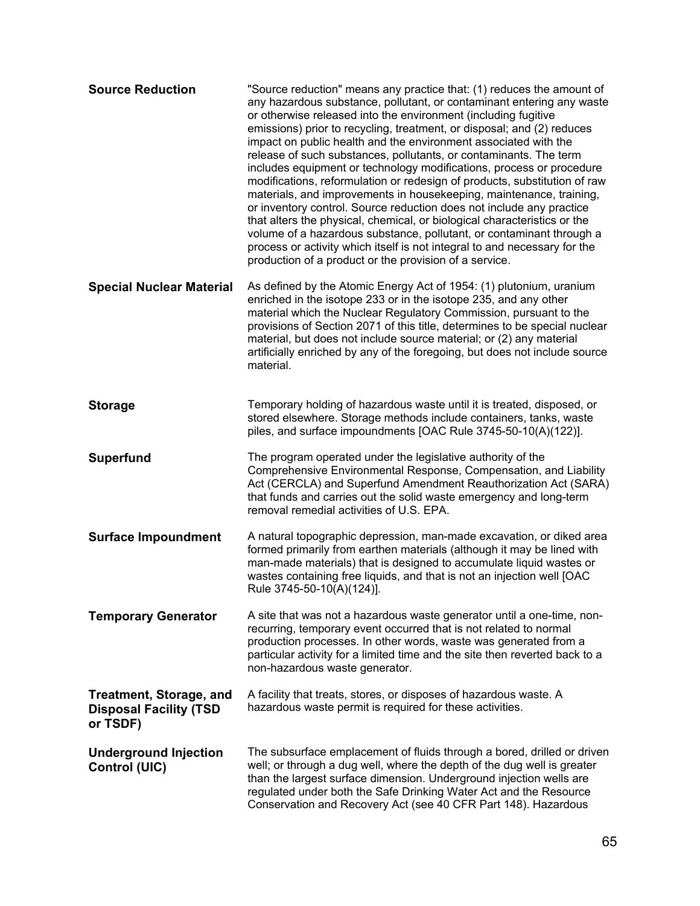**Source Reduction** — "Source reduction" means any practice that: (1) reduces the amount of any hazardous substance, pollutant, or contaminant entering any waste or otherwise released into the environment (including fugitive emissions) prior to recycling, treatment, or disposal; and (2) reduces impact on public health and the environment associated with the release of such substances, pollutants, or contaminants. The term includes equipment or technology modifications, process or procedure modifications, reformulation or redesign of products, substitution of raw materials, and improvements in housekeeping, maintenance, training, or inventory control. Source reduction does not include any practice that alters the physical, chemical, or biological characteristics or the volume of a hazardous substance, pollutant, or contaminant through a process or activity which itself is not integral to and necessary for the production of a product or the provision of a service.

**Special Nuclear Material** — As defined by the Atomic Energy Act of 1954: (1) plutonium, uranium enriched in the isotope 233 or in the isotope 235, and any other material which the Nuclear Regulatory Commission, pursuant to the provisions of Section 2071 of this title, determines to be special nuclear material, but does not include source material; or (2) any material artificially enriched by any of the foregoing, but does not include source material.

**Storage** — Temporary holding of hazardous waste until it is treated, disposed, or stored elsewhere. Storage methods include containers, tanks, waste piles, and surface impoundments [OAC Rule 3745-50-10(A)(122)].

**Superfund** — The program operated under the legislative authority of the Comprehensive Environmental Response, Compensation, and Liability Act (CERCLA) and Superfund Amendment Reauthorization Act (SARA) that funds and carries out the solid waste emergency and long-term removal remedial activities of U.S. EPA.

**Surface Impoundment** — A natural topographic depression, man-made excavation, or diked area formed primarily from earthen materials (although it may be lined with man-made materials) that is designed to accumulate liquid wastes or wastes containing free liquids, and that is not an injection well [OAC Rule 3745-50-10(A)(124)].

**Temporary Generator** — A site that was not a hazardous waste generator until a one-time, non-recurring, temporary event occurred that is not related to normal production processes. In other words, waste was generated from a particular activity for a limited time and the site then reverted back to a non-hazardous waste generator.

**Treatment, Storage, and Disposal Facility (TSD or TSDF)** — A facility that treats, stores, or disposes of hazardous waste. A hazardous waste permit is required for these activities.

**Underground Injection Control (UIC)** — The subsurface emplacement of fluids through a bored, drilled or driven well; or through a dug well, where the depth of the dug well is greater than the largest surface dimension. Underground injection wells are regulated under both the Safe Drinking Water Act and the Resource Conservation and Recovery Act (see 40 CFR Part 148). Hazardous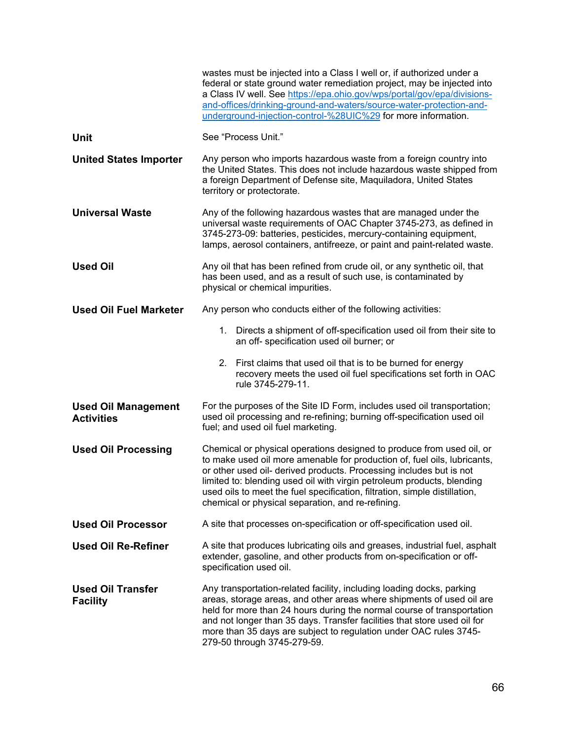wastes must be injected into a Class I well or, if authorized under a federal or state ground water remediation project, may be injected into a Class IV well. See [https://epa.ohio.gov/wps/portal/gov/epa/divisions-and-offices/drinking-ground-and-waters/source-water-protection-and-underground-injection-control-%28UIC%29](https://epa.ohio.gov/wps/portal/gov/epa/divisions-and-offices/drinking-ground-and-waters/source-water-protection-and-underground-injection-control-%28UIC%29) for more information.

**Unit**

See "Process Unit."

**United States Importer**

Any person who imports hazardous waste from a foreign country into the United States. This does not include hazardous waste shipped from a foreign Department of Defense site, Maquiladora, United States territory or protectorate.

**Universal Waste**

Any of the following hazardous wastes that are managed under the universal waste requirements of OAC Chapter 3745-273, as defined in 3745-273-09: batteries, pesticides, mercury-containing equipment, lamps, aerosol containers, antifreeze, or paint and paint-related waste.

**Used Oil**

Any oil that has been refined from crude oil, or any synthetic oil, that has been used, and as a result of such use, is contaminated by physical or chemical impurities.

**Used Oil Fuel Marketer**

Any person who conducts either of the following activities:

1. Directs a shipment of off-specification used oil from their site to an off- specification used oil burner; or
2. First claims that used oil that is to be burned for energy recovery meets the used oil fuel specifications set forth in OAC rule 3745-279-11.

**Used Oil Management Activities**

For the purposes of the Site ID Form, includes used oil transportation; used oil processing and re-refining; burning off-specification used oil fuel; and used oil fuel marketing.

**Used Oil Processing**

Chemical or physical operations designed to produce from used oil, or to make used oil more amenable for production of, fuel oils, lubricants, or other used oil- derived products. Processing includes but is not limited to: blending used oil with virgin petroleum products, blending used oils to meet the fuel specification, filtration, simple distillation, chemical or physical separation, and re-refining.

**Used Oil Processor**

A site that processes on-specification or off-specification used oil.

**Used Oil Re-Refiner**

A site that produces lubricating oils and greases, industrial fuel, asphalt extender, gasoline, and other products from on-specification or off-specification used oil.

**Used Oil Transfer Facility**

Any transportation-related facility, including loading docks, parking areas, storage areas, and other areas where shipments of used oil are held for more than 24 hours during the normal course of transportation and not longer than 35 days. Transfer facilities that store used oil for more than 35 days are subject to regulation under OAC rules 3745-279-50 through 3745-279-59.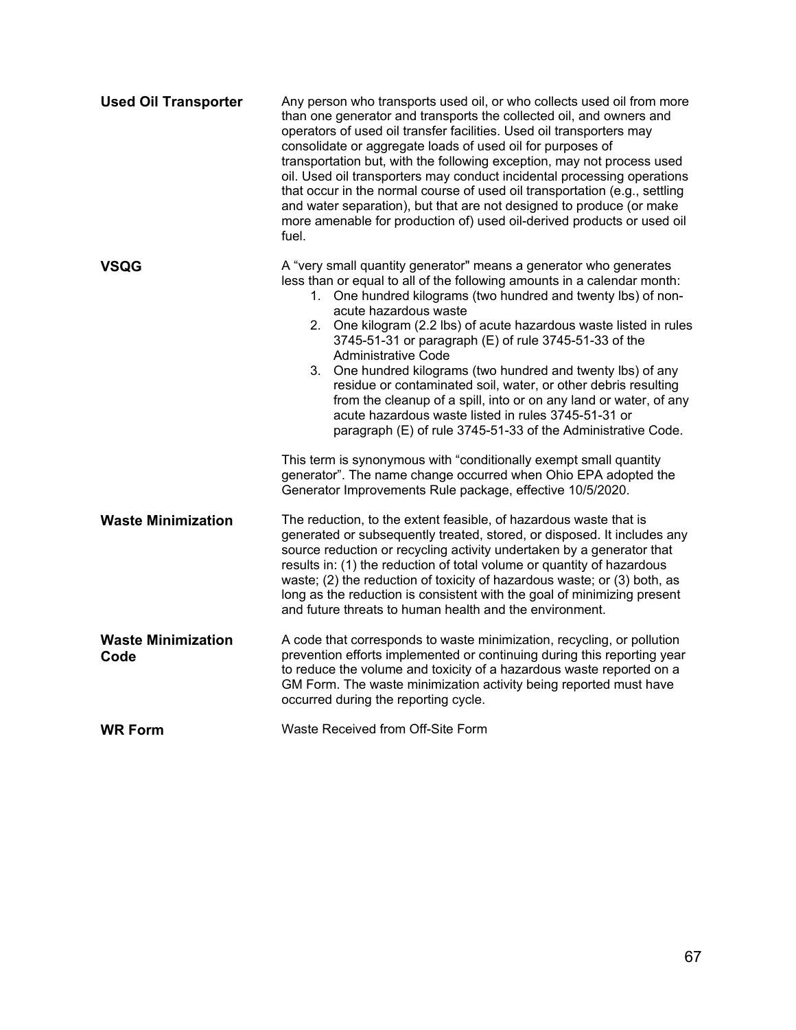**Used Oil Transporter**

Any person who transports used oil, or who collects used oil from more than one generator and transports the collected oil, and owners and operators of used oil transfer facilities. Used oil transporters may consolidate or aggregate loads of used oil for purposes of transportation but, with the following exception, may not process used oil. Used oil transporters may conduct incidental processing operations that occur in the normal course of used oil transportation (e.g., settling and water separation), but that are not designed to produce (or make more amenable for production of) used oil-derived products or used oil fuel.

**VSQG**

A "very small quantity generator" means a generator who generates less than or equal to all of the following amounts in a calendar month:

1. One hundred kilograms (two hundred and twenty lbs) of non-acute hazardous waste
2. One kilogram (2.2 lbs) of acute hazardous waste listed in rules 3745-51-31 or paragraph (E) of rule 3745-51-33 of the Administrative Code
3. One hundred kilograms (two hundred and twenty lbs) of any residue or contaminated soil, water, or other debris resulting from the cleanup of a spill, into or on any land or water, of any acute hazardous waste listed in rules 3745-51-31 or paragraph (E) of rule 3745-51-33 of the Administrative Code.

This term is synonymous with "conditionally exempt small quantity generator". The name change occurred when Ohio EPA adopted the Generator Improvements Rule package, effective 10/5/2020.

**Waste Minimization**

The reduction, to the extent feasible, of hazardous waste that is generated or subsequently treated, stored, or disposed. It includes any source reduction or recycling activity undertaken by a generator that results in: (1) the reduction of total volume or quantity of hazardous waste; (2) the reduction of toxicity of hazardous waste; or (3) both, as long as the reduction is consistent with the goal of minimizing present and future threats to human health and the environment.

**Waste Minimization Code**

A code that corresponds to waste minimization, recycling, or pollution prevention efforts implemented or continuing during this reporting year to reduce the volume and toxicity of a hazardous waste reported on a GM Form. The waste minimization activity being reported must have occurred during the reporting cycle.

**WR Form**

Waste Received from Off-Site Form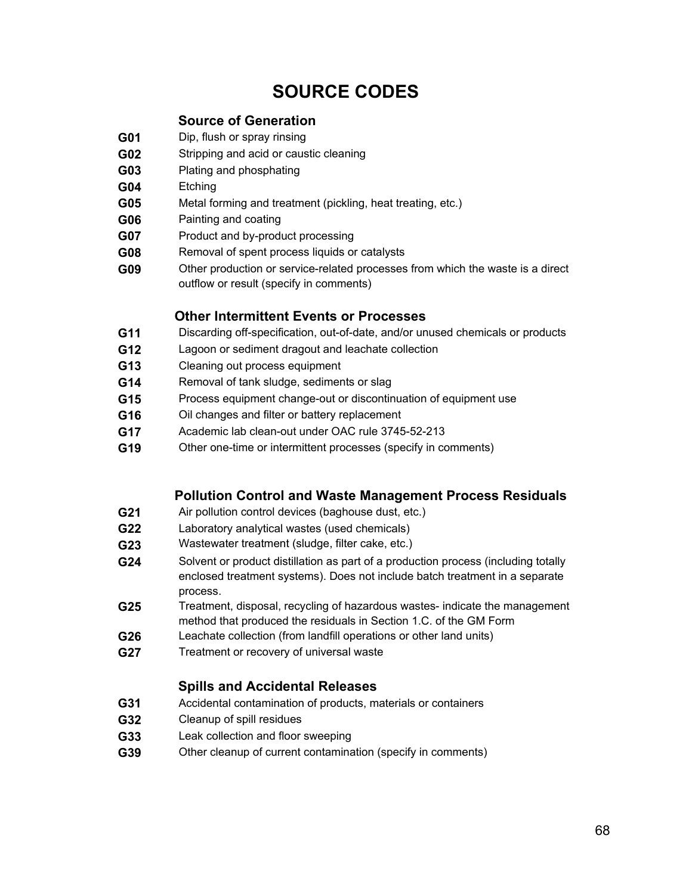# SOURCE CODES

## Source of Generation

**G01** Dip, flush or spray rinsing

**G02** Stripping and acid or caustic cleaning

**G03** Plating and phosphating

**G04** Etching

**G05** Metal forming and treatment (pickling, heat treating, etc.)

**G06** Painting and coating

**G07** Product and by-product processing

**G08** Removal of spent process liquids or catalysts

**G09** Other production or service-related processes from which the waste is a direct outflow or result (specify in comments)

## Other Intermittent Events or Processes

**G11** Discarding off-specification, out-of-date, and/or unused chemicals or products

**G12** Lagoon or sediment dragout and leachate collection

**G13** Cleaning out process equipment

**G14** Removal of tank sludge, sediments or slag

**G15** Process equipment change-out or discontinuation of equipment use

**G16** Oil changes and filter or battery replacement

**G17** Academic lab clean-out under OAC rule 3745-52-213

**G19** Other one-time or intermittent processes (specify in comments)

## Pollution Control and Waste Management Process Residuals

**G21** Air pollution control devices (baghouse dust, etc.)

**G22** Laboratory analytical wastes (used chemicals)

**G23** Wastewater treatment (sludge, filter cake, etc.)

**G24** Solvent or product distillation as part of a production process (including totally enclosed treatment systems). Does not include batch treatment in a separate process.

**G25** Treatment, disposal, recycling of hazardous wastes- indicate the management method that produced the residuals in Section 1.C. of the GM Form

**G26** Leachate collection (from landfill operations or other land units)

**G27** Treatment or recovery of universal waste

## Spills and Accidental Releases

**G31** Accidental contamination of products, materials or containers

**G32** Cleanup of spill residues

**G33** Leak collection and floor sweeping

**G39** Other cleanup of current contamination (specify in comments)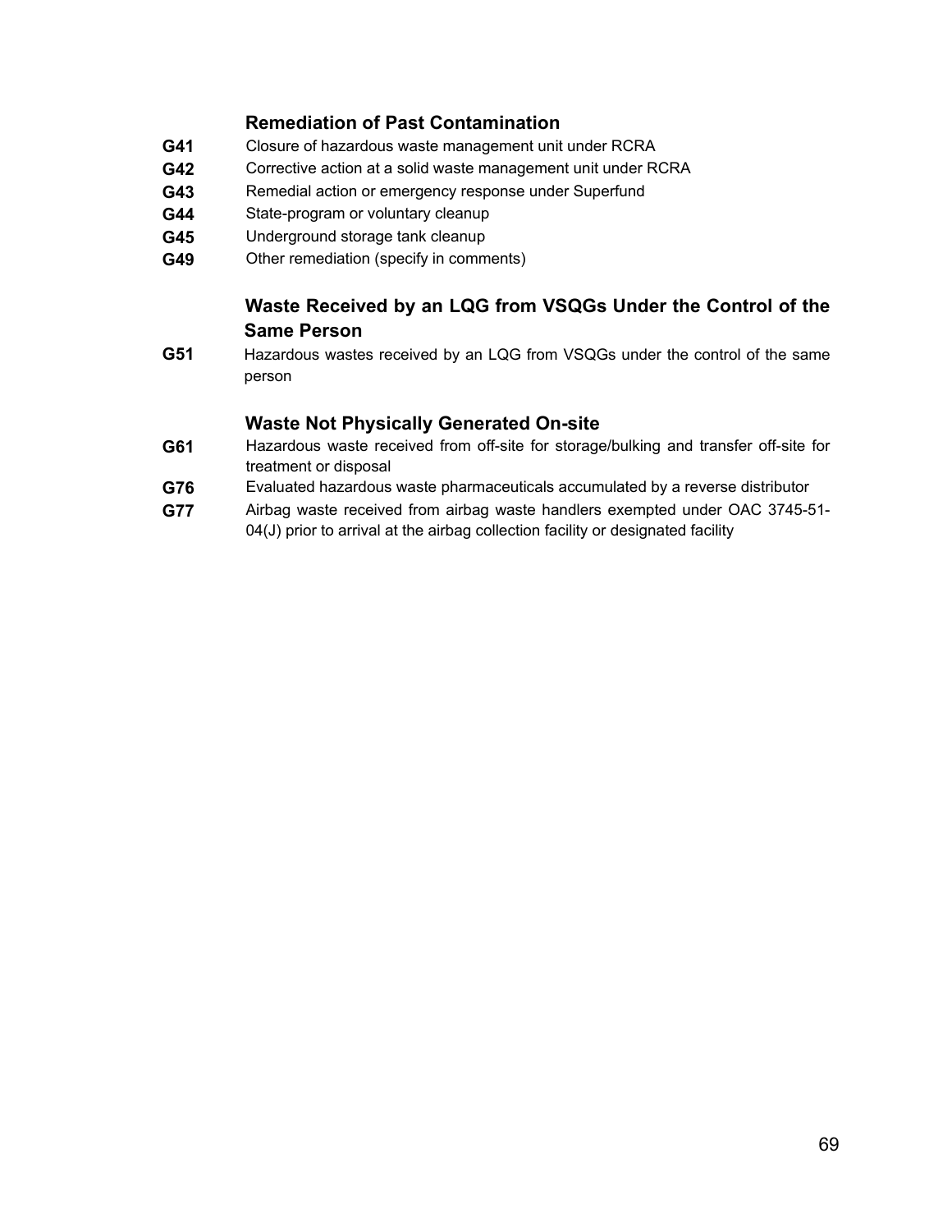### Remediation of Past Contamination

**G41** Closure of hazardous waste management unit under RCRA

**G42** Corrective action at a solid waste management unit under RCRA

**G43** Remedial action or emergency response under Superfund

**G44** State-program or voluntary cleanup

**G45** Underground storage tank cleanup

**G49** Other remediation (specify in comments)

### Waste Received by an LQG from VSQGs Under the Control of the Same Person

**G51** Hazardous wastes received by an LQG from VSQGs under the control of the same person

### Waste Not Physically Generated On-site

**G61** Hazardous waste received from off-site for storage/bulking and transfer off-site for treatment or disposal

**G76** Evaluated hazardous waste pharmaceuticals accumulated by a reverse distributor

**G77** Airbag waste received from airbag waste handlers exempted under OAC 3745-51-04(J) prior to arrival at the airbag collection facility or designated facility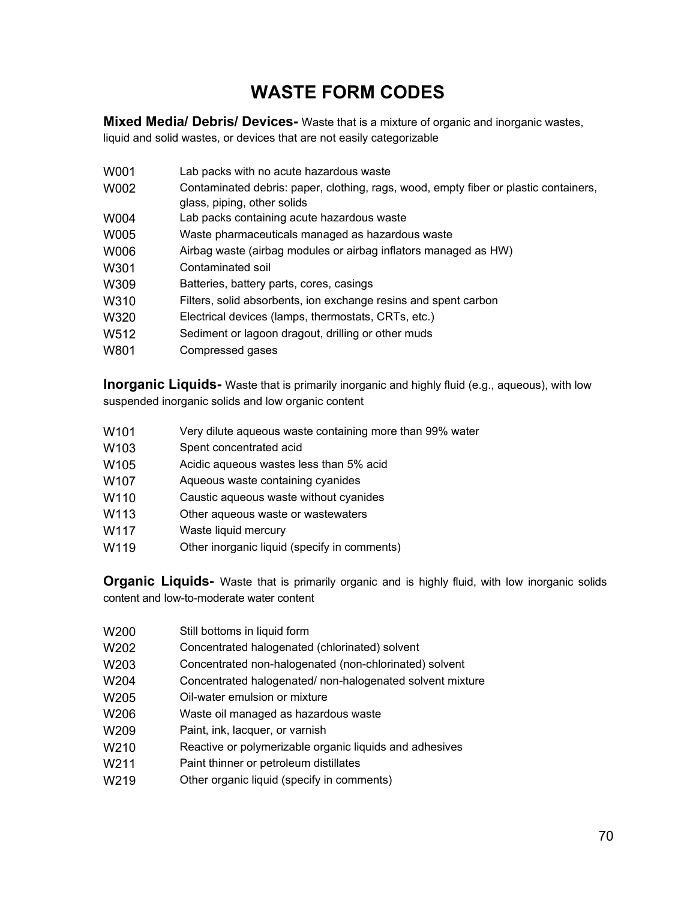# WASTE FORM CODES

**Mixed Media/ Debris/ Devices-** Waste that is a mixture of organic and inorganic wastes, liquid and solid wastes, or devices that are not easily categorizable

| | |
|---|---|
| W001 | Lab packs with no acute hazardous waste |
| W002 | Contaminated debris: paper, clothing, rags, wood, empty fiber or plastic containers, glass, piping, other solids |
| W004 | Lab packs containing acute hazardous waste |
| W005 | Waste pharmaceuticals managed as hazardous waste |
| W006 | Airbag waste (airbag modules or airbag inflators managed as HW) |
| W301 | Contaminated soil |
| W309 | Batteries, battery parts, cores, casings |
| W310 | Filters, solid absorbents, ion exchange resins and spent carbon |
| W320 | Electrical devices (lamps, thermostats, CRTs, etc.) |
| W512 | Sediment or lagoon dragout, drilling or other muds |
| W801 | Compressed gases |

**Inorganic Liquids-** Waste that is primarily inorganic and highly fluid (e.g., aqueous), with low suspended inorganic solids and low organic content

| | |
|---|---|
| W101 | Very dilute aqueous waste containing more than 99% water |
| W103 | Spent concentrated acid |
| W105 | Acidic aqueous wastes less than 5% acid |
| W107 | Aqueous waste containing cyanides |
| W110 | Caustic aqueous waste without cyanides |
| W113 | Other aqueous waste or wastewaters |
| W117 | Waste liquid mercury |
| W119 | Other inorganic liquid (specify in comments) |

**Organic Liquids-** Waste that is primarily organic and is highly fluid, with low inorganic solids content and low-to-moderate water content

| | |
|---|---|
| W200 | Still bottoms in liquid form |
| W202 | Concentrated halogenated (chlorinated) solvent |
| W203 | Concentrated non-halogenated (non-chlorinated) solvent |
| W204 | Concentrated halogenated/ non-halogenated solvent mixture |
| W205 | Oil-water emulsion or mixture |
| W206 | Waste oil managed as hazardous waste |
| W209 | Paint, ink, lacquer, or varnish |
| W210 | Reactive or polymerizable organic liquids and adhesives |
| W211 | Paint thinner or petroleum distillates |
| W219 | Other organic liquid (specify in comments) |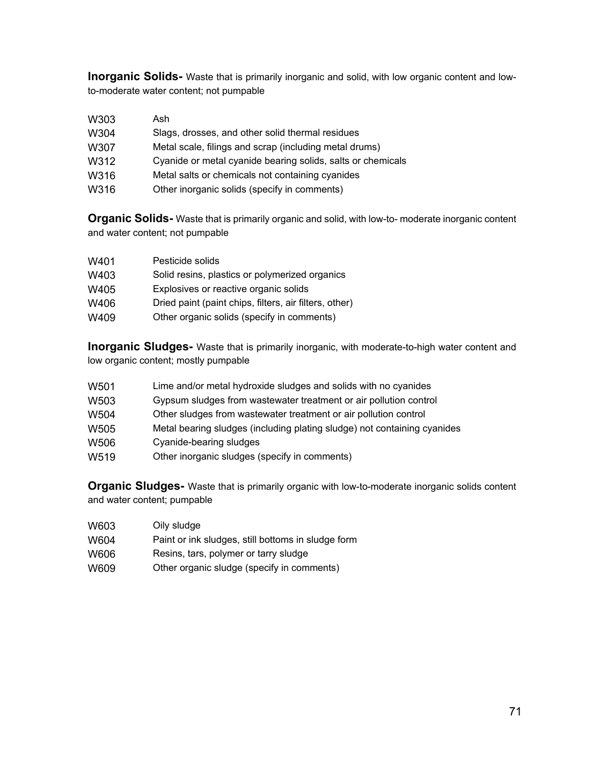**Inorganic Solids-** Waste that is primarily inorganic and solid, with low organic content and low-to-moderate water content; not pumpable

| | |
|---|---|
| W303 | Ash |
| W304 | Slags, drosses, and other solid thermal residues |
| W307 | Metal scale, filings and scrap (including metal drums) |
| W312 | Cyanide or metal cyanide bearing solids, salts or chemicals |
| W316 | Metal salts or chemicals not containing cyanides |
| W316 | Other inorganic solids (specify in comments) |

**Organic Solids-** Waste that is primarily organic and solid, with low-to- moderate inorganic content and water content; not pumpable

| | |
|---|---|
| W401 | Pesticide solids |
| W403 | Solid resins, plastics or polymerized organics |
| W405 | Explosives or reactive organic solids |
| W406 | Dried paint (paint chips, filters, air filters, other) |
| W409 | Other organic solids (specify in comments) |

**Inorganic Sludges-** Waste that is primarily inorganic, with moderate-to-high water content and low organic content; mostly pumpable

| | |
|---|---|
| W501 | Lime and/or metal hydroxide sludges and solids with no cyanides |
| W503 | Gypsum sludges from wastewater treatment or air pollution control |
| W504 | Other sludges from wastewater treatment or air pollution control |
| W505 | Metal bearing sludges (including plating sludge) not containing cyanides |
| W506 | Cyanide-bearing sludges |
| W519 | Other inorganic sludges (specify in comments) |

**Organic Sludges-** Waste that is primarily organic with low-to-moderate inorganic solids content and water content; pumpable

| | |
|---|---|
| W603 | Oily sludge |
| W604 | Paint or ink sludges, still bottoms in sludge form |
| W606 | Resins, tars, polymer or tarry sludge |
| W609 | Other organic sludge (specify in comments) |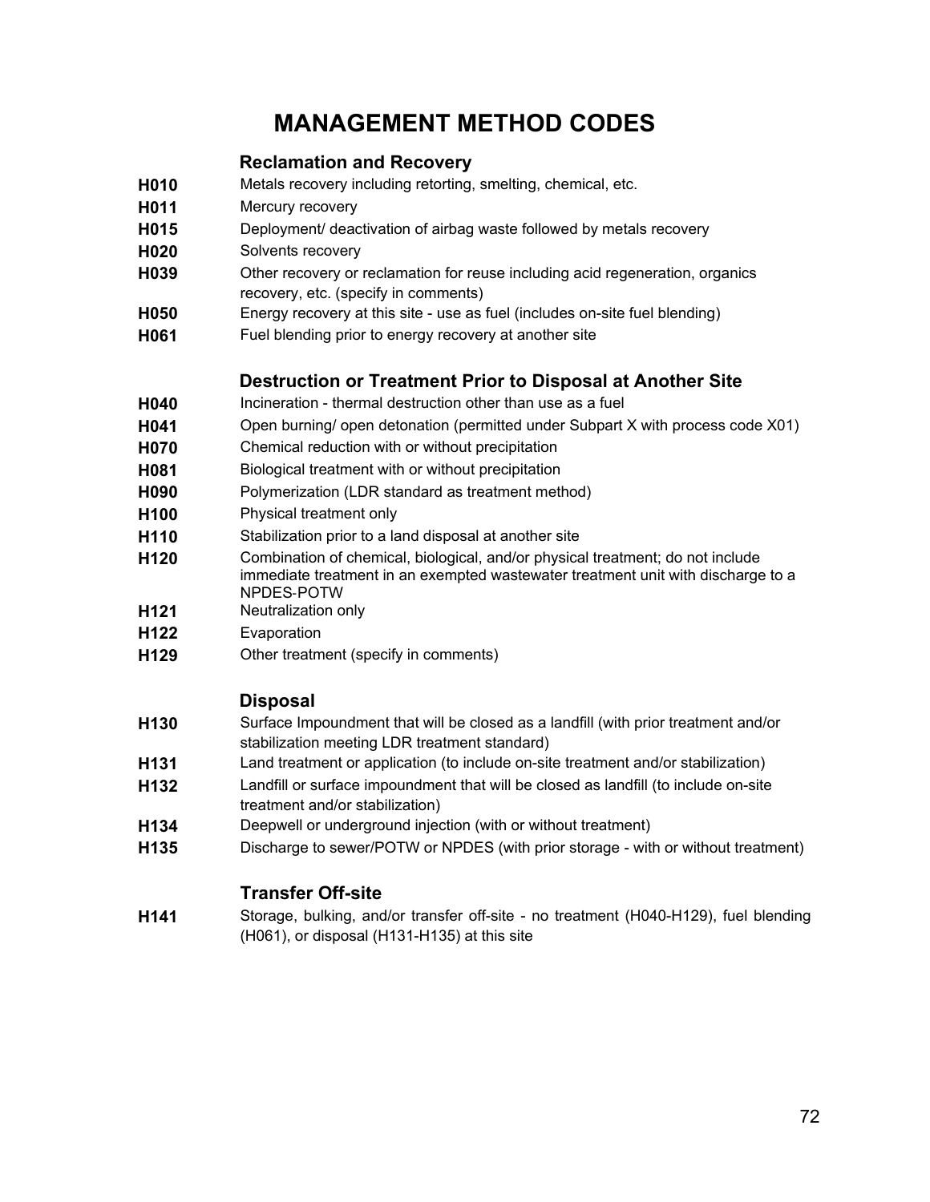# MANAGEMENT METHOD CODES

## Reclamation and Recovery

**H010** Metals recovery including retorting, smelting, chemical, etc.

**H011** Mercury recovery

**H015** Deployment/ deactivation of airbag waste followed by metals recovery

**H020** Solvents recovery

**H039** Other recovery or reclamation for reuse including acid regeneration, organics recovery, etc. (specify in comments)

**H050** Energy recovery at this site - use as fuel (includes on-site fuel blending)

**H061** Fuel blending prior to energy recovery at another site

## Destruction or Treatment Prior to Disposal at Another Site

**H040** Incineration - thermal destruction other than use as a fuel

**H041** Open burning/ open detonation (permitted under Subpart X with process code X01)

**H070** Chemical reduction with or without precipitation

**H081** Biological treatment with or without precipitation

**H090** Polymerization (LDR standard as treatment method)

**H100** Physical treatment only

**H110** Stabilization prior to a land disposal at another site

**H120** Combination of chemical, biological, and/or physical treatment; do not include immediate treatment in an exempted wastewater treatment unit with discharge to a NPDES-POTW

**H121** Neutralization only

**H122** Evaporation

**H129** Other treatment (specify in comments)

## Disposal

**H130** Surface Impoundment that will be closed as a landfill (with prior treatment and/or stabilization meeting LDR treatment standard)

**H131** Land treatment or application (to include on-site treatment and/or stabilization)

**H132** Landfill or surface impoundment that will be closed as landfill (to include on-site treatment and/or stabilization)

**H134** Deepwell or underground injection (with or without treatment)

**H135** Discharge to sewer/POTW or NPDES (with prior storage - with or without treatment)

## Transfer Off-site

**H141** Storage, bulking, and/or transfer off-site - no treatment (H040-H129), fuel blending (H061), or disposal (H131-H135) at this site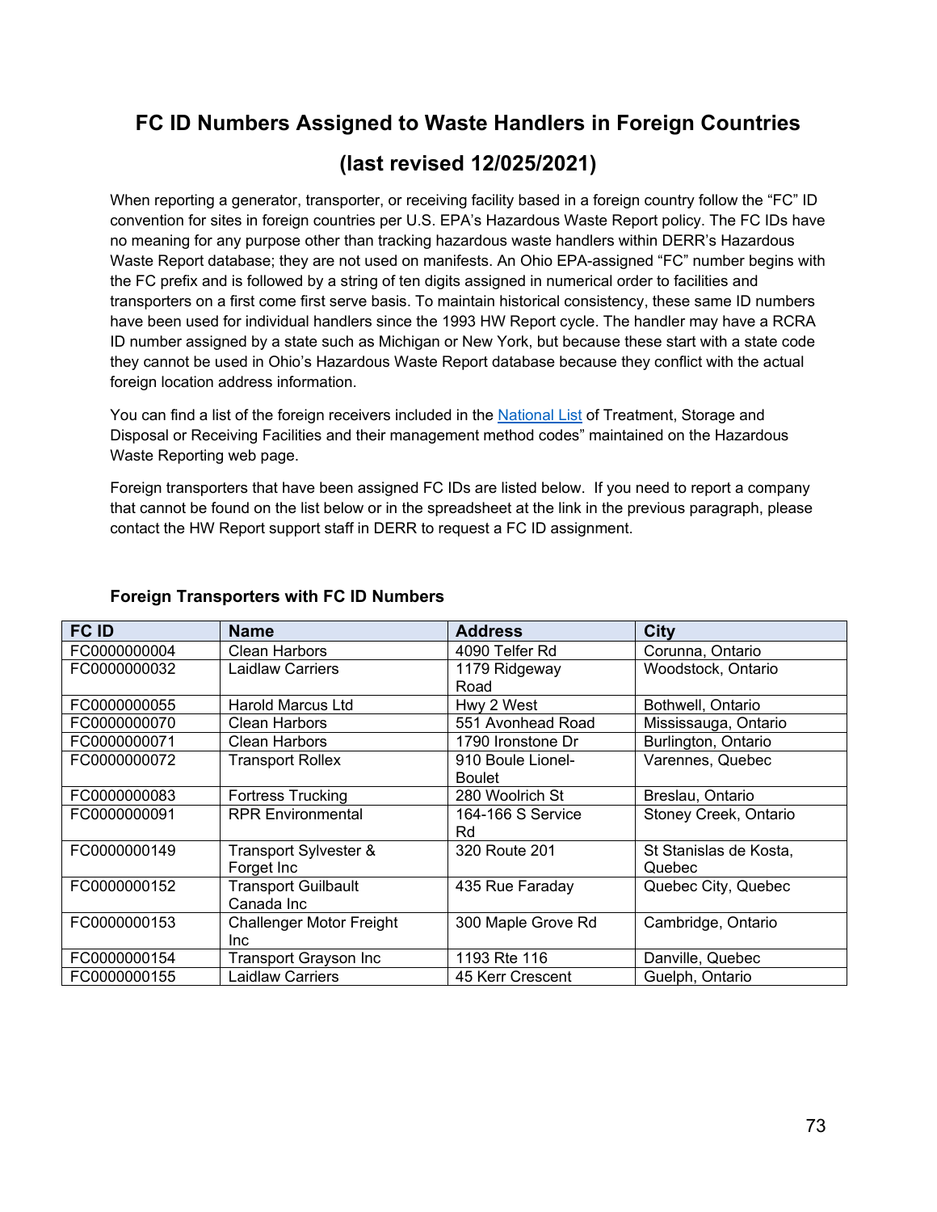# FC ID Numbers Assigned to Waste Handlers in Foreign Countries

## (last revised 12/025/2021)

When reporting a generator, transporter, or receiving facility based in a foreign country follow the "FC" ID convention for sites in foreign countries per U.S. EPA's Hazardous Waste Report policy. The FC IDs have no meaning for any purpose other than tracking hazardous waste handlers within DERR's Hazardous Waste Report database; they are not used on manifests. An Ohio EPA-assigned "FC" number begins with the FC prefix and is followed by a string of ten digits assigned in numerical order to facilities and transporters on a first come first serve basis. To maintain historical consistency, these same ID numbers have been used for individual handlers since the 1993 HW Report cycle. The handler may have a RCRA ID number assigned by a state such as Michigan or New York, but because these start with a state code they cannot be used in Ohio's Hazardous Waste Report database because they conflict with the actual foreign location address information.

You can find a list of the foreign receivers included in the National List of Treatment, Storage and Disposal or Receiving Facilities and their management method codes" maintained on the Hazardous Waste Reporting web page.

Foreign transporters that have been assigned FC IDs are listed below. If you need to report a company that cannot be found on the list below or in the spreadsheet at the link in the previous paragraph, please contact the HW Report support staff in DERR to request a FC ID assignment.

**Foreign Transporters with FC ID Numbers**

| FC ID | Name | Address | City |
|---|---|---|---|
| FC0000000004 | Clean Harbors | 4090 Telfer Rd | Corunna, Ontario |
| FC0000000032 | Laidlaw Carriers | 1179 Ridgeway Road | Woodstock, Ontario |
| FC0000000055 | Harold Marcus Ltd | Hwy 2 West | Bothwell, Ontario |
| FC0000000070 | Clean Harbors | 551 Avonhead Road | Mississauga, Ontario |
| FC0000000071 | Clean Harbors | 1790 Ironstone Dr | Burlington, Ontario |
| FC0000000072 | Transport Rollex | 910 Boule Lionel-Boulet | Varennes, Quebec |
| FC0000000083 | Fortress Trucking | 280 Woolrich St | Breslau, Ontario |
| FC0000000091 | RPR Environmental | 164-166 S Service Rd | Stoney Creek, Ontario |
| FC0000000149 | Transport Sylvester & Forget Inc | 320 Route 201 | St Stanislas de Kosta, Quebec |
| FC0000000152 | Transport Guilbault Canada Inc | 435 Rue Faraday | Quebec City, Quebec |
| FC0000000153 | Challenger Motor Freight Inc | 300 Maple Grove Rd | Cambridge, Ontario |
| FC0000000154 | Transport Grayson Inc | 1193 Rte 116 | Danville, Quebec |
| FC0000000155 | Laidlaw Carriers | 45 Kerr Crescent | Guelph, Ontario |